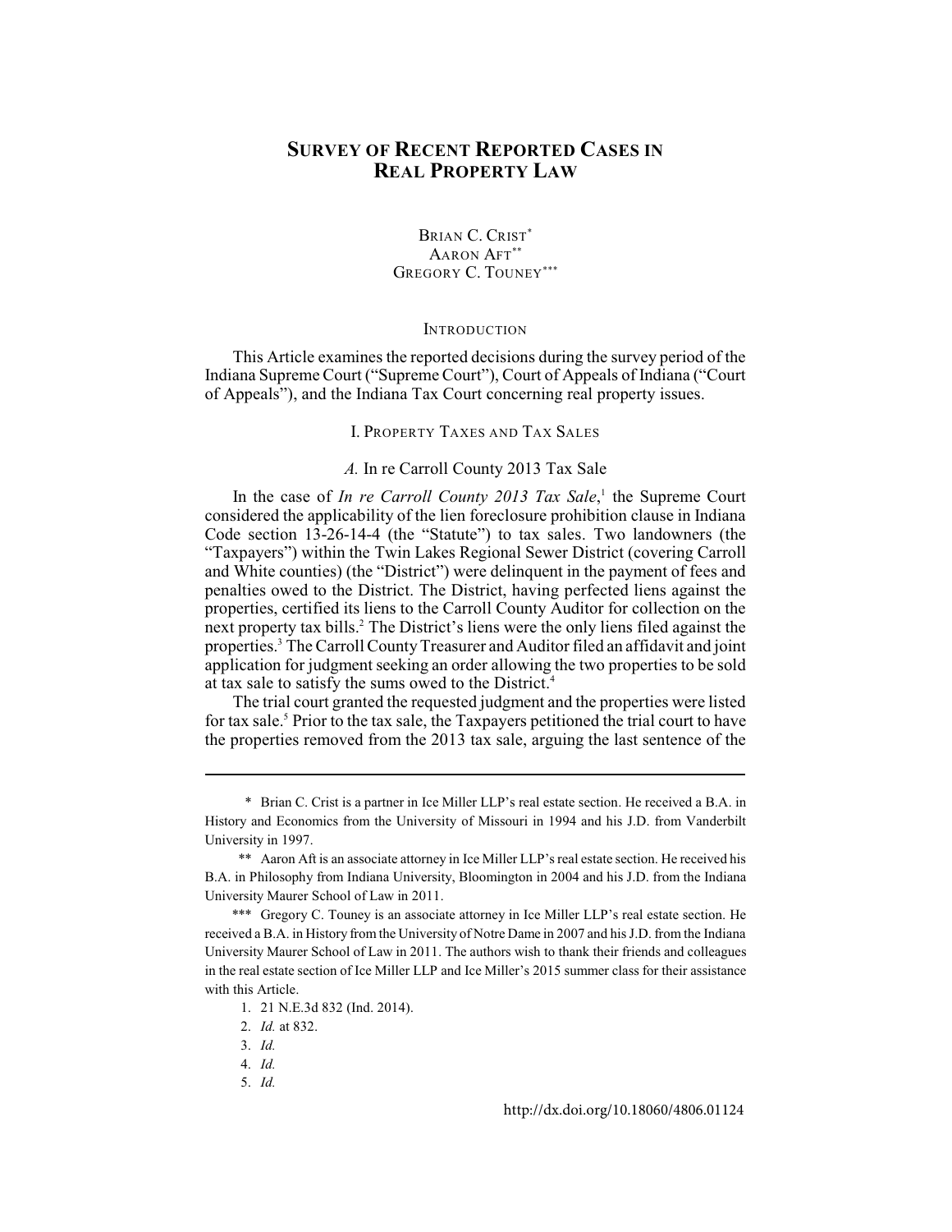# SURVEY OF RECENT REPORTED CASES IN REAL PROPERTY LAW

BRIAN C. CRIST[*]
AARON AFT[**]
GREGORY C. TOUNEY[***]

## INTRODUCTION

This Article examines the reported decisions during the survey period of the Indiana Supreme Court ("Supreme Court"), Court of Appeals of Indiana ("Court of Appeals"), and the Indiana Tax Court concerning real property issues.

## I. PROPERTY TAXES AND TAX SALES

### A. *In re Carroll County 2013 Tax Sale*

In the case of *In re Carroll County 2013 Tax Sale*,[1] the Supreme Court considered the applicability of the lien foreclosure prohibition clause in Indiana Code section 13-26-14-4 (the "Statute") to tax sales. Two landowners (the "Taxpayers") within the Twin Lakes Regional Sewer District (covering Carroll and White counties) (the "District") were delinquent in the payment of fees and penalties owed to the District. The District, having perfected liens against the properties, certified its liens to the Carroll County Auditor for collection on the next property tax bills.[2] The District's liens were the only liens filed against the properties.[3] The Carroll County Treasurer and Auditor filed an affidavit and joint application for judgment seeking an order allowing the two properties to be sold at tax sale to satisfy the sums owed to the District.[4]

The trial court granted the requested judgment and the properties were listed for tax sale.[5] Prior to the tax sale, the Taxpayers petitioned the trial court to have the properties removed from the 2013 tax sale, arguing the last sentence of the

---

\* Brian C. Crist is a partner in Ice Miller LLP's real estate section. He received a B.A. in History and Economics from the University of Missouri in 1994 and his J.D. from Vanderbilt University in 1997.

\*\* Aaron Aft is an associate attorney in Ice Miller LLP's real estate section. He received his B.A. in Philosophy from Indiana University, Bloomington in 2004 and his J.D. from the Indiana University Maurer School of Law in 2011.

\*\*\* Gregory C. Touney is an associate attorney in Ice Miller LLP's real estate section. He received a B.A. in History from the University of Notre Dame in 2007 and his J.D. from the Indiana University Maurer School of Law in 2011. The authors wish to thank their friends and colleagues in the real estate section of Ice Miller LLP and Ice Miller's 2015 summer class for their assistance with this Article.

1. 21 N.E.3d 832 (Ind. 2014).
2. *Id.* at 832.
3. *Id.*
4. *Id.*
5. *Id.*

http://dx.doi.org/10.18060/4806.01124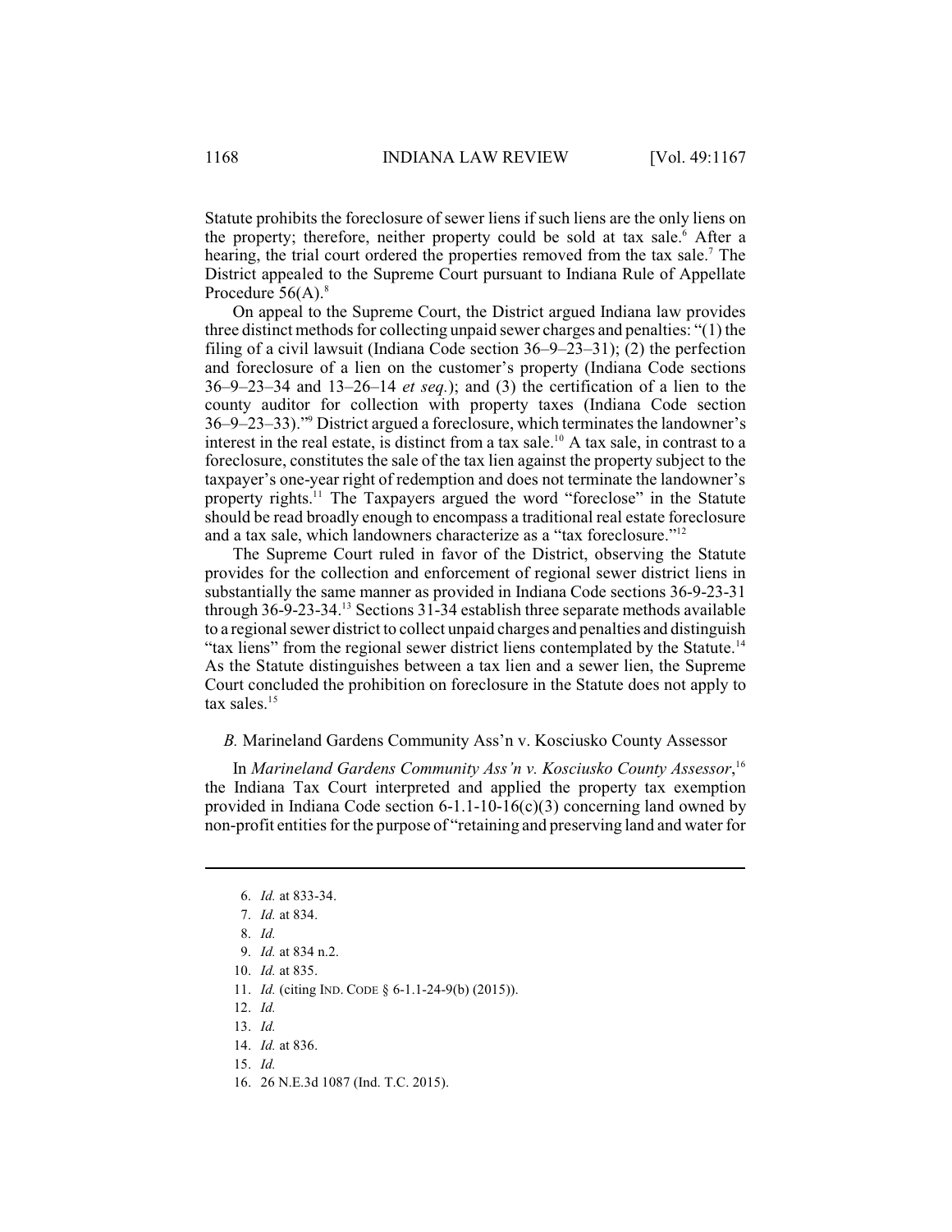Statute prohibits the foreclosure of sewer liens if such liens are the only liens on the property; therefore, neither property could be sold at tax sale.[6] After a hearing, the trial court ordered the properties removed from the tax sale.[7] The District appealed to the Supreme Court pursuant to Indiana Rule of Appellate Procedure 56(A).[8]

On appeal to the Supreme Court, the District argued Indiana law provides three distinct methods for collecting unpaid sewer charges and penalties: "(1) the filing of a civil lawsuit (Indiana Code section 36–9–23–31); (2) the perfection and foreclosure of a lien on the customer's property (Indiana Code sections 36–9–23–34 and 13–26–14 *et seq.*); and (3) the certification of a lien to the county auditor for collection with property taxes (Indiana Code section 36–9–23–33)."[9] District argued a foreclosure, which terminates the landowner's interest in the real estate, is distinct from a tax sale.[10] A tax sale, in contrast to a foreclosure, constitutes the sale of the tax lien against the property subject to the taxpayer's one-year right of redemption and does not terminate the landowner's property rights.[11] The Taxpayers argued the word "foreclose" in the Statute should be read broadly enough to encompass a traditional real estate foreclosure and a tax sale, which landowners characterize as a "tax foreclosure."[12]

The Supreme Court ruled in favor of the District, observing the Statute provides for the collection and enforcement of regional sewer district liens in substantially the same manner as provided in Indiana Code sections 36-9-23-31 through 36-9-23-34.[13] Sections 31-34 establish three separate methods available to a regional sewer district to collect unpaid charges and penalties and distinguish "tax liens" from the regional sewer district liens contemplated by the Statute.[14] As the Statute distinguishes between a tax lien and a sewer lien, the Supreme Court concluded the prohibition on foreclosure in the Statute does not apply to tax sales.[15]

### *B.* Marineland Gardens Community Ass'n v. Kosciusko County Assessor

In *Marineland Gardens Community Ass'n v. Kosciusko County Assessor*,[16] the Indiana Tax Court interpreted and applied the property tax exemption provided in Indiana Code section 6-1.1-10-16(c)(3) concerning land owned by non-profit entities for the purpose of "retaining and preserving land and water for

---

6. *Id.* at 833-34.
7. *Id.* at 834.
8. *Id.*
9. *Id.* at 834 n.2.
10. *Id.* at 835.
11. *Id.* (citing IND. CODE § 6-1.1-24-9(b) (2015)).
12. *Id.*
13. *Id.*
14. *Id.* at 836.
15. *Id.*
16. 26 N.E.3d 1087 (Ind. T.C. 2015).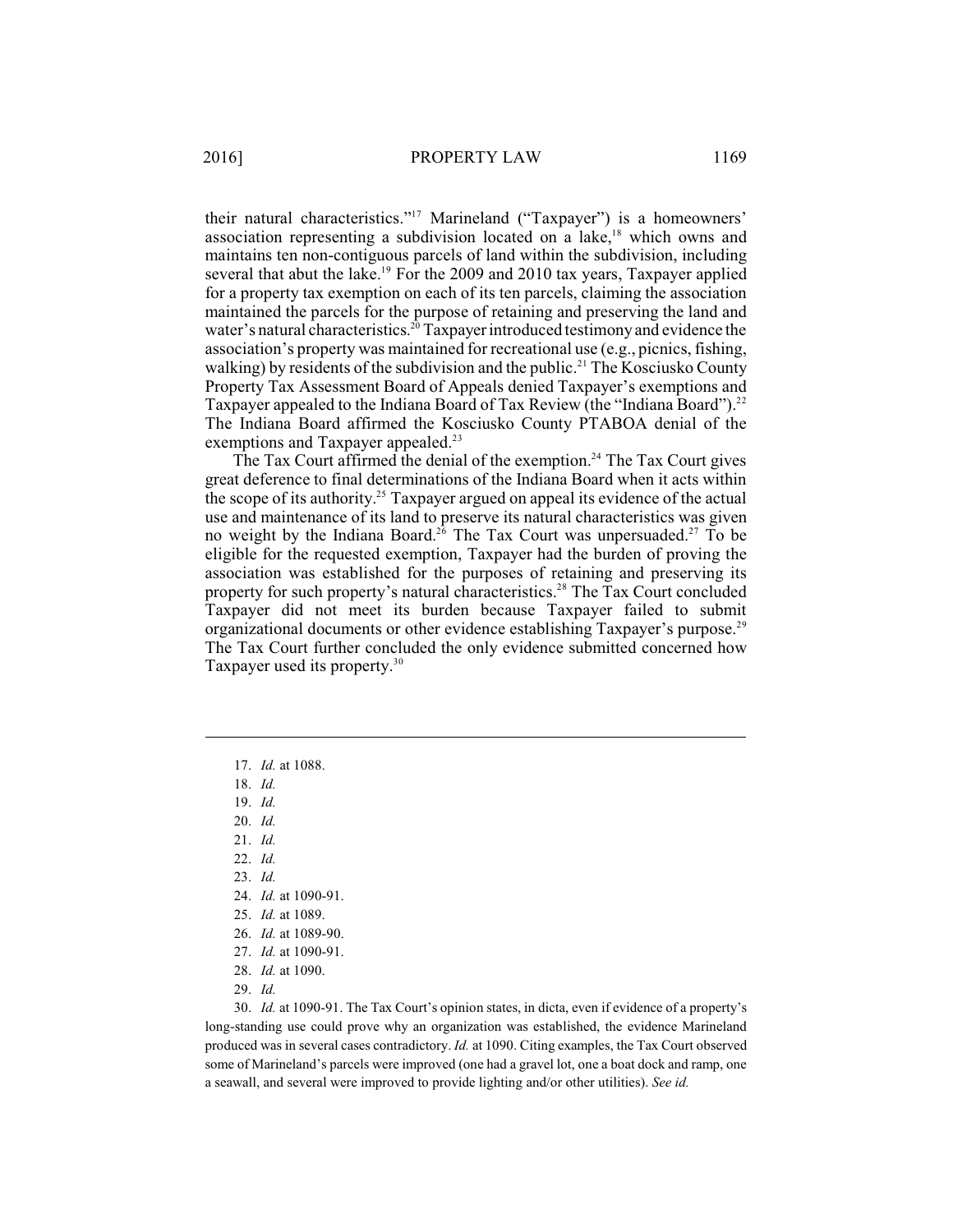their natural characteristics."[17] Marineland ("Taxpayer") is a homeowners' association representing a subdivision located on a lake,[18] which owns and maintains ten non-contiguous parcels of land within the subdivision, including several that abut the lake.[19] For the 2009 and 2010 tax years, Taxpayer applied for a property tax exemption on each of its ten parcels, claiming the association maintained the parcels for the purpose of retaining and preserving the land and water's natural characteristics.[20] Taxpayer introduced testimony and evidence the association's property was maintained for recreational use (e.g., picnics, fishing, walking) by residents of the subdivision and the public.[21] The Kosciusko County Property Tax Assessment Board of Appeals denied Taxpayer's exemptions and Taxpayer appealed to the Indiana Board of Tax Review (the "Indiana Board").[22] The Indiana Board affirmed the Kosciusko County PTABOA denial of the exemptions and Taxpayer appealed.[23]

The Tax Court affirmed the denial of the exemption.[24] The Tax Court gives great deference to final determinations of the Indiana Board when it acts within the scope of its authority.[25] Taxpayer argued on appeal its evidence of the actual use and maintenance of its land to preserve its natural characteristics was given no weight by the Indiana Board.[26] The Tax Court was unpersuaded.[27] To be eligible for the requested exemption, Taxpayer had the burden of proving the association was established for the purposes of retaining and preserving its property for such property's natural characteristics.[28] The Tax Court concluded Taxpayer did not meet its burden because Taxpayer failed to submit organizational documents or other evidence establishing Taxpayer's purpose.[29] The Tax Court further concluded the only evidence submitted concerned how Taxpayer used its property.[30]

---

17. *Id.* at 1088.
18. *Id.*
19. *Id.*
20. *Id.*
21. *Id.*
22. *Id.*
23. *Id.*
24. *Id.* at 1090-91.
25. *Id.* at 1089.
26. *Id.* at 1089-90.
27. *Id.* at 1090-91.
28. *Id.* at 1090.
29. *Id.*
30. *Id.* at 1090-91. The Tax Court's opinion states, in dicta, even if evidence of a property's long-standing use could prove why an organization was established, the evidence Marineland produced was in several cases contradictory. *Id.* at 1090. Citing examples, the Tax Court observed some of Marineland's parcels were improved (one had a gravel lot, one a boat dock and ramp, one a seawall, and several were improved to provide lighting and/or other utilities). *See id.*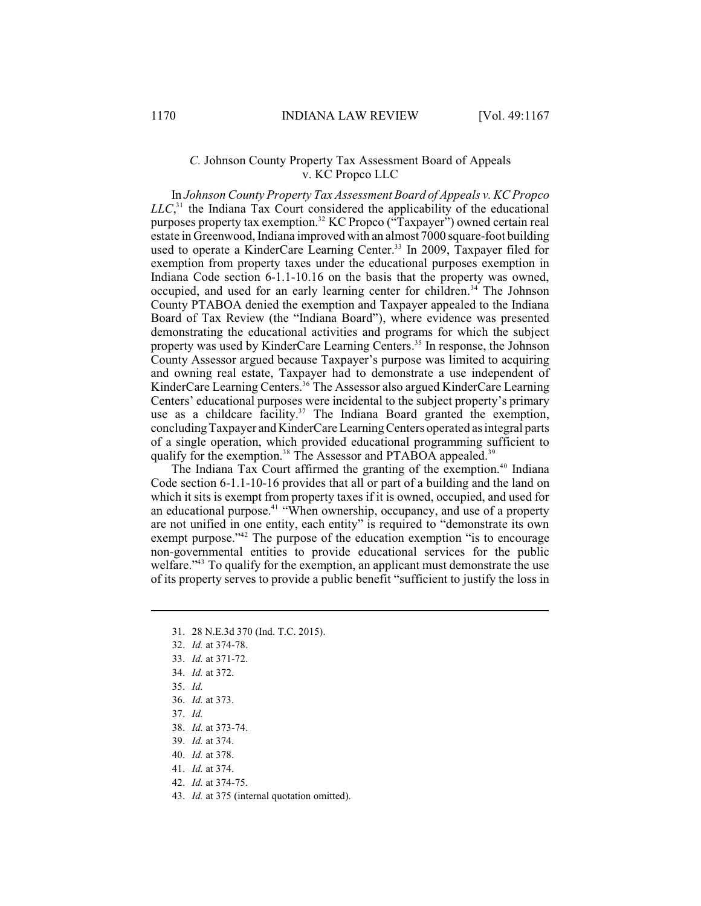### *C.* Johnson County Property Tax Assessment Board of Appeals v. KC Propco LLC

In *Johnson County Property Tax Assessment Board of Appeals v. KC Propco LLC*,[31] the Indiana Tax Court considered the applicability of the educational purposes property tax exemption.[32] KC Propco ("Taxpayer") owned certain real estate in Greenwood, Indiana improved with an almost 7000 square-foot building used to operate a KinderCare Learning Center.[33] In 2009, Taxpayer filed for exemption from property taxes under the educational purposes exemption in Indiana Code section 6-1.1-10.16 on the basis that the property was owned, occupied, and used for an early learning center for children.[34] The Johnson County PTABOA denied the exemption and Taxpayer appealed to the Indiana Board of Tax Review (the "Indiana Board"), where evidence was presented demonstrating the educational activities and programs for which the subject property was used by KinderCare Learning Centers.[35] In response, the Johnson County Assessor argued because Taxpayer's purpose was limited to acquiring and owning real estate, Taxpayer had to demonstrate a use independent of KinderCare Learning Centers.[36] The Assessor also argued KinderCare Learning Centers' educational purposes were incidental to the subject property's primary use as a childcare facility.[37] The Indiana Board granted the exemption, concluding Taxpayer and KinderCare Learning Centers operated as integral parts of a single operation, which provided educational programming sufficient to qualify for the exemption.[38] The Assessor and PTABOA appealed.[39]

The Indiana Tax Court affirmed the granting of the exemption.[40] Indiana Code section 6-1.1-10-16 provides that all or part of a building and the land on which it sits is exempt from property taxes if it is owned, occupied, and used for an educational purpose.[41] "When ownership, occupancy, and use of a property are not unified in one entity, each entity" is required to "demonstrate its own exempt purpose."[42] The purpose of the education exemption "is to encourage non-governmental entities to provide educational services for the public welfare."[43] To qualify for the exemption, an applicant must demonstrate the use of its property serves to provide a public benefit "sufficient to justify the loss in

---

31. 28 N.E.3d 370 (Ind. T.C. 2015).
32. *Id.* at 374-78.
33. *Id.* at 371-72.
34. *Id.* at 372.
35. *Id.*
36. *Id.* at 373.
37. *Id.*
38. *Id.* at 373-74.
39. *Id.* at 374.
40. *Id.* at 378.
41. *Id.* at 374.
42. *Id.* at 374-75.
43. *Id.* at 375 (internal quotation omitted).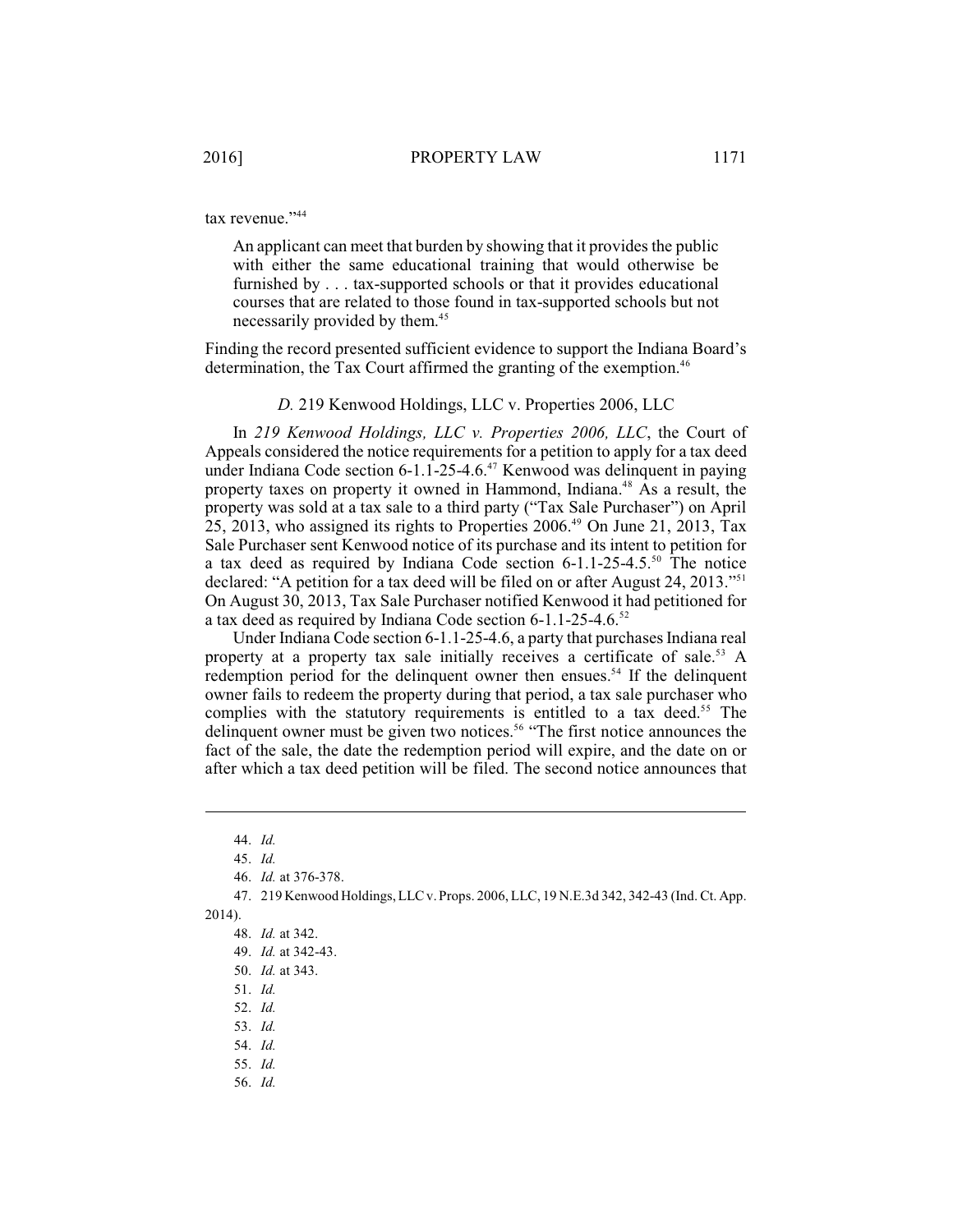tax revenue."[44]

> An applicant can meet that burden by showing that it provides the public with either the same educational training that would otherwise be furnished by . . . tax-supported schools or that it provides educational courses that are related to those found in tax-supported schools but not necessarily provided by them.[45]

Finding the record presented sufficient evidence to support the Indiana Board's determination, the Tax Court affirmed the granting of the exemption.[46]

### *D.* 219 Kenwood Holdings, LLC v. Properties 2006, LLC

In *219 Kenwood Holdings, LLC v. Properties 2006, LLC*, the Court of Appeals considered the notice requirements for a petition to apply for a tax deed under Indiana Code section 6-1.1-25-4.6.[47] Kenwood was delinquent in paying property taxes on property it owned in Hammond, Indiana.[48] As a result, the property was sold at a tax sale to a third party ("Tax Sale Purchaser") on April 25, 2013, who assigned its rights to Properties 2006.[49] On June 21, 2013, Tax Sale Purchaser sent Kenwood notice of its purchase and its intent to petition for a tax deed as required by Indiana Code section 6-1.1-25-4.5.[50] The notice declared: "A petition for a tax deed will be filed on or after August 24, 2013."[51] On August 30, 2013, Tax Sale Purchaser notified Kenwood it had petitioned for a tax deed as required by Indiana Code section 6-1.1-25-4.6.[52]

Under Indiana Code section 6-1.1-25-4.6, a party that purchases Indiana real property at a property tax sale initially receives a certificate of sale.[53] A redemption period for the delinquent owner then ensues.[54] If the delinquent owner fails to redeem the property during that period, a tax sale purchaser who complies with the statutory requirements is entitled to a tax deed.[55] The delinquent owner must be given two notices.[56] "The first notice announces the fact of the sale, the date the redemption period will expire, and the date on or after which a tax deed petition will be filed. The second notice announces that

---

44. *Id.*

45. *Id.*

46. *Id.* at 376-378.

47. 219 Kenwood Holdings, LLC v. Props. 2006, LLC, 19 N.E.3d 342, 342-43 (Ind. Ct. App. 2014).

48. *Id.* at 342.

49. *Id.* at 342-43.

50. *Id.* at 343.

51. *Id.*

52. *Id.*

53. *Id.*

54. *Id.*

55. *Id.*

56. *Id.*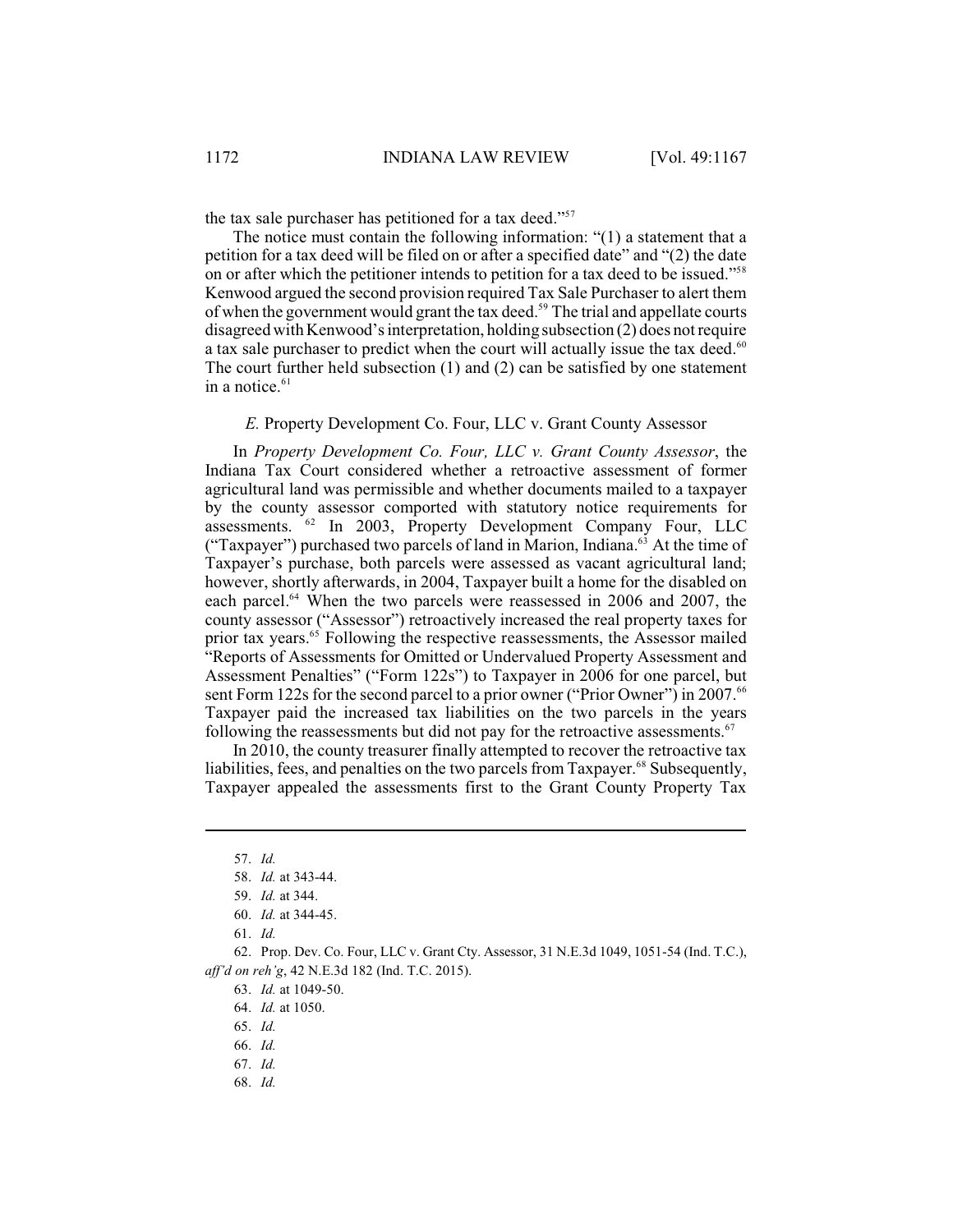the tax sale purchaser has petitioned for a tax deed."[57]

The notice must contain the following information: "(1) a statement that a petition for a tax deed will be filed on or after a specified date" and "(2) the date on or after which the petitioner intends to petition for a tax deed to be issued."[58] Kenwood argued the second provision required Tax Sale Purchaser to alert them of when the government would grant the tax deed.[59] The trial and appellate courts disagreed with Kenwood's interpretation, holding subsection (2) does not require a tax sale purchaser to predict when the court will actually issue the tax deed.[60] The court further held subsection (1) and (2) can be satisfied by one statement in a notice.[61]

### *E.* Property Development Co. Four, LLC v. Grant County Assessor

In *Property Development Co. Four, LLC v. Grant County Assessor*, the Indiana Tax Court considered whether a retroactive assessment of former agricultural land was permissible and whether documents mailed to a taxpayer by the county assessor comported with statutory notice requirements for assessments.[62] In 2003, Property Development Company Four, LLC ("Taxpayer") purchased two parcels of land in Marion, Indiana.[63] At the time of Taxpayer's purchase, both parcels were assessed as vacant agricultural land; however, shortly afterwards, in 2004, Taxpayer built a home for the disabled on each parcel.[64] When the two parcels were reassessed in 2006 and 2007, the county assessor ("Assessor") retroactively increased the real property taxes for prior tax years.[65] Following the respective reassessments, the Assessor mailed "Reports of Assessments for Omitted or Undervalued Property Assessment and Assessment Penalties" ("Form 122s") to Taxpayer in 2006 for one parcel, but sent Form 122s for the second parcel to a prior owner ("Prior Owner") in 2007.[66] Taxpayer paid the increased tax liabilities on the two parcels in the years following the reassessments but did not pay for the retroactive assessments.[67]

In 2010, the county treasurer finally attempted to recover the retroactive tax liabilities, fees, and penalties on the two parcels from Taxpayer.[68] Subsequently, Taxpayer appealed the assessments first to the Grant County Property Tax

---

57. *Id.*
58. *Id.* at 343-44.
59. *Id.* at 344.
60. *Id.* at 344-45.
61. *Id.*
62. Prop. Dev. Co. Four, LLC v. Grant Cty. Assessor, 31 N.E.3d 1049, 1051-54 (Ind. T.C.), *aff'd on reh'g*, 42 N.E.3d 182 (Ind. T.C. 2015).
63. *Id.* at 1049-50.
64. *Id.* at 1050.
65. *Id.*
66. *Id.*
67. *Id.*
68. *Id.*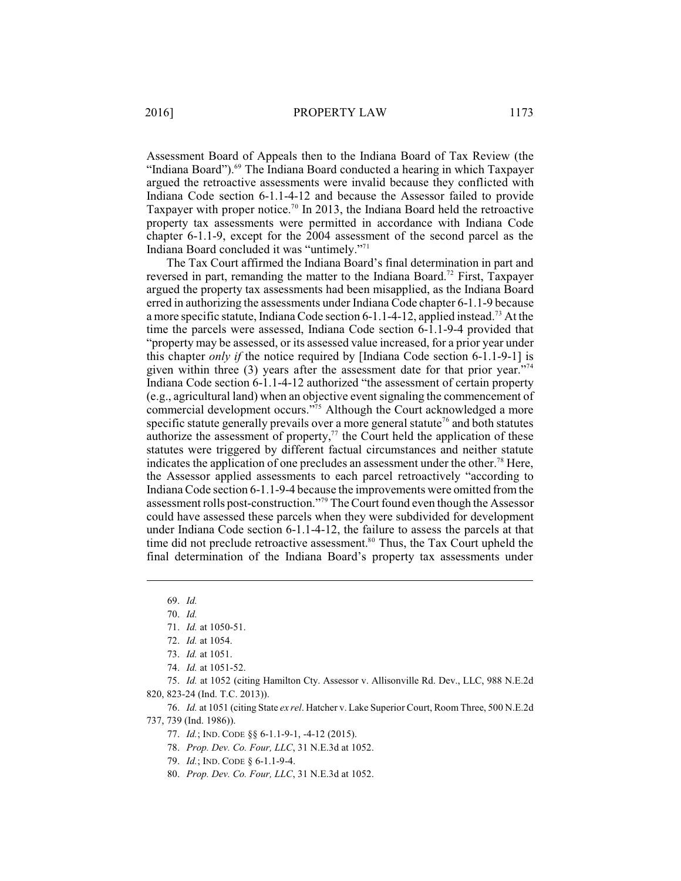Assessment Board of Appeals then to the Indiana Board of Tax Review (the "Indiana Board").[69] The Indiana Board conducted a hearing in which Taxpayer argued the retroactive assessments were invalid because they conflicted with Indiana Code section 6-1.1-4-12 and because the Assessor failed to provide Taxpayer with proper notice.[70] In 2013, the Indiana Board held the retroactive property tax assessments were permitted in accordance with Indiana Code chapter 6-1.1-9, except for the 2004 assessment of the second parcel as the Indiana Board concluded it was "untimely."[71]

The Tax Court affirmed the Indiana Board's final determination in part and reversed in part, remanding the matter to the Indiana Board.[72] First, Taxpayer argued the property tax assessments had been misapplied, as the Indiana Board erred in authorizing the assessments under Indiana Code chapter 6-1.1-9 because a more specific statute, Indiana Code section 6-1.1-4-12, applied instead.[73] At the time the parcels were assessed, Indiana Code section 6-1.1-9-4 provided that "property may be assessed, or its assessed value increased, for a prior year under this chapter *only if* the notice required by [Indiana Code section 6-1.1-9-1] is given within three (3) years after the assessment date for that prior year."[74] Indiana Code section 6-1.1-4-12 authorized "the assessment of certain property (e.g., agricultural land) when an objective event signaling the commencement of commercial development occurs."[75] Although the Court acknowledged a more specific statute generally prevails over a more general statute[76] and both statutes authorize the assessment of property,[77] the Court held the application of these statutes were triggered by different factual circumstances and neither statute indicates the application of one precludes an assessment under the other.[78] Here, the Assessor applied assessments to each parcel retroactively "according to Indiana Code section 6-1.1-9-4 because the improvements were omitted from the assessment rolls post-construction."[79] The Court found even though the Assessor could have assessed these parcels when they were subdivided for development under Indiana Code section 6-1.1-4-12, the failure to assess the parcels at that time did not preclude retroactive assessment.[80] Thus, the Tax Court upheld the final determination of the Indiana Board's property tax assessments under

---

69. *Id.*

70. *Id.*

71. *Id.* at 1050-51.

72. *Id.* at 1054.

73. *Id.* at 1051.

74. *Id.* at 1051-52.

75. *Id.* at 1052 (citing Hamilton Cty. Assessor v. Allisonville Rd. Dev., LLC, 988 N.E.2d 820, 823-24 (Ind. T.C. 2013)).

76. *Id.* at 1051 (citing State *ex rel*. Hatcher v. Lake Superior Court, Room Three, 500 N.E.2d 737, 739 (Ind. 1986)).

77. *Id.*; IND. CODE §§ 6-1.1-9-1, -4-12 (2015).

78. *Prop. Dev. Co. Four, LLC*, 31 N.E.3d at 1052.

79. *Id.*; IND. CODE § 6-1.1-9-4.

80. *Prop. Dev. Co. Four, LLC*, 31 N.E.3d at 1052.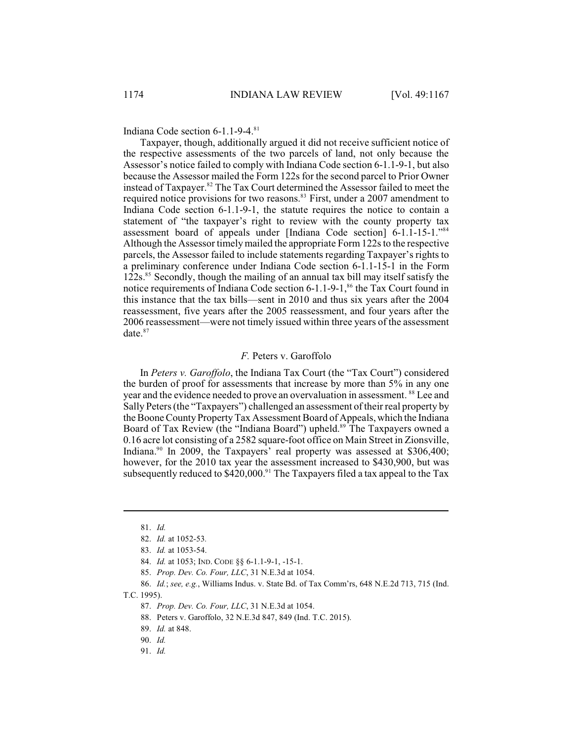Indiana Code section 6-1.1-9-4.[81]

Taxpayer, though, additionally argued it did not receive sufficient notice of the respective assessments of the two parcels of land, not only because the Assessor's notice failed to comply with Indiana Code section 6-1.1-9-1, but also because the Assessor mailed the Form 122s for the second parcel to Prior Owner instead of Taxpayer.[82] The Tax Court determined the Assessor failed to meet the required notice provisions for two reasons.[83] First, under a 2007 amendment to Indiana Code section 6-1.1-9-1, the statute requires the notice to contain a statement of "the taxpayer's right to review with the county property tax assessment board of appeals under [Indiana Code section] 6-1.1-15-1."[84] Although the Assessor timely mailed the appropriate Form 122s to the respective parcels, the Assessor failed to include statements regarding Taxpayer's rights to a preliminary conference under Indiana Code section 6-1.1-15-1 in the Form 122s.[85] Secondly, though the mailing of an annual tax bill may itself satisfy the notice requirements of Indiana Code section 6-1.1-9-1,[86] the Tax Court found in this instance that the tax bills—sent in 2010 and thus six years after the 2004 reassessment, five years after the 2005 reassessment, and four years after the 2006 reassessment—were not timely issued within three years of the assessment date.[87]

### *F.* Peters v. Garoffolo

In *Peters v. Garoffolo*, the Indiana Tax Court (the "Tax Court") considered the burden of proof for assessments that increase by more than 5% in any one year and the evidence needed to prove an overvaluation in assessment.[88] Lee and Sally Peters (the "Taxpayers") challenged an assessment of their real property by the Boone County Property Tax Assessment Board of Appeals, which the Indiana Board of Tax Review (the "Indiana Board") upheld.[89] The Taxpayers owned a 0.16 acre lot consisting of a 2582 square-foot office on Main Street in Zionsville, Indiana.[90] In 2009, the Taxpayers' real property was assessed at $306,400; however, for the 2010 tax year the assessment increased to $430,900, but was subsequently reduced to $420,000.[91] The Taxpayers filed a tax appeal to the Tax

---

81. *Id.*

82. *Id.* at 1052-53.

83. *Id.* at 1053-54.

84. *Id.* at 1053; IND. CODE §§ 6-1.1-9-1, -15-1.

85. *Prop. Dev. Co. Four, LLC*, 31 N.E.3d at 1054.

86. *Id.*; *see, e.g.*, Williams Indus. v. State Bd. of Tax Comm'rs, 648 N.E.2d 713, 715 (Ind. T.C. 1995).

87. *Prop. Dev. Co. Four, LLC*, 31 N.E.3d at 1054.

88. Peters v. Garoffolo, 32 N.E.3d 847, 849 (Ind. T.C. 2015).

89. *Id.* at 848.

90. *Id.*

91. *Id.*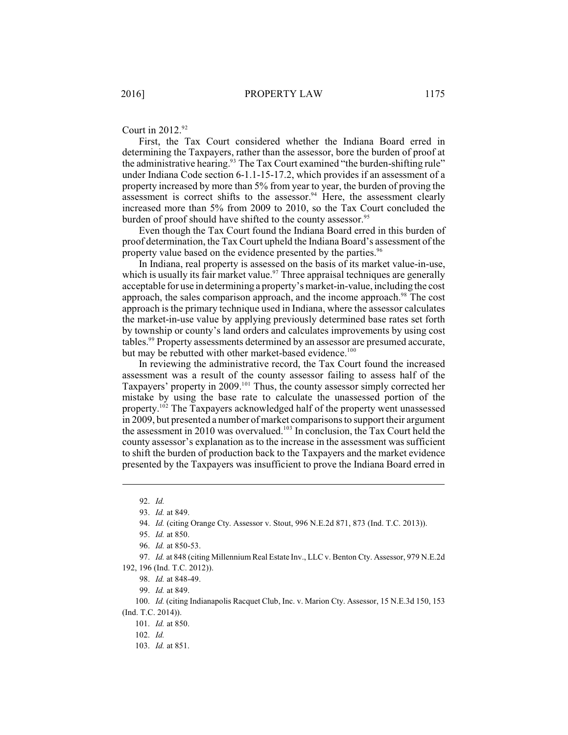Court in 2012.[92]

First, the Tax Court considered whether the Indiana Board erred in determining the Taxpayers, rather than the assessor, bore the burden of proof at the administrative hearing.[93] The Tax Court examined "the burden-shifting rule" under Indiana Code section 6-1.1-15-17.2, which provides if an assessment of a property increased by more than 5% from year to year, the burden of proving the assessment is correct shifts to the assessor.[94] Here, the assessment clearly increased more than 5% from 2009 to 2010, so the Tax Court concluded the burden of proof should have shifted to the county assessor.[95]

Even though the Tax Court found the Indiana Board erred in this burden of proof determination, the Tax Court upheld the Indiana Board's assessment of the property value based on the evidence presented by the parties.[96]

In Indiana, real property is assessed on the basis of its market value-in-use, which is usually its fair market value.[97] Three appraisal techniques are generally acceptable for use in determining a property's market-in-value, including the cost approach, the sales comparison approach, and the income approach.[98] The cost approach is the primary technique used in Indiana, where the assessor calculates the market-in-use value by applying previously determined base rates set forth by township or county's land orders and calculates improvements by using cost tables.[99] Property assessments determined by an assessor are presumed accurate, but may be rebutted with other market-based evidence.[100]

In reviewing the administrative record, the Tax Court found the increased assessment was a result of the county assessor failing to assess half of the Taxpayers' property in 2009.[101] Thus, the county assessor simply corrected her mistake by using the base rate to calculate the unassessed portion of the property.[102] The Taxpayers acknowledged half of the property went unassessed in 2009, but presented a number of market comparisons to support their argument the assessment in 2010 was overvalued.[103] In conclusion, the Tax Court held the county assessor's explanation as to the increase in the assessment was sufficient to shift the burden of production back to the Taxpayers and the market evidence presented by the Taxpayers was insufficient to prove the Indiana Board erred in

---

92. *Id.*

93. *Id.* at 849.

94. *Id.* (citing Orange Cty. Assessor v. Stout, 996 N.E.2d 871, 873 (Ind. T.C. 2013)).

95. *Id.* at 850.

96. *Id.* at 850-53.

97. *Id.* at 848 (citing Millennium Real Estate Inv., LLC v. Benton Cty. Assessor, 979 N.E.2d 192, 196 (Ind. T.C. 2012)).

98. *Id.* at 848-49.

99. *Id.* at 849.

100. *Id.* (citing Indianapolis Racquet Club, Inc. v. Marion Cty. Assessor, 15 N.E.3d 150, 153 (Ind. T.C. 2014)).

101. *Id.* at 850.

102. *Id.*

103. *Id.* at 851.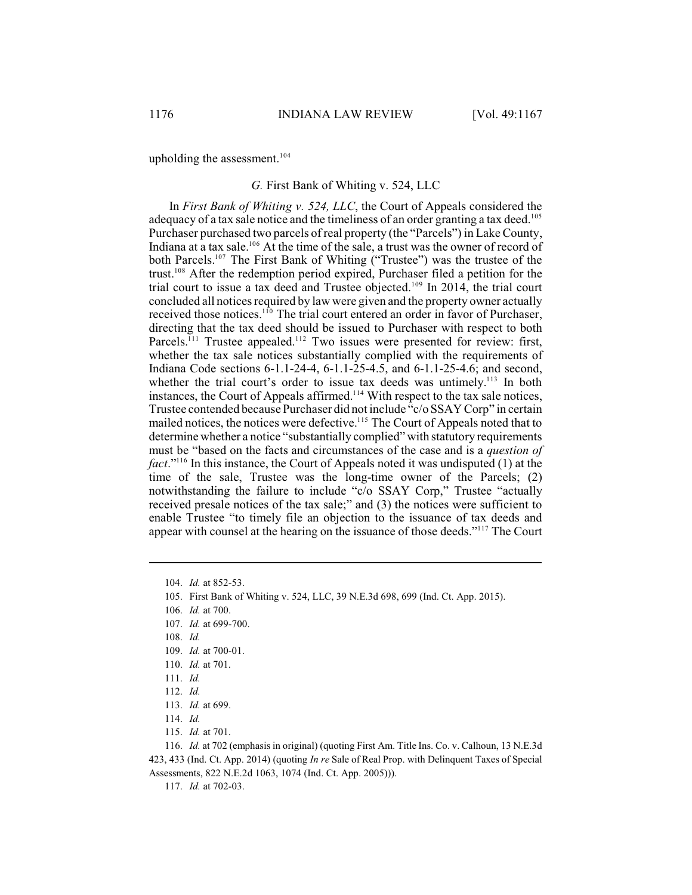upholding the assessment.[104]

### *G.* First Bank of Whiting v. 524, LLC

In *First Bank of Whiting v. 524, LLC*, the Court of Appeals considered the adequacy of a tax sale notice and the timeliness of an order granting a tax deed.[105] Purchaser purchased two parcels of real property (the "Parcels") in Lake County, Indiana at a tax sale.[106] At the time of the sale, a trust was the owner of record of both Parcels.[107] The First Bank of Whiting ("Trustee") was the trustee of the trust.[108] After the redemption period expired, Purchaser filed a petition for the trial court to issue a tax deed and Trustee objected.[109] In 2014, the trial court concluded all notices required by law were given and the property owner actually received those notices.[110] The trial court entered an order in favor of Purchaser, directing that the tax deed should be issued to Purchaser with respect to both Parcels.[111] Trustee appealed.[112] Two issues were presented for review: first, whether the tax sale notices substantially complied with the requirements of Indiana Code sections 6-1.1-24-4, 6-1.1-25-4.5, and 6-1.1-25-4.6; and second, whether the trial court's order to issue tax deeds was untimely.[113] In both instances, the Court of Appeals affirmed.[114] With respect to the tax sale notices, Trustee contended because Purchaser did not include "c/o SSAY Corp" in certain mailed notices, the notices were defective.[115] The Court of Appeals noted that to determine whether a notice "substantially complied" with statutory requirements must be "based on the facts and circumstances of the case and is a *question of fact*."[116] In this instance, the Court of Appeals noted it was undisputed (1) at the time of the sale, Trustee was the long-time owner of the Parcels; (2) notwithstanding the failure to include "c/o SSAY Corp," Trustee "actually received presale notices of the tax sale;" and (3) the notices were sufficient to enable Trustee "to timely file an objection to the issuance of tax deeds and appear with counsel at the hearing on the issuance of those deeds."[117] The Court

---

104. *Id.* at 852-53.

105. First Bank of Whiting v. 524, LLC, 39 N.E.3d 698, 699 (Ind. Ct. App. 2015).

106. *Id.* at 700.

107. *Id.* at 699-700.

108. *Id.*

109. *Id.* at 700-01.

110. *Id.* at 701.

111. *Id.*

112. *Id.*

113. *Id.* at 699.

114. *Id.*

115. *Id.* at 701.

116. *Id.* at 702 (emphasis in original) (quoting First Am. Title Ins. Co. v. Calhoun, 13 N.E.3d 423, 433 (Ind. Ct. App. 2014) (quoting *In re* Sale of Real Prop. with Delinquent Taxes of Special Assessments, 822 N.E.2d 1063, 1074 (Ind. Ct. App. 2005))).

117. *Id.* at 702-03.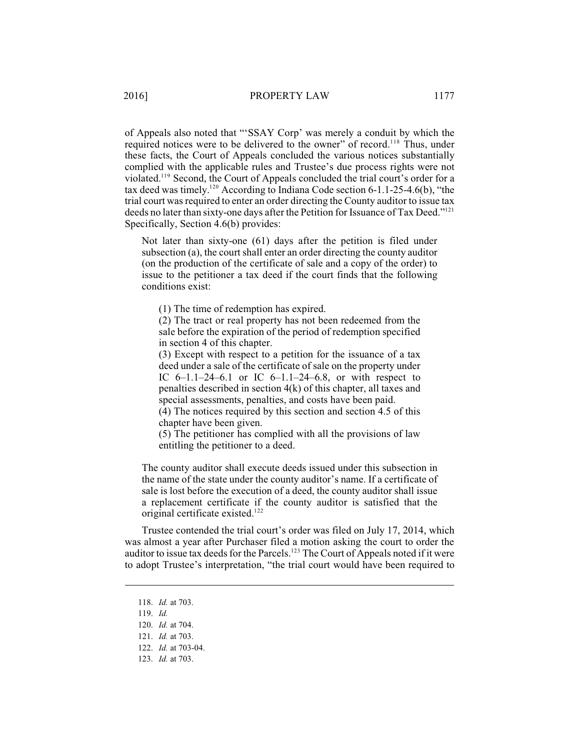of Appeals also noted that "'SSAY Corp' was merely a conduit by which the required notices were to be delivered to the owner" of record.[118] Thus, under these facts, the Court of Appeals concluded the various notices substantially complied with the applicable rules and Trustee's due process rights were not violated.[119] Second, the Court of Appeals concluded the trial court's order for a tax deed was timely.[120] According to Indiana Code section 6-1.1-25-4.6(b), "the trial court was required to enter an order directing the County auditor to issue tax deeds no later than sixty-one days after the Petition for Issuance of Tax Deed."[121] Specifically, Section 4.6(b) provides:

> Not later than sixty-one (61) days after the petition is filed under subsection (a), the court shall enter an order directing the county auditor (on the production of the certificate of sale and a copy of the order) to issue to the petitioner a tax deed if the court finds that the following conditions exist:
>
> (1) The time of redemption has expired.
> (2) The tract or real property has not been redeemed from the sale before the expiration of the period of redemption specified in section 4 of this chapter.
> (3) Except with respect to a petition for the issuance of a tax deed under a sale of the certificate of sale on the property under IC 6–1.1–24–6.1 or IC 6–1.1–24–6.8, or with respect to penalties described in section 4(k) of this chapter, all taxes and special assessments, penalties, and costs have been paid.
> (4) The notices required by this section and section 4.5 of this chapter have been given.
> (5) The petitioner has complied with all the provisions of law entitling the petitioner to a deed.
>
> The county auditor shall execute deeds issued under this subsection in the name of the state under the county auditor's name. If a certificate of sale is lost before the execution of a deed, the county auditor shall issue a replacement certificate if the county auditor is satisfied that the original certificate existed.[122]

Trustee contended the trial court's order was filed on July 17, 2014, which was almost a year after Purchaser filed a motion asking the court to order the auditor to issue tax deeds for the Parcels.[123] The Court of Appeals noted if it were to adopt Trustee's interpretation, "the trial court would have been required to

---

118. *Id.* at 703.
119. *Id.*
120. *Id.* at 704.
121. *Id.* at 703.
122. *Id.* at 703-04.
123. *Id.* at 703.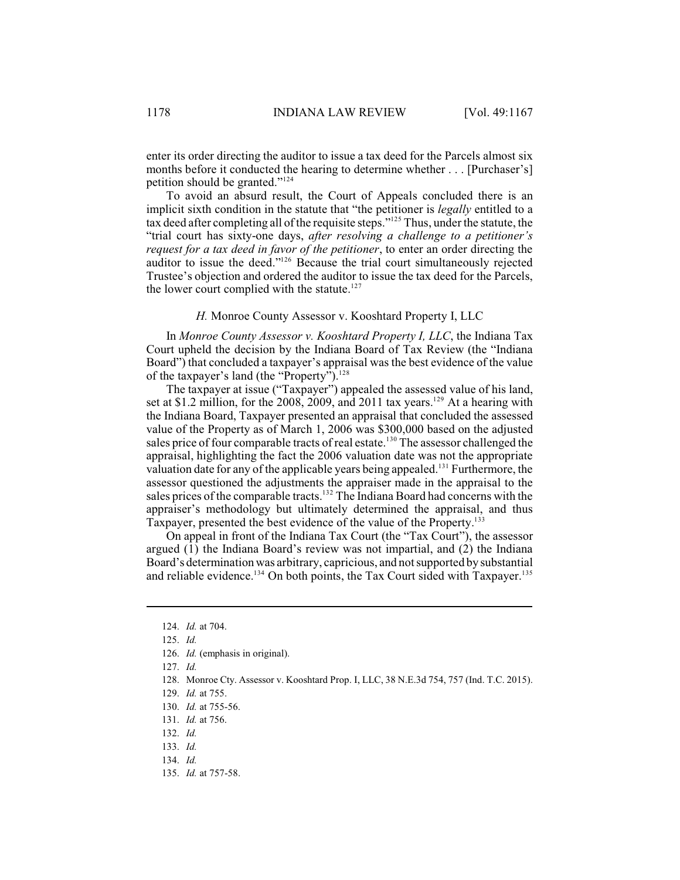enter its order directing the auditor to issue a tax deed for the Parcels almost six months before it conducted the hearing to determine whether . . . [Purchaser's] petition should be granted."[124]

To avoid an absurd result, the Court of Appeals concluded there is an implicit sixth condition in the statute that "the petitioner is *legally* entitled to a tax deed after completing all of the requisite steps."[125] Thus, under the statute, the "trial court has sixty-one days, *after resolving a challenge to a petitioner's request for a tax deed in favor of the petitioner*, to enter an order directing the auditor to issue the deed."[126] Because the trial court simultaneously rejected Trustee's objection and ordered the auditor to issue the tax deed for the Parcels, the lower court complied with the statute.[127]

### *H.* Monroe County Assessor v. Kooshtard Property I, LLC

In *Monroe County Assessor v. Kooshtard Property I, LLC*, the Indiana Tax Court upheld the decision by the Indiana Board of Tax Review (the "Indiana Board") that concluded a taxpayer's appraisal was the best evidence of the value of the taxpayer's land (the "Property").[128]

The taxpayer at issue ("Taxpayer") appealed the assessed value of his land, set at $1.2 million, for the 2008, 2009, and 2011 tax years.[129] At a hearing with the Indiana Board, Taxpayer presented an appraisal that concluded the assessed value of the Property as of March 1, 2006 was $300,000 based on the adjusted sales price of four comparable tracts of real estate.[130] The assessor challenged the appraisal, highlighting the fact the 2006 valuation date was not the appropriate valuation date for any of the applicable years being appealed.[131] Furthermore, the assessor questioned the adjustments the appraiser made in the appraisal to the sales prices of the comparable tracts.[132] The Indiana Board had concerns with the appraiser's methodology but ultimately determined the appraisal, and thus Taxpayer, presented the best evidence of the value of the Property.[133]

On appeal in front of the Indiana Tax Court (the "Tax Court"), the assessor argued (1) the Indiana Board's review was not impartial, and (2) the Indiana Board's determination was arbitrary, capricious, and not supported by substantial and reliable evidence.[134] On both points, the Tax Court sided with Taxpayer.[135]

---

124. *Id.* at 704.
125. *Id.*
126. *Id.* (emphasis in original).
127. *Id.*
128. Monroe Cty. Assessor v. Kooshtard Prop. I, LLC, 38 N.E.3d 754, 757 (Ind. T.C. 2015).
129. *Id.* at 755.
130. *Id.* at 755-56.
131. *Id.* at 756.
132. *Id.*
133. *Id.*
134. *Id.*
135. *Id.* at 757-58.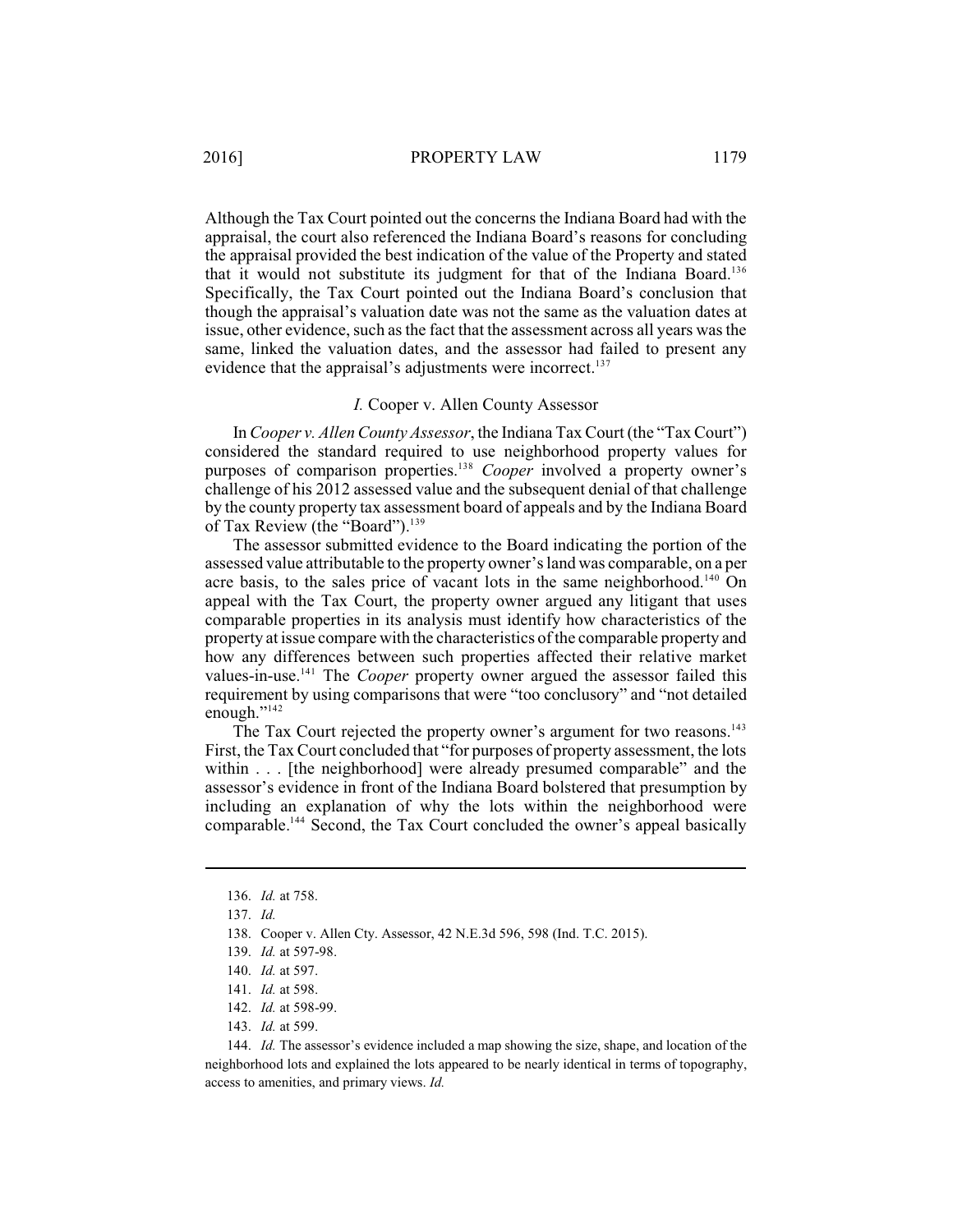Although the Tax Court pointed out the concerns the Indiana Board had with the appraisal, the court also referenced the Indiana Board's reasons for concluding the appraisal provided the best indication of the value of the Property and stated that it would not substitute its judgment for that of the Indiana Board.[136] Specifically, the Tax Court pointed out the Indiana Board's conclusion that though the appraisal's valuation date was not the same as the valuation dates at issue, other evidence, such as the fact that the assessment across all years was the same, linked the valuation dates, and the assessor had failed to present any evidence that the appraisal's adjustments were incorrect.[137]

### *I.* Cooper v. Allen County Assessor

In *Cooper v. Allen County Assessor*, the Indiana Tax Court (the "Tax Court") considered the standard required to use neighborhood property values for purposes of comparison properties.[138] *Cooper* involved a property owner's challenge of his 2012 assessed value and the subsequent denial of that challenge by the county property tax assessment board of appeals and by the Indiana Board of Tax Review (the "Board").[139]

The assessor submitted evidence to the Board indicating the portion of the assessed value attributable to the property owner's land was comparable, on a per acre basis, to the sales price of vacant lots in the same neighborhood.[140] On appeal with the Tax Court, the property owner argued any litigant that uses comparable properties in its analysis must identify how characteristics of the property at issue compare with the characteristics of the comparable property and how any differences between such properties affected their relative market values-in-use.[141] The *Cooper* property owner argued the assessor failed this requirement by using comparisons that were "too conclusory" and "not detailed enough."[142]

The Tax Court rejected the property owner's argument for two reasons.[143] First, the Tax Court concluded that "for purposes of property assessment, the lots within . . . [the neighborhood] were already presumed comparable" and the assessor's evidence in front of the Indiana Board bolstered that presumption by including an explanation of why the lots within the neighborhood were comparable.[144] Second, the Tax Court concluded the owner's appeal basically

---

136. *Id.* at 758.

137. *Id.*

138. Cooper v. Allen Cty. Assessor, 42 N.E.3d 596, 598 (Ind. T.C. 2015).

139. *Id.* at 597-98.

140. *Id.* at 597.

141. *Id.* at 598.

142. *Id.* at 598-99.

143. *Id.* at 599.

144. *Id.* The assessor's evidence included a map showing the size, shape, and location of the neighborhood lots and explained the lots appeared to be nearly identical in terms of topography, access to amenities, and primary views. *Id.*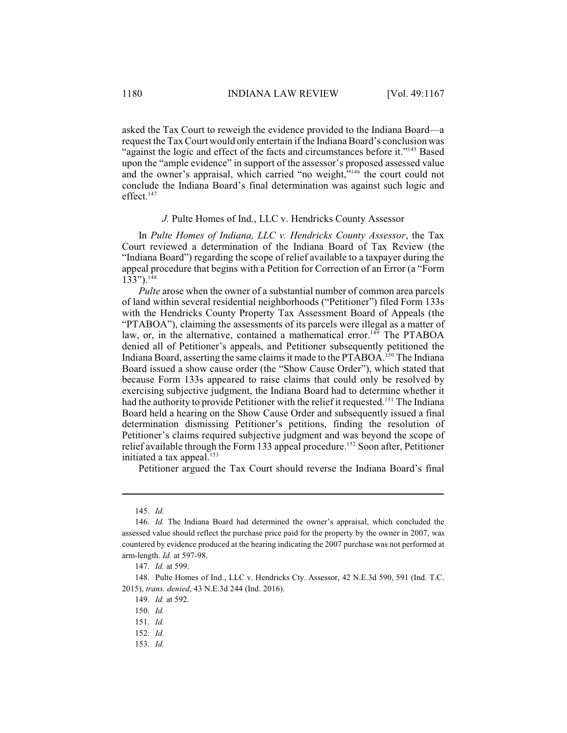asked the Tax Court to reweigh the evidence provided to the Indiana Board—a request the Tax Court would only entertain if the Indiana Board's conclusion was "against the logic and effect of the facts and circumstances before it."[145] Based upon the "ample evidence" in support of the assessor's proposed assessed value and the owner's appraisal, which carried "no weight,"[146] the court could not conclude the Indiana Board's final determination was against such logic and effect.[147]

### *J.* Pulte Homes of Ind., LLC v. Hendricks County Assessor

In *Pulte Homes of Indiana, LLC v. Hendricks County Assessor*, the Tax Court reviewed a determination of the Indiana Board of Tax Review (the "Indiana Board") regarding the scope of relief available to a taxpayer during the appeal procedure that begins with a Petition for Correction of an Error (a "Form 133").[148]

*Pulte* arose when the owner of a substantial number of common area parcels of land within several residential neighborhoods ("Petitioner") filed Form 133s with the Hendricks County Property Tax Assessment Board of Appeals (the "PTABOA"), claiming the assessments of its parcels were illegal as a matter of law, or, in the alternative, contained a mathematical error.[149] The PTABOA denied all of Petitioner's appeals, and Petitioner subsequently petitioned the Indiana Board, asserting the same claims it made to the PTABOA.[150] The Indiana Board issued a show cause order (the "Show Cause Order"), which stated that because Form 133s appeared to raise claims that could only be resolved by exercising subjective judgment, the Indiana Board had to determine whether it had the authority to provide Petitioner with the relief it requested.[151] The Indiana Board held a hearing on the Show Cause Order and subsequently issued a final determination dismissing Petitioner's petitions, finding the resolution of Petitioner's claims required subjective judgment and was beyond the scope of relief available through the Form 133 appeal procedure.[152] Soon after, Petitioner initiated a tax appeal.[153]

Petitioner argued the Tax Court should reverse the Indiana Board's final

---

145. *Id.*

146. *Id.* The Indiana Board had determined the owner's appraisal, which concluded the assessed value should reflect the purchase price paid for the property by the owner in 2007, was countered by evidence produced at the hearing indicating the 2007 purchase was not performed at arm-length. *Id.* at 597-98.

147. *Id.* at 599.

148. Pulte Homes of Ind., LLC v. Hendricks Cty. Assessor, 42 N.E.3d 590, 591 (Ind. T.C. 2015), *trans. denied*, 43 N.E.3d 244 (Ind. 2016).

149. *Id.* at 592.

150. *Id.*

151. *Id.*

152. *Id.*

153. *Id.*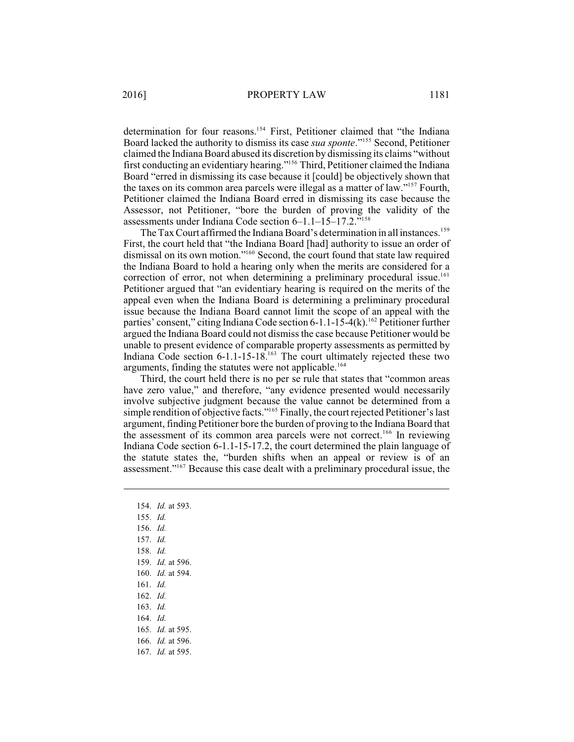determination for four reasons.[154] First, Petitioner claimed that "the Indiana Board lacked the authority to dismiss its case *sua sponte*."[155] Second, Petitioner claimed the Indiana Board abused its discretion by dismissing its claims "without first conducting an evidentiary hearing."[156] Third, Petitioner claimed the Indiana Board "erred in dismissing its case because it [could] be objectively shown that the taxes on its common area parcels were illegal as a matter of law."[157] Fourth, Petitioner claimed the Indiana Board erred in dismissing its case because the Assessor, not Petitioner, "bore the burden of proving the validity of the assessments under Indiana Code section 6–1.1–15–17.2."[158]

The Tax Court affirmed the Indiana Board's determination in all instances.[159] First, the court held that "the Indiana Board [had] authority to issue an order of dismissal on its own motion."[160] Second, the court found that state law required the Indiana Board to hold a hearing only when the merits are considered for a correction of error, not when determining a preliminary procedural issue.[161] Petitioner argued that "an evidentiary hearing is required on the merits of the appeal even when the Indiana Board is determining a preliminary procedural issue because the Indiana Board cannot limit the scope of an appeal with the parties' consent," citing Indiana Code section 6-1.1-15-4(k).[162] Petitioner further argued the Indiana Board could not dismiss the case because Petitioner would be unable to present evidence of comparable property assessments as permitted by Indiana Code section 6-1.1-15-18.[163] The court ultimately rejected these two arguments, finding the statutes were not applicable.[164]

Third, the court held there is no per se rule that states that "common areas have zero value," and therefore, "any evidence presented would necessarily involve subjective judgment because the value cannot be determined from a simple rendition of objective facts."[165] Finally, the court rejected Petitioner's last argument, finding Petitioner bore the burden of proving to the Indiana Board that the assessment of its common area parcels were not correct.[166] In reviewing Indiana Code section 6-1.1-15-17.2, the court determined the plain language of the statute states the, "burden shifts when an appeal or review is of an assessment."[167] Because this case dealt with a preliminary procedural issue, the

---

154. *Id.* at 593.
155. *Id.*
156. *Id.*
157. *Id.*
158. *Id.*
159. *Id.* at 596.
160. *Id.* at 594.
161. *Id.*
162. *Id.*
163. *Id.*
164. *Id.*
165. *Id.* at 595.
166. *Id.* at 596.
167. *Id.* at 595.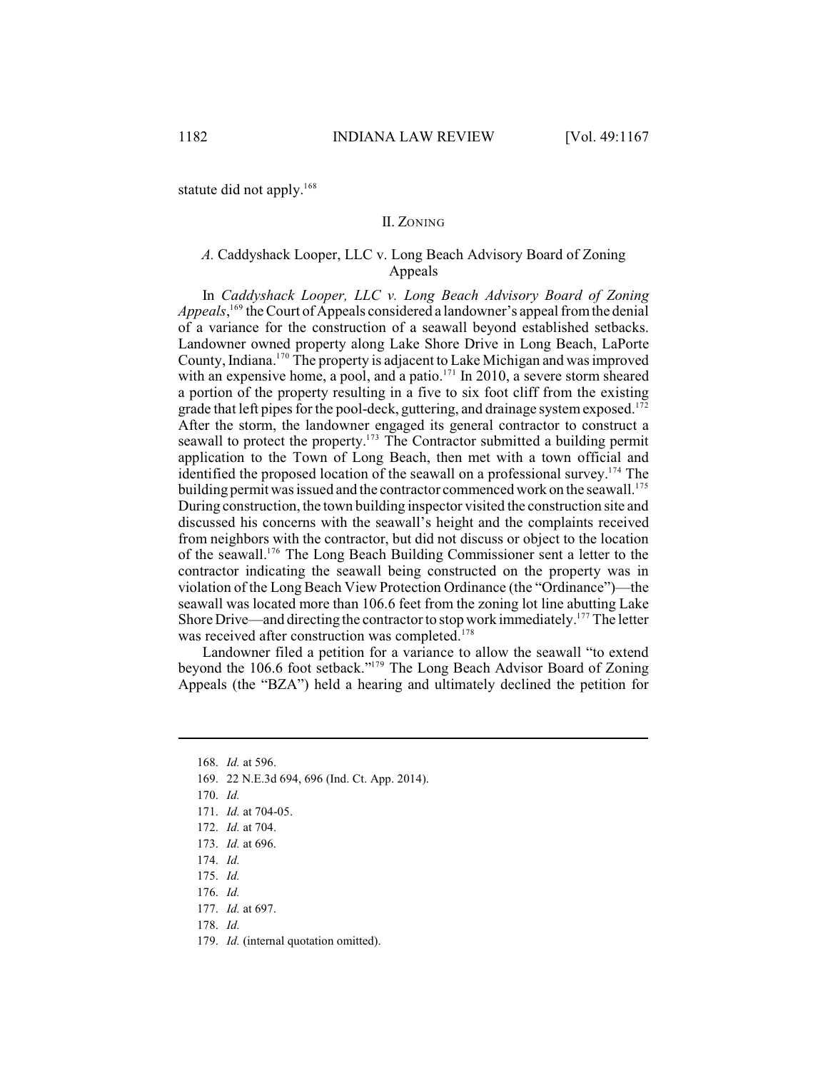statute did not apply.[168]

## II. ZONING

### *A.* Caddyshack Looper, LLC v. Long Beach Advisory Board of Zoning Appeals

In *Caddyshack Looper, LLC v. Long Beach Advisory Board of Zoning Appeals*,[169] the Court of Appeals considered a landowner's appeal from the denial of a variance for the construction of a seawall beyond established setbacks. Landowner owned property along Lake Shore Drive in Long Beach, LaPorte County, Indiana.[170] The property is adjacent to Lake Michigan and was improved with an expensive home, a pool, and a patio.[171] In 2010, a severe storm sheared a portion of the property resulting in a five to six foot cliff from the existing grade that left pipes for the pool-deck, guttering, and drainage system exposed.[172] After the storm, the landowner engaged its general contractor to construct a seawall to protect the property.[173] The Contractor submitted a building permit application to the Town of Long Beach, then met with a town official and identified the proposed location of the seawall on a professional survey.[174] The building permit was issued and the contractor commenced work on the seawall.[175] During construction, the town building inspector visited the construction site and discussed his concerns with the seawall's height and the complaints received from neighbors with the contractor, but did not discuss or object to the location of the seawall.[176] The Long Beach Building Commissioner sent a letter to the contractor indicating the seawall being constructed on the property was in violation of the Long Beach View Protection Ordinance (the "Ordinance")—the seawall was located more than 106.6 feet from the zoning lot line abutting Lake Shore Drive—and directing the contractor to stop work immediately.[177] The letter was received after construction was completed.[178]

Landowner filed a petition for a variance to allow the seawall "to extend beyond the 106.6 foot setback."[179] The Long Beach Advisor Board of Zoning Appeals (the "BZA") held a hearing and ultimately declined the petition for

---

168. *Id.* at 596.
169. 22 N.E.3d 694, 696 (Ind. Ct. App. 2014).
170. *Id.*
171. *Id.* at 704-05.
172. *Id.* at 704.
173. *Id.* at 696.
174. *Id.*
175. *Id.*
176. *Id.*
177. *Id.* at 697.
178. *Id.*
179. *Id.* (internal quotation omitted).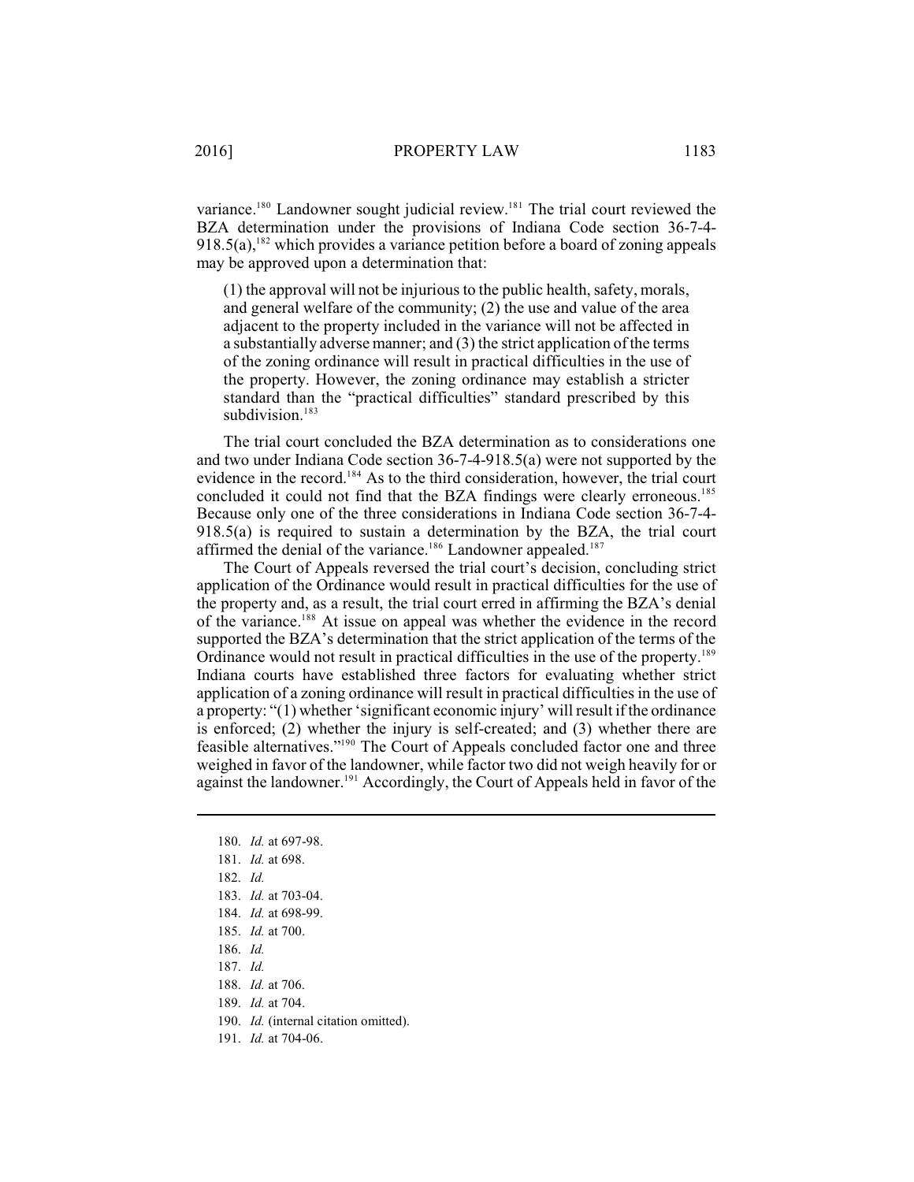variance.[180] Landowner sought judicial review.[181] The trial court reviewed the BZA determination under the provisions of Indiana Code section 36-7-4-918.5(a),[182] which provides a variance petition before a board of zoning appeals may be approved upon a determination that:

> (1) the approval will not be injurious to the public health, safety, morals, and general welfare of the community; (2) the use and value of the area adjacent to the property included in the variance will not be affected in a substantially adverse manner; and (3) the strict application of the terms of the zoning ordinance will result in practical difficulties in the use of the property. However, the zoning ordinance may establish a stricter standard than the "practical difficulties" standard prescribed by this subdivision.[183]

The trial court concluded the BZA determination as to considerations one and two under Indiana Code section 36-7-4-918.5(a) were not supported by the evidence in the record.[184] As to the third consideration, however, the trial court concluded it could not find that the BZA findings were clearly erroneous.[185] Because only one of the three considerations in Indiana Code section 36-7-4-918.5(a) is required to sustain a determination by the BZA, the trial court affirmed the denial of the variance.[186] Landowner appealed.[187]

The Court of Appeals reversed the trial court's decision, concluding strict application of the Ordinance would result in practical difficulties for the use of the property and, as a result, the trial court erred in affirming the BZA's denial of the variance.[188] At issue on appeal was whether the evidence in the record supported the BZA's determination that the strict application of the terms of the Ordinance would not result in practical difficulties in the use of the property.[189] Indiana courts have established three factors for evaluating whether strict application of a zoning ordinance will result in practical difficulties in the use of a property: "(1) whether 'significant economic injury' will result if the ordinance is enforced; (2) whether the injury is self-created; and (3) whether there are feasible alternatives."[190] The Court of Appeals concluded factor one and three weighed in favor of the landowner, while factor two did not weigh heavily for or against the landowner.[191] Accordingly, the Court of Appeals held in favor of the

---

180. *Id.* at 697-98.
181. *Id.* at 698.
182. *Id.*
183. *Id.* at 703-04.
184. *Id.* at 698-99.
185. *Id.* at 700.
186. *Id.*
187. *Id.*
188. *Id.* at 706.
189. *Id.* at 704.
190. *Id.* (internal citation omitted).
191. *Id.* at 704-06.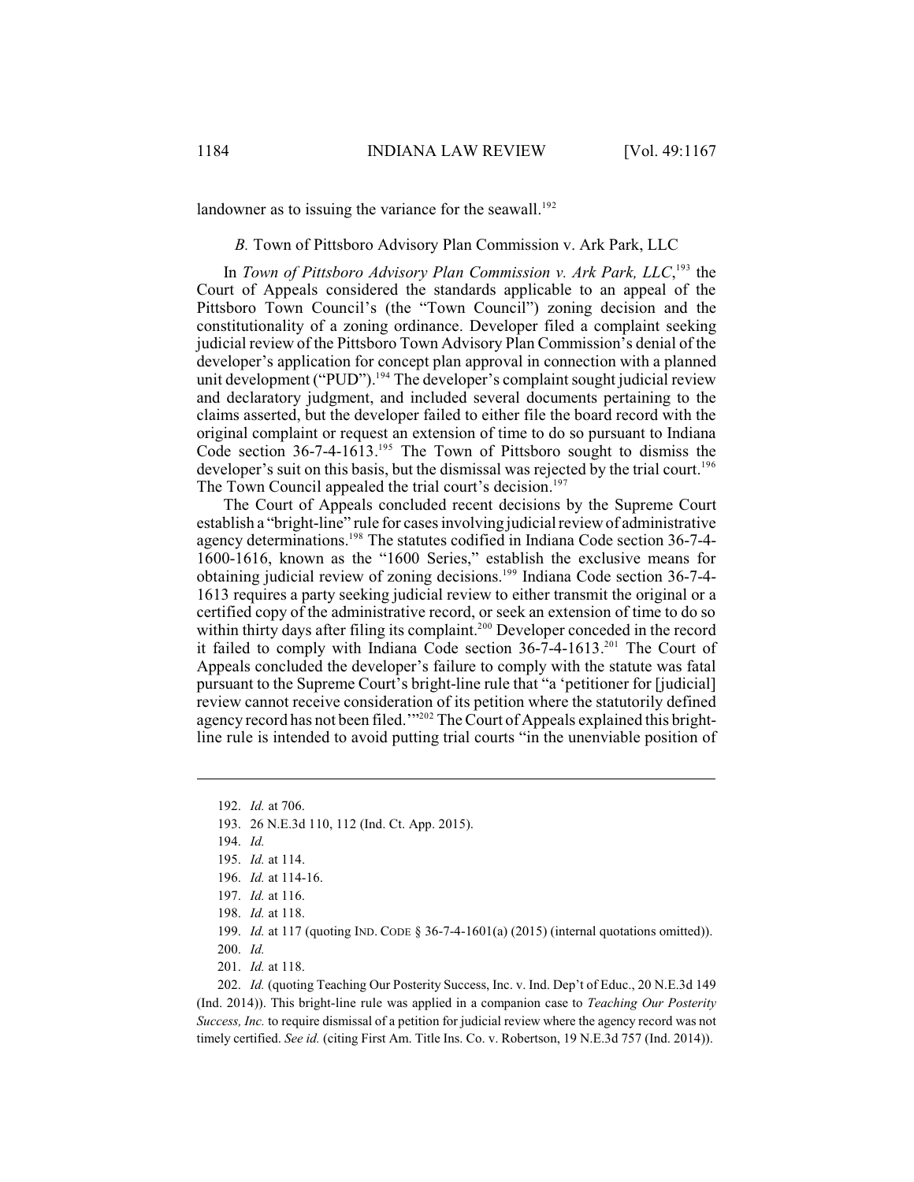landowner as to issuing the variance for the seawall.[192]

### *B.* Town of Pittsboro Advisory Plan Commission v. Ark Park, LLC

In *Town of Pittsboro Advisory Plan Commission v. Ark Park, LLC*,[193] the Court of Appeals considered the standards applicable to an appeal of the Pittsboro Town Council's (the "Town Council") zoning decision and the constitutionality of a zoning ordinance. Developer filed a complaint seeking judicial review of the Pittsboro Town Advisory Plan Commission's denial of the developer's application for concept plan approval in connection with a planned unit development ("PUD").[194] The developer's complaint sought judicial review and declaratory judgment, and included several documents pertaining to the claims asserted, but the developer failed to either file the board record with the original complaint or request an extension of time to do so pursuant to Indiana Code section 36-7-4-1613.[195] The Town of Pittsboro sought to dismiss the developer's suit on this basis, but the dismissal was rejected by the trial court.[196] The Town Council appealed the trial court's decision.[197]

The Court of Appeals concluded recent decisions by the Supreme Court establish a "bright-line" rule for cases involving judicial review of administrative agency determinations.[198] The statutes codified in Indiana Code section 36-7-4-1600-1616, known as the "1600 Series," establish the exclusive means for obtaining judicial review of zoning decisions.[199] Indiana Code section 36-7-4-1613 requires a party seeking judicial review to either transmit the original or a certified copy of the administrative record, or seek an extension of time to do so within thirty days after filing its complaint.[200] Developer conceded in the record it failed to comply with Indiana Code section 36-7-4-1613.[201] The Court of Appeals concluded the developer's failure to comply with the statute was fatal pursuant to the Supreme Court's bright-line rule that "a 'petitioner for [judicial] review cannot receive consideration of its petition where the statutorily defined agency record has not been filed.'"[202] The Court of Appeals explained this bright-line rule is intended to avoid putting trial courts "in the unenviable position of

---

192. *Id.* at 706.

193. 26 N.E.3d 110, 112 (Ind. Ct. App. 2015).

194. *Id.*

195. *Id.* at 114.

196. *Id.* at 114-16.

197. *Id.* at 116.

198. *Id.* at 118.

199. *Id.* at 117 (quoting IND. CODE § 36-7-4-1601(a) (2015) (internal quotations omitted)).

200. *Id.*

201. *Id.* at 118.

202. *Id.* (quoting Teaching Our Posterity Success, Inc. v. Ind. Dep't of Educ., 20 N.E.3d 149 (Ind. 2014)). This bright-line rule was applied in a companion case to *Teaching Our Posterity Success, Inc.* to require dismissal of a petition for judicial review where the agency record was not timely certified. *See id.* (citing First Am. Title Ins. Co. v. Robertson, 19 N.E.3d 757 (Ind. 2014)).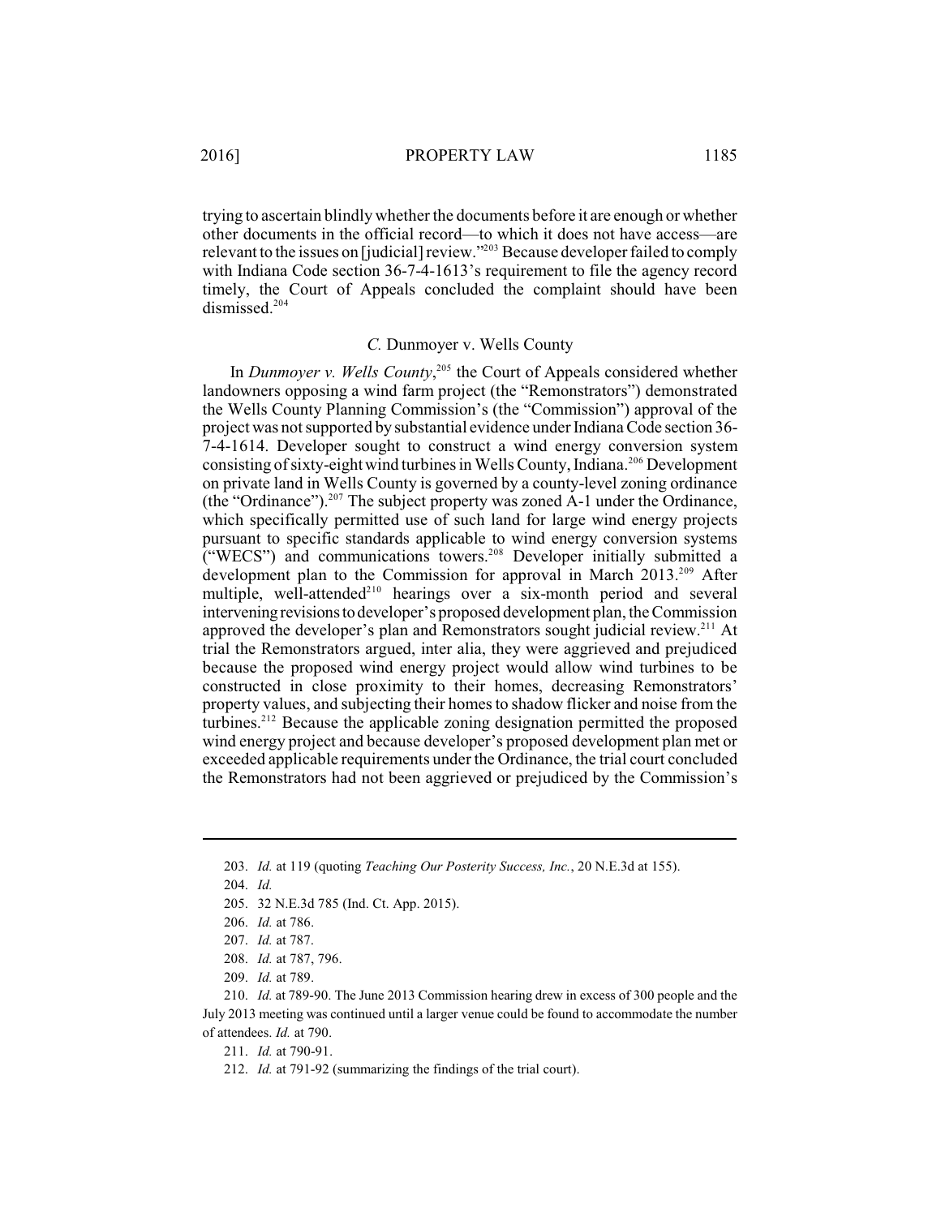trying to ascertain blindly whether the documents before it are enough or whether other documents in the official record—to which it does not have access—are relevant to the issues on [judicial] review."[203] Because developer failed to comply with Indiana Code section 36-7-4-1613's requirement to file the agency record timely, the Court of Appeals concluded the complaint should have been dismissed.[204]

### *C.* Dunmoyer v. Wells County

In *Dunmoyer v. Wells County*,[205] the Court of Appeals considered whether landowners opposing a wind farm project (the "Remonstrators") demonstrated the Wells County Planning Commission's (the "Commission") approval of the project was not supported by substantial evidence under Indiana Code section 36-7-4-1614. Developer sought to construct a wind energy conversion system consisting of sixty-eight wind turbines in Wells County, Indiana.[206] Development on private land in Wells County is governed by a county-level zoning ordinance (the "Ordinance").[207] The subject property was zoned A-1 under the Ordinance, which specifically permitted use of such land for large wind energy projects pursuant to specific standards applicable to wind energy conversion systems ("WECS") and communications towers.[208] Developer initially submitted a development plan to the Commission for approval in March 2013.[209] After multiple, well-attended[210] hearings over a six-month period and several intervening revisions to developer's proposed development plan, the Commission approved the developer's plan and Remonstrators sought judicial review.[211] At trial the Remonstrators argued, inter alia, they were aggrieved and prejudiced because the proposed wind energy project would allow wind turbines to be constructed in close proximity to their homes, decreasing Remonstrators' property values, and subjecting their homes to shadow flicker and noise from the turbines.[212] Because the applicable zoning designation permitted the proposed wind energy project and because developer's proposed development plan met or exceeded applicable requirements under the Ordinance, the trial court concluded the Remonstrators had not been aggrieved or prejudiced by the Commission's

---

203. *Id.* at 119 (quoting *Teaching Our Posterity Success, Inc.*, 20 N.E.3d at 155).

204. *Id.*

205. 32 N.E.3d 785 (Ind. Ct. App. 2015).

206. *Id.* at 786.

207. *Id.* at 787.

208. *Id.* at 787, 796.

209. *Id.* at 789.

210. *Id.* at 789-90. The June 2013 Commission hearing drew in excess of 300 people and the July 2013 meeting was continued until a larger venue could be found to accommodate the number of attendees. *Id.* at 790.

211. *Id.* at 790-91.

212. *Id.* at 791-92 (summarizing the findings of the trial court).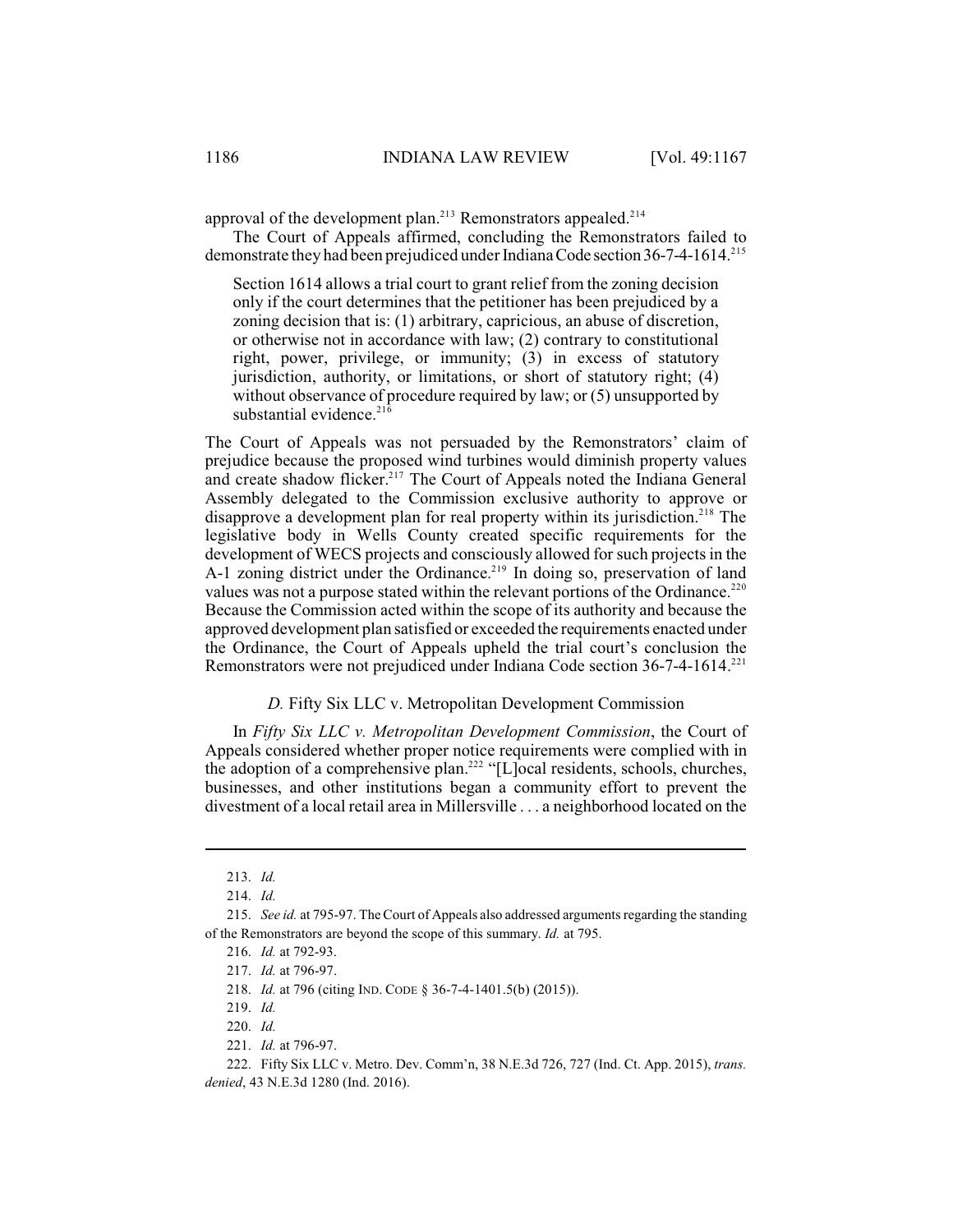approval of the development plan.[213] Remonstrators appealed.[214]

The Court of Appeals affirmed, concluding the Remonstrators failed to demonstrate they had been prejudiced under Indiana Code section 36-7-4-1614.[215]

> Section 1614 allows a trial court to grant relief from the zoning decision only if the court determines that the petitioner has been prejudiced by a zoning decision that is: (1) arbitrary, capricious, an abuse of discretion, or otherwise not in accordance with law; (2) contrary to constitutional right, power, privilege, or immunity; (3) in excess of statutory jurisdiction, authority, or limitations, or short of statutory right; (4) without observance of procedure required by law; or (5) unsupported by substantial evidence.[216]

The Court of Appeals was not persuaded by the Remonstrators' claim of prejudice because the proposed wind turbines would diminish property values and create shadow flicker.[217] The Court of Appeals noted the Indiana General Assembly delegated to the Commission exclusive authority to approve or disapprove a development plan for real property within its jurisdiction.[218] The legislative body in Wells County created specific requirements for the development of WECS projects and consciously allowed for such projects in the A-1 zoning district under the Ordinance.[219] In doing so, preservation of land values was not a purpose stated within the relevant portions of the Ordinance.[220] Because the Commission acted within the scope of its authority and because the approved development plan satisfied or exceeded the requirements enacted under the Ordinance, the Court of Appeals upheld the trial court's conclusion the Remonstrators were not prejudiced under Indiana Code section 36-7-4-1614.[221]

### *D.* Fifty Six LLC v. Metropolitan Development Commission

In *Fifty Six LLC v. Metropolitan Development Commission*, the Court of Appeals considered whether proper notice requirements were complied with in the adoption of a comprehensive plan.[222] "[L]ocal residents, schools, churches, businesses, and other institutions began a community effort to prevent the divestment of a local retail area in Millersville . . . a neighborhood located on the

---

213. *Id.*

214. *Id.*

215. *See id.* at 795-97. The Court of Appeals also addressed arguments regarding the standing of the Remonstrators are beyond the scope of this summary. *Id.* at 795.

216. *Id.* at 792-93.

217. *Id.* at 796-97.

218. *Id.* at 796 (citing IND. CODE § 36-7-4-1401.5(b) (2015)).

219. *Id.*

220. *Id.*

221. *Id.* at 796-97.

222. Fifty Six LLC v. Metro. Dev. Comm'n, 38 N.E.3d 726, 727 (Ind. Ct. App. 2015), *trans. denied*, 43 N.E.3d 1280 (Ind. 2016).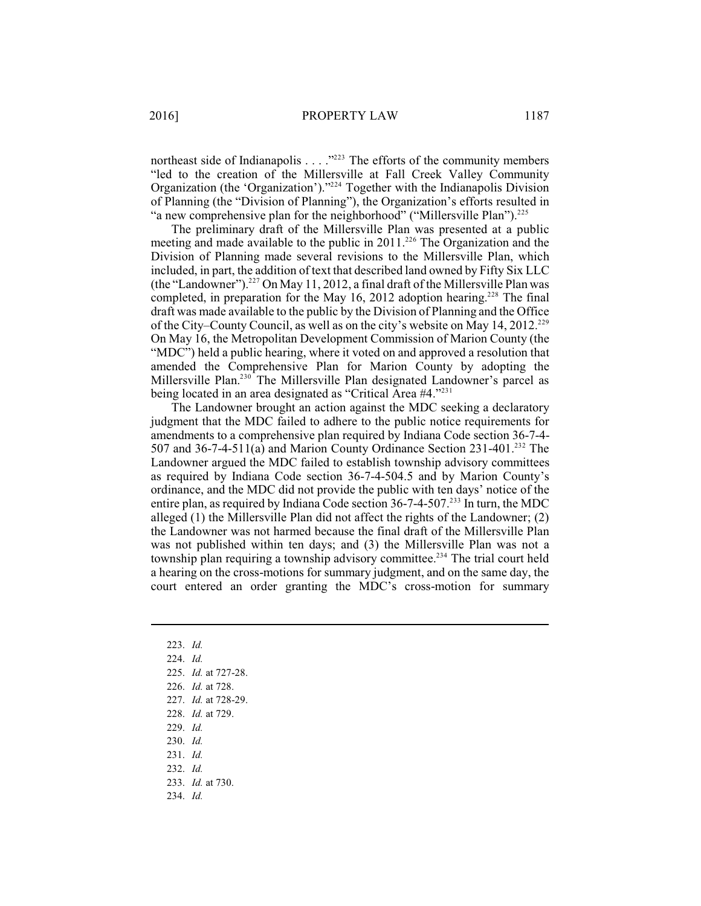northeast side of Indianapolis . . . ."[223] The efforts of the community members "led to the creation of the Millersville at Fall Creek Valley Community Organization (the 'Organization')."[224] Together with the Indianapolis Division of Planning (the "Division of Planning"), the Organization's efforts resulted in "a new comprehensive plan for the neighborhood" ("Millersville Plan").[225]

The preliminary draft of the Millersville Plan was presented at a public meeting and made available to the public in 2011.[226] The Organization and the Division of Planning made several revisions to the Millersville Plan, which included, in part, the addition of text that described land owned by Fifty Six LLC (the "Landowner").[227] On May 11, 2012, a final draft of the Millersville Plan was completed, in preparation for the May 16, 2012 adoption hearing.[228] The final draft was made available to the public by the Division of Planning and the Office of the City–County Council, as well as on the city's website on May 14, 2012.[229] On May 16, the Metropolitan Development Commission of Marion County (the "MDC") held a public hearing, where it voted on and approved a resolution that amended the Comprehensive Plan for Marion County by adopting the Millersville Plan.[230] The Millersville Plan designated Landowner's parcel as being located in an area designated as "Critical Area #4."[231]

The Landowner brought an action against the MDC seeking a declaratory judgment that the MDC failed to adhere to the public notice requirements for amendments to a comprehensive plan required by Indiana Code section 36-7-4-507 and 36-7-4-511(a) and Marion County Ordinance Section 231-401.[232] The Landowner argued the MDC failed to establish township advisory committees as required by Indiana Code section 36-7-4-504.5 and by Marion County's ordinance, and the MDC did not provide the public with ten days' notice of the entire plan, as required by Indiana Code section 36-7-4-507.[233] In turn, the MDC alleged (1) the Millersville Plan did not affect the rights of the Landowner; (2) the Landowner was not harmed because the final draft of the Millersville Plan was not published within ten days; and (3) the Millersville Plan was not a township plan requiring a township advisory committee.[234] The trial court held a hearing on the cross-motions for summary judgment, and on the same day, the court entered an order granting the MDC's cross-motion for summary

---

223. *Id.*
224. *Id.*
225. *Id.* at 727-28.
226. *Id.* at 728.
227. *Id.* at 728-29.
228. *Id.* at 729.
229. *Id.*
230. *Id.*
231. *Id.*
232. *Id.*
233. *Id.* at 730.
234. *Id.*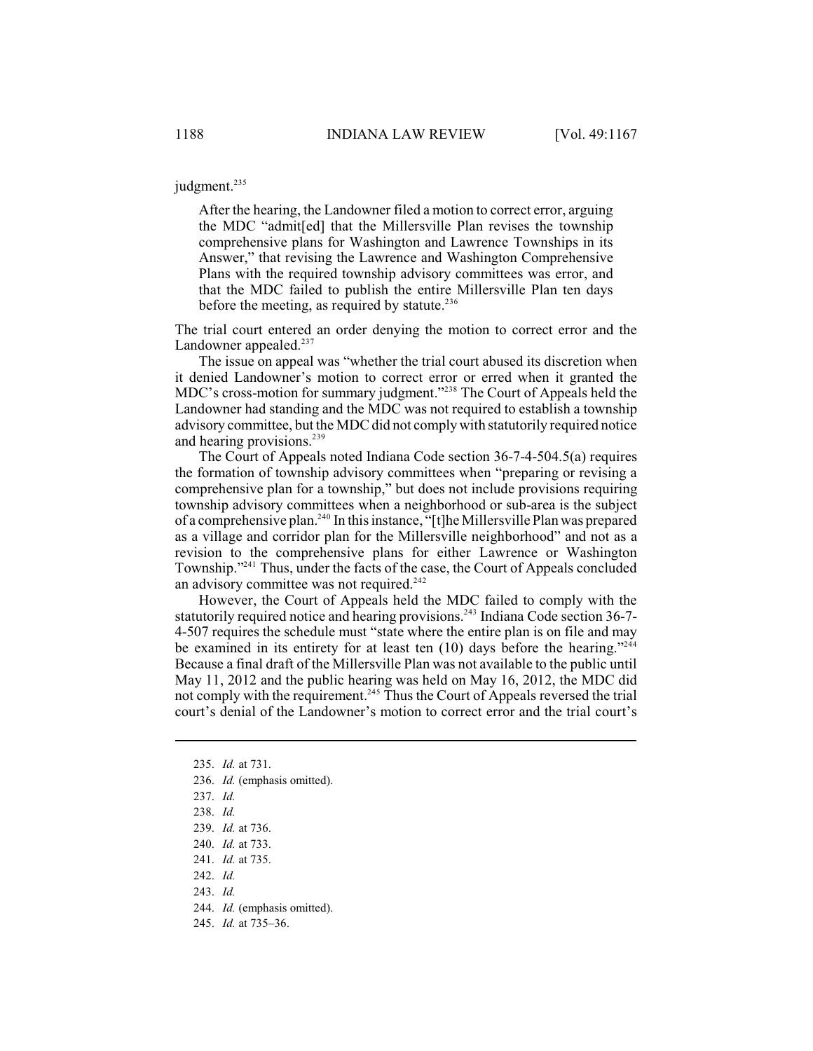judgment.[235]

> After the hearing, the Landowner filed a motion to correct error, arguing the MDC "admit[ed] that the Millersville Plan revises the township comprehensive plans for Washington and Lawrence Townships in its Answer," that revising the Lawrence and Washington Comprehensive Plans with the required township advisory committees was error, and that the MDC failed to publish the entire Millersville Plan ten days before the meeting, as required by statute.[236]

The trial court entered an order denying the motion to correct error and the Landowner appealed.[237]

The issue on appeal was "whether the trial court abused its discretion when it denied Landowner's motion to correct error or erred when it granted the MDC's cross-motion for summary judgment."[238] The Court of Appeals held the Landowner had standing and the MDC was not required to establish a township advisory committee, but the MDC did not comply with statutorily required notice and hearing provisions.[239]

The Court of Appeals noted Indiana Code section 36-7-4-504.5(a) requires the formation of township advisory committees when "preparing or revising a comprehensive plan for a township," but does not include provisions requiring township advisory committees when a neighborhood or sub-area is the subject of a comprehensive plan.[240] In this instance, "[t]he Millersville Plan was prepared as a village and corridor plan for the Millersville neighborhood" and not as a revision to the comprehensive plans for either Lawrence or Washington Township."[241] Thus, under the facts of the case, the Court of Appeals concluded an advisory committee was not required.[242]

However, the Court of Appeals held the MDC failed to comply with the statutorily required notice and hearing provisions.[243] Indiana Code section 36-7-4-507 requires the schedule must "state where the entire plan is on file and may be examined in its entirety for at least ten (10) days before the hearing."[244] Because a final draft of the Millersville Plan was not available to the public until May 11, 2012 and the public hearing was held on May 16, 2012, the MDC did not comply with the requirement.[245] Thus the Court of Appeals reversed the trial court's denial of the Landowner's motion to correct error and the trial court's

---

235. *Id.* at 731.
236. *Id.* (emphasis omitted).
237. *Id.*
238. *Id.*
239. *Id.* at 736.
240. *Id.* at 733.
241. *Id.* at 735.
242. *Id.*
243. *Id.*
244. *Id.* (emphasis omitted).
245. *Id.* at 735–36.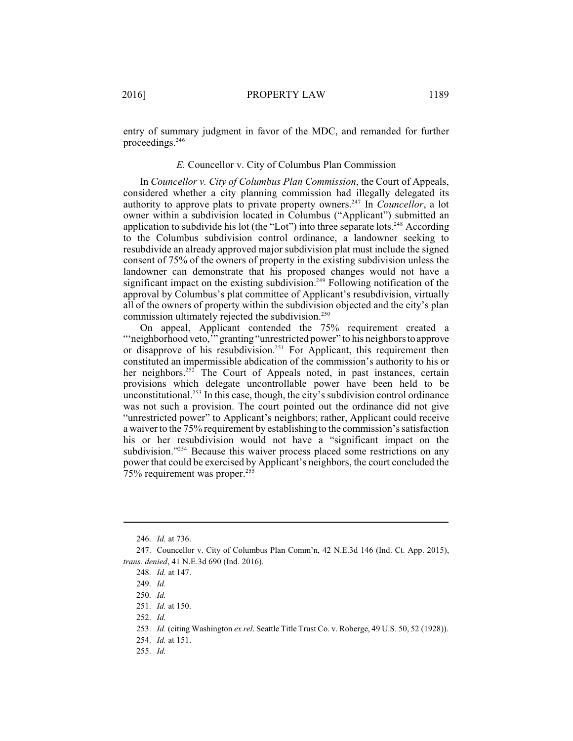entry of summary judgment in favor of the MDC, and remanded for further proceedings.[246]

### *E.* Councellor v. City of Columbus Plan Commission

In *Councellor v. City of Columbus Plan Commission*, the Court of Appeals, considered whether a city planning commission had illegally delegated its authority to approve plats to private property owners.[247] In *Councellor*, a lot owner within a subdivision located in Columbus ("Applicant") submitted an application to subdivide his lot (the "Lot") into three separate lots.[248] According to the Columbus subdivision control ordinance, a landowner seeking to resubdivide an already approved major subdivision plat must include the signed consent of 75% of the owners of property in the existing subdivision unless the landowner can demonstrate that his proposed changes would not have a significant impact on the existing subdivision.[249] Following notification of the approval by Columbus's plat committee of Applicant's resubdivision, virtually all of the owners of property within the subdivision objected and the city's plan commission ultimately rejected the subdivision.[250]

On appeal, Applicant contended the 75% requirement created a "'neighborhood veto,'" granting "unrestricted power" to his neighbors to approve or disapprove of his resubdivision.[251] For Applicant, this requirement then constituted an impermissible abdication of the commission's authority to his or her neighbors.[252] The Court of Appeals noted, in past instances, certain provisions which delegate uncontrollable power have been held to be unconstitutional.[253] In this case, though, the city's subdivision control ordinance was not such a provision. The court pointed out the ordinance did not give "unrestricted power" to Applicant's neighbors; rather, Applicant could receive a waiver to the 75% requirement by establishing to the commission's satisfaction his or her resubdivision would not have a "significant impact on the subdivision."[254] Because this waiver process placed some restrictions on any power that could be exercised by Applicant's neighbors, the court concluded the 75% requirement was proper.[255]

---

246. *Id.* at 736.

247. Councellor v. City of Columbus Plan Comm'n, 42 N.E.3d 146 (Ind. Ct. App. 2015), *trans. denied*, 41 N.E.3d 690 (Ind. 2016).

248. *Id.* at 147.

249. *Id.*

250. *Id.*

251. *Id.* at 150.

252. *Id.*

253. *Id.* (citing Washington *ex rel*. Seattle Title Trust Co. v. Roberge, 49 U.S. 50, 52 (1928)).

254. *Id.* at 151.

255. *Id.*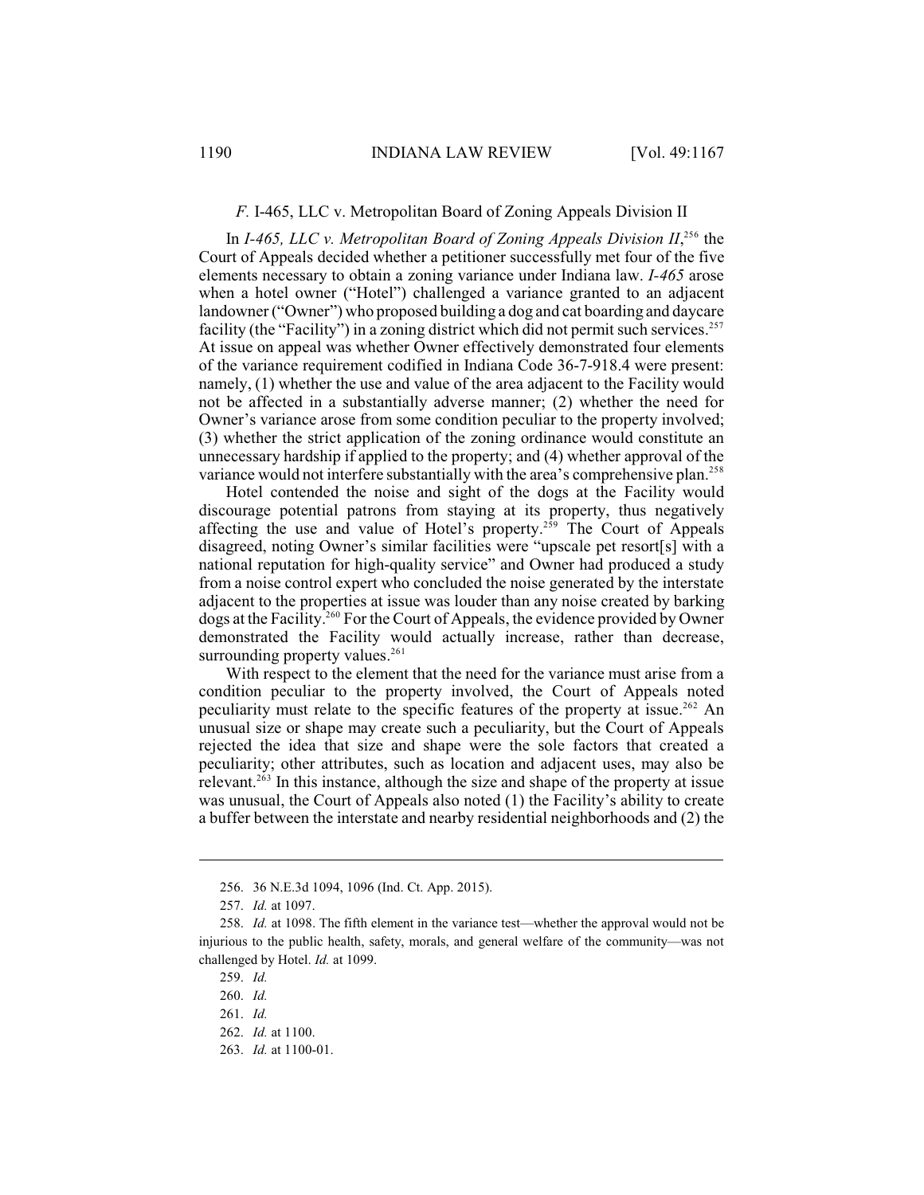### *F.* I-465, LLC v. Metropolitan Board of Zoning Appeals Division II

In *I-465, LLC v. Metropolitan Board of Zoning Appeals Division II*,[256] the Court of Appeals decided whether a petitioner successfully met four of the five elements necessary to obtain a zoning variance under Indiana law. *I-465* arose when a hotel owner ("Hotel") challenged a variance granted to an adjacent landowner ("Owner") who proposed building a dog and cat boarding and daycare facility (the "Facility") in a zoning district which did not permit such services.[257] At issue on appeal was whether Owner effectively demonstrated four elements of the variance requirement codified in Indiana Code 36-7-918.4 were present: namely, (1) whether the use and value of the area adjacent to the Facility would not be affected in a substantially adverse manner; (2) whether the need for Owner's variance arose from some condition peculiar to the property involved; (3) whether the strict application of the zoning ordinance would constitute an unnecessary hardship if applied to the property; and (4) whether approval of the variance would not interfere substantially with the area's comprehensive plan.[258]

Hotel contended the noise and sight of the dogs at the Facility would discourage potential patrons from staying at its property, thus negatively affecting the use and value of Hotel's property.[259] The Court of Appeals disagreed, noting Owner's similar facilities were "upscale pet resort[s] with a national reputation for high-quality service" and Owner had produced a study from a noise control expert who concluded the noise generated by the interstate adjacent to the properties at issue was louder than any noise created by barking dogs at the Facility.[260] For the Court of Appeals, the evidence provided by Owner demonstrated the Facility would actually increase, rather than decrease, surrounding property values.[261]

With respect to the element that the need for the variance must arise from a condition peculiar to the property involved, the Court of Appeals noted peculiarity must relate to the specific features of the property at issue.[262] An unusual size or shape may create such a peculiarity, but the Court of Appeals rejected the idea that size and shape were the sole factors that created a peculiarity; other attributes, such as location and adjacent uses, may also be relevant.[263] In this instance, although the size and shape of the property at issue was unusual, the Court of Appeals also noted (1) the Facility's ability to create a buffer between the interstate and nearby residential neighborhoods and (2) the

---

256. 36 N.E.3d 1094, 1096 (Ind. Ct. App. 2015).

257. *Id.* at 1097.

258. *Id.* at 1098. The fifth element in the variance test—whether the approval would not be injurious to the public health, safety, morals, and general welfare of the community—was not challenged by Hotel. *Id.* at 1099.

259. *Id.*

260. *Id.*

261. *Id.*

262. *Id.* at 1100.

263. *Id.* at 1100-01.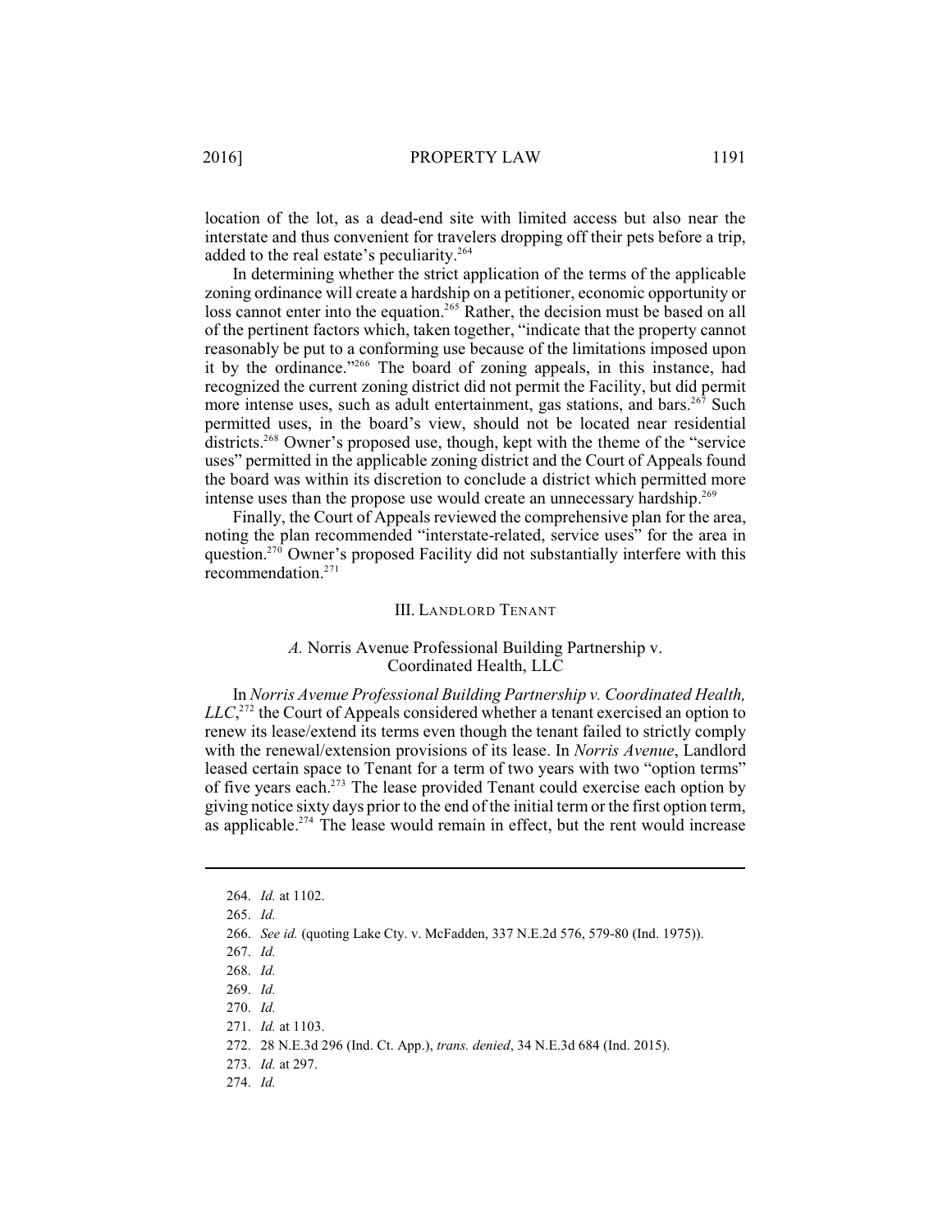location of the lot, as a dead-end site with limited access but also near the interstate and thus convenient for travelers dropping off their pets before a trip, added to the real estate's peculiarity.[264]

In determining whether the strict application of the terms of the applicable zoning ordinance will create a hardship on a petitioner, economic opportunity or loss cannot enter into the equation.[265] Rather, the decision must be based on all of the pertinent factors which, taken together, "indicate that the property cannot reasonably be put to a conforming use because of the limitations imposed upon it by the ordinance."[266] The board of zoning appeals, in this instance, had recognized the current zoning district did not permit the Facility, but did permit more intense uses, such as adult entertainment, gas stations, and bars.[267] Such permitted uses, in the board's view, should not be located near residential districts.[268] Owner's proposed use, though, kept with the theme of the "service uses" permitted in the applicable zoning district and the Court of Appeals found the board was within its discretion to conclude a district which permitted more intense uses than the propose use would create an unnecessary hardship.[269]

Finally, the Court of Appeals reviewed the comprehensive plan for the area, noting the plan recommended "interstate-related, service uses" for the area in question.[270] Owner's proposed Facility did not substantially interfere with this recommendation.[271]

## III. Landlord Tenant

### *A.* Norris Avenue Professional Building Partnership v. Coordinated Health, LLC

In *Norris Avenue Professional Building Partnership v. Coordinated Health, LLC*,[272] the Court of Appeals considered whether a tenant exercised an option to renew its lease/extend its terms even though the tenant failed to strictly comply with the renewal/extension provisions of its lease. In *Norris Avenue*, Landlord leased certain space to Tenant for a term of two years with two "option terms" of five years each.[273] The lease provided Tenant could exercise each option by giving notice sixty days prior to the end of the initial term or the first option term, as applicable.[274] The lease would remain in effect, but the rent would increase

---

264. *Id.* at 1102.

265. *Id.*

266. *See id.* (quoting Lake Cty. v. McFadden, 337 N.E.2d 576, 579-80 (Ind. 1975)).

267. *Id.*

268. *Id.*

269. *Id.*

270. *Id.*

271. *Id.* at 1103.

272. 28 N.E.3d 296 (Ind. Ct. App.), *trans. denied*, 34 N.E.3d 684 (Ind. 2015).

273. *Id.* at 297.

274. *Id.*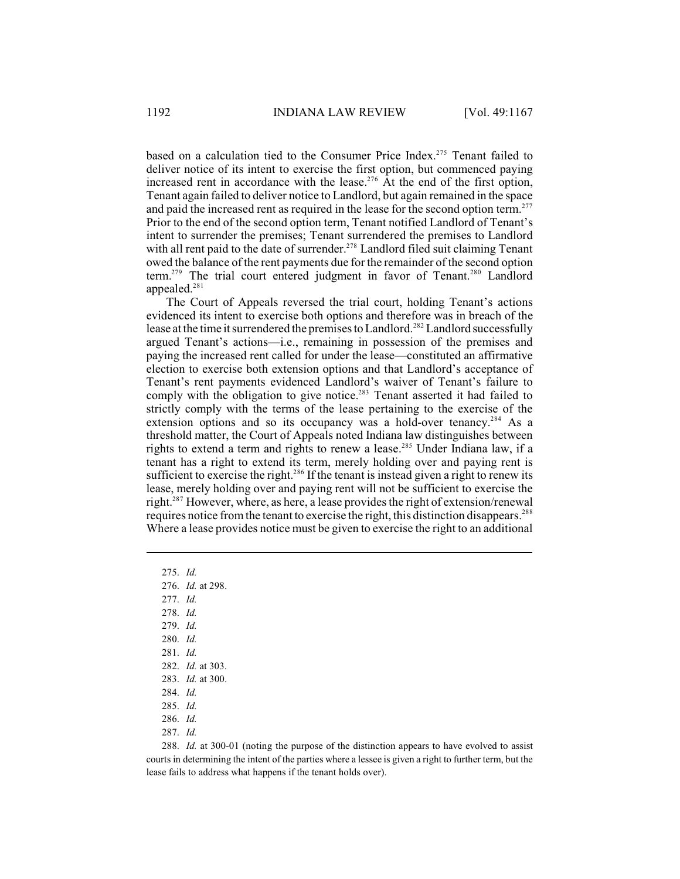based on a calculation tied to the Consumer Price Index.[275] Tenant failed to deliver notice of its intent to exercise the first option, but commenced paying increased rent in accordance with the lease.[276] At the end of the first option, Tenant again failed to deliver notice to Landlord, but again remained in the space and paid the increased rent as required in the lease for the second option term.[277] Prior to the end of the second option term, Tenant notified Landlord of Tenant's intent to surrender the premises; Tenant surrendered the premises to Landlord with all rent paid to the date of surrender.[278] Landlord filed suit claiming Tenant owed the balance of the rent payments due for the remainder of the second option term.[279] The trial court entered judgment in favor of Tenant.[280] Landlord appealed.[281]

The Court of Appeals reversed the trial court, holding Tenant's actions evidenced its intent to exercise both options and therefore was in breach of the lease at the time it surrendered the premises to Landlord.[282] Landlord successfully argued Tenant's actions—i.e., remaining in possession of the premises and paying the increased rent called for under the lease—constituted an affirmative election to exercise both extension options and that Landlord's acceptance of Tenant's rent payments evidenced Landlord's waiver of Tenant's failure to comply with the obligation to give notice.[283] Tenant asserted it had failed to strictly comply with the terms of the lease pertaining to the exercise of the extension options and so its occupancy was a hold-over tenancy.[284] As a threshold matter, the Court of Appeals noted Indiana law distinguishes between rights to extend a term and rights to renew a lease.[285] Under Indiana law, if a tenant has a right to extend its term, merely holding over and paying rent is sufficient to exercise the right.[286] If the tenant is instead given a right to renew its lease, merely holding over and paying rent will not be sufficient to exercise the right.[287] However, where, as here, a lease provides the right of extension/renewal requires notice from the tenant to exercise the right, this distinction disappears.[288] Where a lease provides notice must be given to exercise the right to an additional

---

275. *Id.*

276. *Id.* at 298.

277. *Id.*

278. *Id.*

279. *Id.*

280. *Id.*

281. *Id.*

282. *Id.* at 303.

283. *Id.* at 300.

284. *Id.*

285. *Id.*

286. *Id.*

287. *Id.*

288. *Id.* at 300-01 (noting the purpose of the distinction appears to have evolved to assist courts in determining the intent of the parties where a lessee is given a right to further term, but the lease fails to address what happens if the tenant holds over).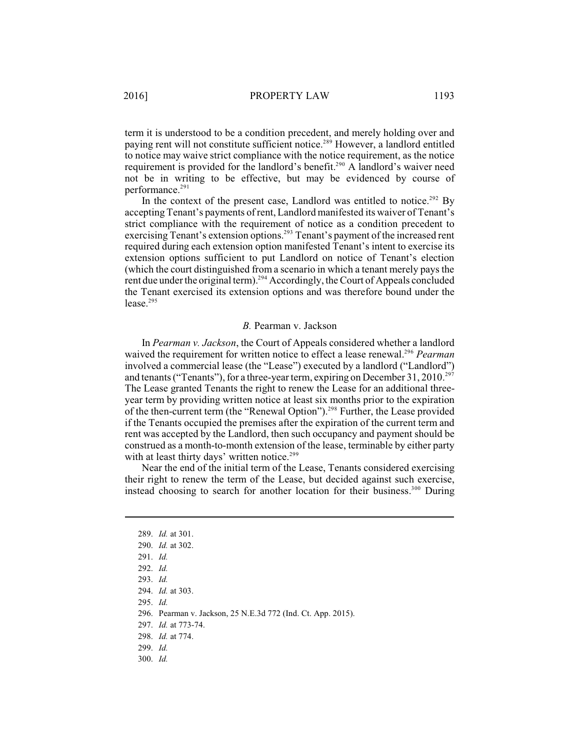term it is understood to be a condition precedent, and merely holding over and paying rent will not constitute sufficient notice.[289] However, a landlord entitled to notice may waive strict compliance with the notice requirement, as the notice requirement is provided for the landlord's benefit.[290] A landlord's waiver need not be in writing to be effective, but may be evidenced by course of performance.[291]

In the context of the present case, Landlord was entitled to notice.[292] By accepting Tenant's payments of rent, Landlord manifested its waiver of Tenant's strict compliance with the requirement of notice as a condition precedent to exercising Tenant's extension options.[293] Tenant's payment of the increased rent required during each extension option manifested Tenant's intent to exercise its extension options sufficient to put Landlord on notice of Tenant's election (which the court distinguished from a scenario in which a tenant merely pays the rent due under the original term).[294] Accordingly, the Court of Appeals concluded the Tenant exercised its extension options and was therefore bound under the lease.[295]

### *B.* Pearman v. Jackson

In *Pearman v. Jackson*, the Court of Appeals considered whether a landlord waived the requirement for written notice to effect a lease renewal.[296] *Pearman* involved a commercial lease (the "Lease") executed by a landlord ("Landlord") and tenants ("Tenants"), for a three-year term, expiring on December 31, 2010.[297] The Lease granted Tenants the right to renew the Lease for an additional three-year term by providing written notice at least six months prior to the expiration of the then-current term (the "Renewal Option").[298] Further, the Lease provided if the Tenants occupied the premises after the expiration of the current term and rent was accepted by the Landlord, then such occupancy and payment should be construed as a month-to-month extension of the lease, terminable by either party with at least thirty days' written notice.[299]

Near the end of the initial term of the Lease, Tenants considered exercising their right to renew the term of the Lease, but decided against such exercise, instead choosing to search for another location for their business.[300] During

---

289. *Id.* at 301.
290. *Id.* at 302.
291. *Id.*
292. *Id.*
293. *Id.*
294. *Id.* at 303.
295. *Id.*
296. Pearman v. Jackson, 25 N.E.3d 772 (Ind. Ct. App. 2015).
297. *Id.* at 773-74.
298. *Id.* at 774.
299. *Id.*
300. *Id.*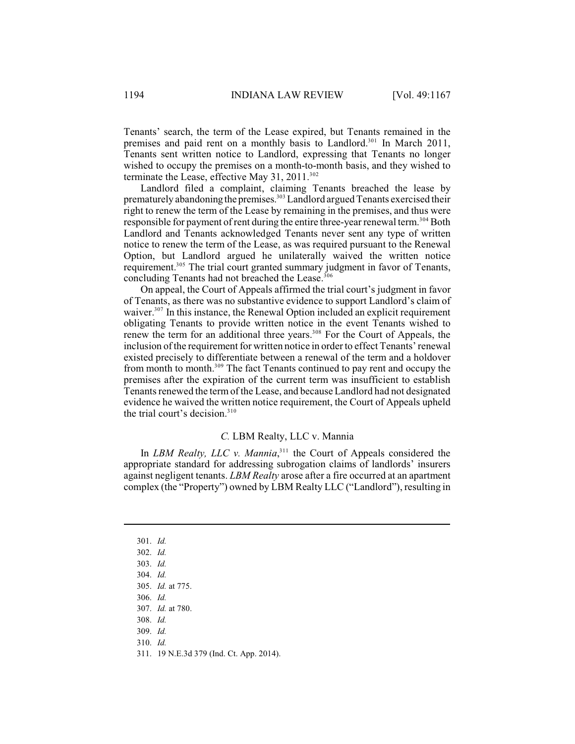Tenants' search, the term of the Lease expired, but Tenants remained in the premises and paid rent on a monthly basis to Landlord.[301] In March 2011, Tenants sent written notice to Landlord, expressing that Tenants no longer wished to occupy the premises on a month-to-month basis, and they wished to terminate the Lease, effective May 31, 2011.[302]

Landlord filed a complaint, claiming Tenants breached the lease by prematurely abandoning the premises.[303] Landlord argued Tenants exercised their right to renew the term of the Lease by remaining in the premises, and thus were responsible for payment of rent during the entire three-year renewal term.[304] Both Landlord and Tenants acknowledged Tenants never sent any type of written notice to renew the term of the Lease, as was required pursuant to the Renewal Option, but Landlord argued he unilaterally waived the written notice requirement.[305] The trial court granted summary judgment in favor of Tenants, concluding Tenants had not breached the Lease.[306]

On appeal, the Court of Appeals affirmed the trial court's judgment in favor of Tenants, as there was no substantive evidence to support Landlord's claim of waiver.[307] In this instance, the Renewal Option included an explicit requirement obligating Tenants to provide written notice in the event Tenants wished to renew the term for an additional three years.[308] For the Court of Appeals, the inclusion of the requirement for written notice in order to effect Tenants' renewal existed precisely to differentiate between a renewal of the term and a holdover from month to month.[309] The fact Tenants continued to pay rent and occupy the premises after the expiration of the current term was insufficient to establish Tenants renewed the term of the Lease, and because Landlord had not designated evidence he waived the written notice requirement, the Court of Appeals upheld the trial court's decision.[310]

### *C.* LBM Realty, LLC v. Mannia

In *LBM Realty, LLC v. Mannia*,[311] the Court of Appeals considered the appropriate standard for addressing subrogation claims of landlords' insurers against negligent tenants. *LBM Realty* arose after a fire occurred at an apartment complex (the "Property") owned by LBM Realty LLC ("Landlord"), resulting in

---

301. *Id.*
302. *Id.*
303. *Id.*
304. *Id.*
305. *Id.* at 775.
306. *Id.*
307. *Id.* at 780.
308. *Id.*
309. *Id.*
310. *Id.*
311. 19 N.E.3d 379 (Ind. Ct. App. 2014).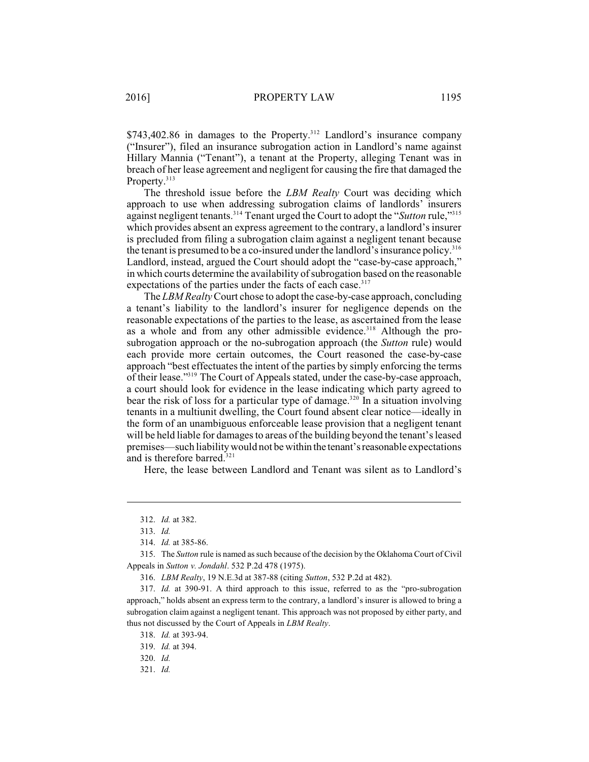$743,402.86 in damages to the Property.[312] Landlord's insurance company ("Insurer"), filed an insurance subrogation action in Landlord's name against Hillary Mannia ("Tenant"), a tenant at the Property, alleging Tenant was in breach of her lease agreement and negligent for causing the fire that damaged the Property.[313]

The threshold issue before the *LBM Realty* Court was deciding which approach to use when addressing subrogation claims of landlords' insurers against negligent tenants.[314] Tenant urged the Court to adopt the "*Sutton* rule,"[315] which provides absent an express agreement to the contrary, a landlord's insurer is precluded from filing a subrogation claim against a negligent tenant because the tenant is presumed to be a co-insured under the landlord's insurance policy.[316] Landlord, instead, argued the Court should adopt the "case-by-case approach," in which courts determine the availability of subrogation based on the reasonable expectations of the parties under the facts of each case.[317]

The *LBM Realty* Court chose to adopt the case-by-case approach, concluding a tenant's liability to the landlord's insurer for negligence depends on the reasonable expectations of the parties to the lease, as ascertained from the lease as a whole and from any other admissible evidence.[318] Although the pro-subrogation approach or the no-subrogation approach (the *Sutton* rule) would each provide more certain outcomes, the Court reasoned the case-by-case approach "best effectuates the intent of the parties by simply enforcing the terms of their lease."[319] The Court of Appeals stated, under the case-by-case approach, a court should look for evidence in the lease indicating which party agreed to bear the risk of loss for a particular type of damage.[320] In a situation involving tenants in a multiunit dwelling, the Court found absent clear notice—ideally in the form of an unambiguous enforceable lease provision that a negligent tenant will be held liable for damages to areas of the building beyond the tenant's leased premises—such liability would not be within the tenant's reasonable expectations and is therefore barred.[321]

Here, the lease between Landlord and Tenant was silent as to Landlord's

---

312. *Id.* at 382.

313. *Id.*

314. *Id.* at 385-86.

315. The *Sutton* rule is named as such because of the decision by the Oklahoma Court of Civil Appeals in *Sutton v. Jondahl*. 532 P.2d 478 (1975).

316. *LBM Realty*, 19 N.E.3d at 387-88 (citing *Sutton*, 532 P.2d at 482).

317. *Id.* at 390-91. A third approach to this issue, referred to as the "pro-subrogation approach," holds absent an express term to the contrary, a landlord's insurer is allowed to bring a subrogation claim against a negligent tenant. This approach was not proposed by either party, and thus not discussed by the Court of Appeals in *LBM Realty*.

318. *Id.* at 393-94.

319. *Id.* at 394.

320. *Id.*

321. *Id.*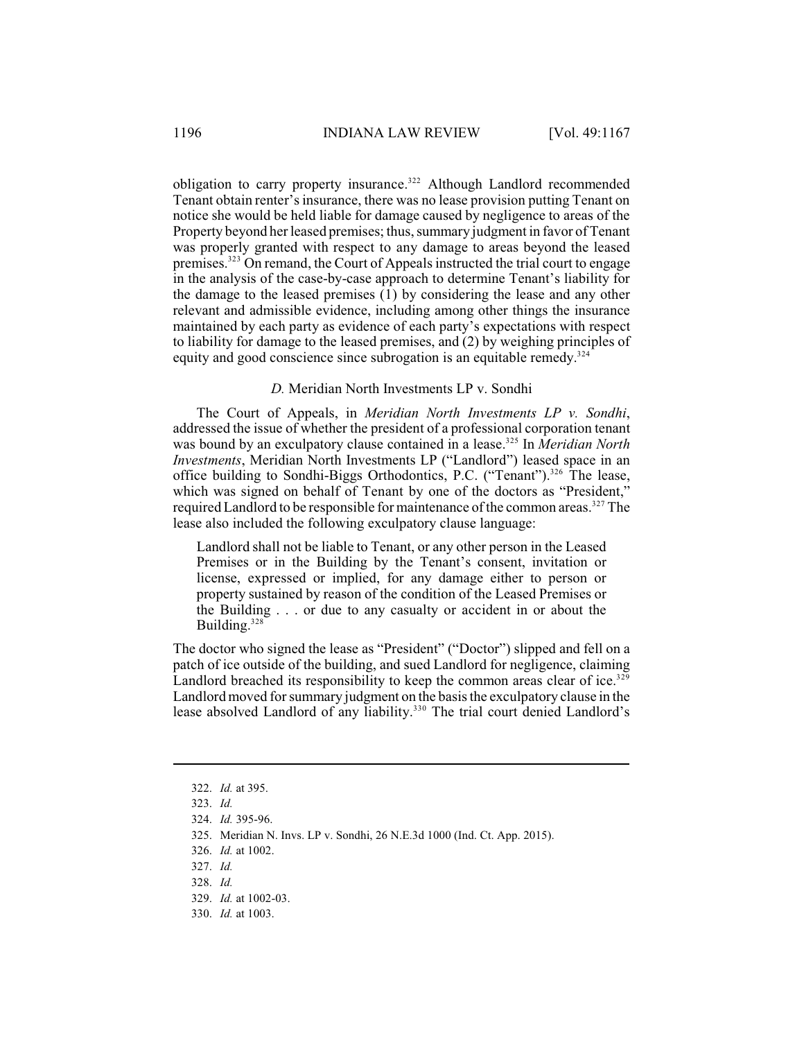obligation to carry property insurance.[322] Although Landlord recommended Tenant obtain renter's insurance, there was no lease provision putting Tenant on notice she would be held liable for damage caused by negligence to areas of the Property beyond her leased premises; thus, summary judgment in favor of Tenant was properly granted with respect to any damage to areas beyond the leased premises.[323] On remand, the Court of Appeals instructed the trial court to engage in the analysis of the case-by-case approach to determine Tenant's liability for the damage to the leased premises (1) by considering the lease and any other relevant and admissible evidence, including among other things the insurance maintained by each party as evidence of each party's expectations with respect to liability for damage to the leased premises, and (2) by weighing principles of equity and good conscience since subrogation is an equitable remedy.[324]

### *D.* Meridian North Investments LP v. Sondhi

The Court of Appeals, in *Meridian North Investments LP v. Sondhi*, addressed the issue of whether the president of a professional corporation tenant was bound by an exculpatory clause contained in a lease.[325] In *Meridian North Investments*, Meridian North Investments LP ("Landlord") leased space in an office building to Sondhi-Biggs Orthodontics, P.C. ("Tenant").[326] The lease, which was signed on behalf of Tenant by one of the doctors as "President," required Landlord to be responsible for maintenance of the common areas.[327] The lease also included the following exculpatory clause language:

> Landlord shall not be liable to Tenant, or any other person in the Leased Premises or in the Building by the Tenant's consent, invitation or license, expressed or implied, for any damage either to person or property sustained by reason of the condition of the Leased Premises or the Building . . . or due to any casualty or accident in or about the Building.[328]

The doctor who signed the lease as "President" ("Doctor") slipped and fell on a patch of ice outside of the building, and sued Landlord for negligence, claiming Landlord breached its responsibility to keep the common areas clear of ice.[329] Landlord moved for summary judgment on the basis the exculpatory clause in the lease absolved Landlord of any liability.[330] The trial court denied Landlord's

---

322. *Id.* at 395.

323. *Id.*

324. *Id.* 395-96.

325. Meridian N. Invs. LP v. Sondhi, 26 N.E.3d 1000 (Ind. Ct. App. 2015).

326. *Id.* at 1002.

327. *Id.*

328. *Id.*

329. *Id.* at 1002-03.

330. *Id.* at 1003.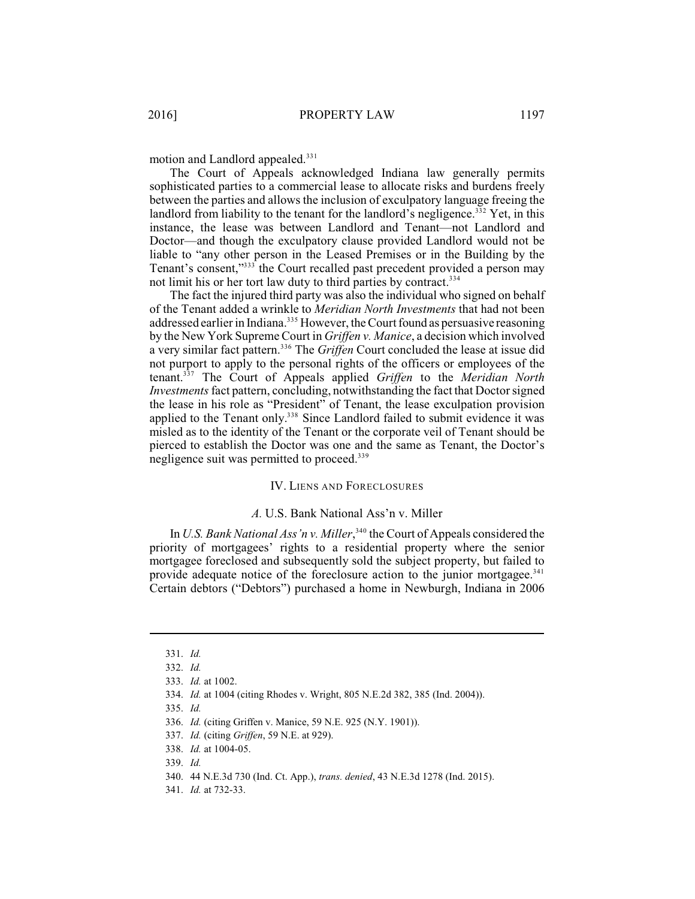motion and Landlord appealed.[331]

The Court of Appeals acknowledged Indiana law generally permits sophisticated parties to a commercial lease to allocate risks and burdens freely between the parties and allows the inclusion of exculpatory language freeing the landlord from liability to the tenant for the landlord's negligence.[332] Yet, in this instance, the lease was between Landlord and Tenant—not Landlord and Doctor—and though the exculpatory clause provided Landlord would not be liable to "any other person in the Leased Premises or in the Building by the Tenant's consent,"[333] the Court recalled past precedent provided a person may not limit his or her tort law duty to third parties by contract.[334]

The fact the injured third party was also the individual who signed on behalf of the Tenant added a wrinkle to *Meridian North Investments* that had not been addressed earlier in Indiana.[335] However, the Court found as persuasive reasoning by the New York Supreme Court in *Griffen v. Manice*, a decision which involved a very similar fact pattern.[336] The *Griffen* Court concluded the lease at issue did not purport to apply to the personal rights of the officers or employees of the tenant.[337] The Court of Appeals applied *Griffen* to the *Meridian North Investments* fact pattern, concluding, notwithstanding the fact that Doctor signed the lease in his role as "President" of Tenant, the lease exculpation provision applied to the Tenant only.[338] Since Landlord failed to submit evidence it was misled as to the identity of the Tenant or the corporate veil of Tenant should be pierced to establish the Doctor was one and the same as Tenant, the Doctor's negligence suit was permitted to proceed.[339]

## IV. Liens and Foreclosures

### *A.* U.S. Bank National Ass'n v. Miller

In *U.S. Bank National Ass'n v. Miller*,[340] the Court of Appeals considered the priority of mortgagees' rights to a residential property where the senior mortgagee foreclosed and subsequently sold the subject property, but failed to provide adequate notice of the foreclosure action to the junior mortgagee.[341] Certain debtors ("Debtors") purchased a home in Newburgh, Indiana in 2006

---

331. *Id.*

332. *Id.*

333. *Id.* at 1002.

334. *Id.* at 1004 (citing Rhodes v. Wright, 805 N.E.2d 382, 385 (Ind. 2004)).

335. *Id.*

336. *Id.* (citing Griffen v. Manice, 59 N.E. 925 (N.Y. 1901)).

337. *Id.* (citing *Griffen*, 59 N.E. at 929).

338. *Id.* at 1004-05.

339. *Id.*

340. 44 N.E.3d 730 (Ind. Ct. App.), *trans. denied*, 43 N.E.3d 1278 (Ind. 2015).

341. *Id.* at 732-33.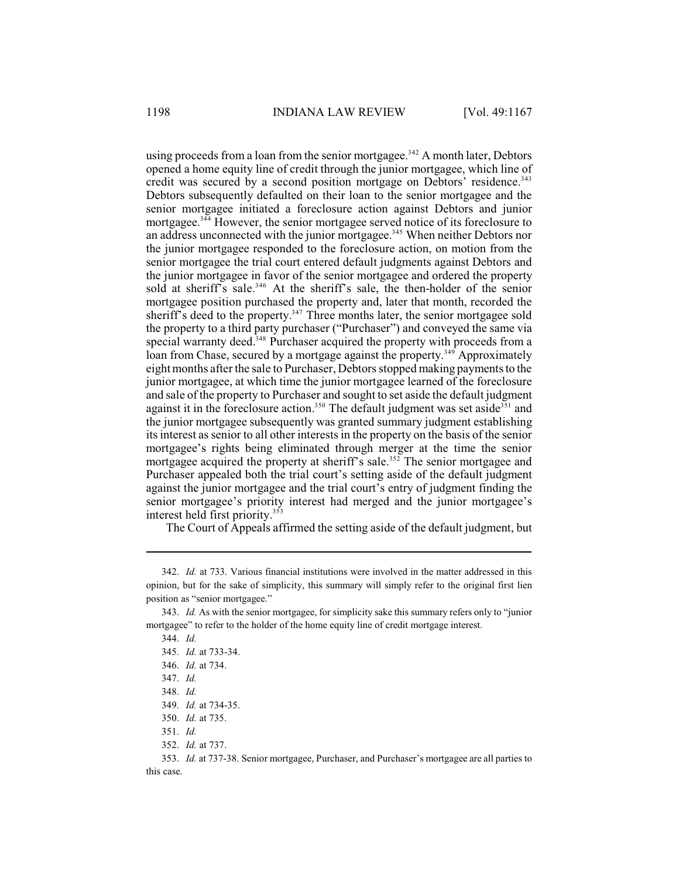using proceeds from a loan from the senior mortgagee.[342] A month later, Debtors opened a home equity line of credit through the junior mortgagee, which line of credit was secured by a second position mortgage on Debtors' residence.[343] Debtors subsequently defaulted on their loan to the senior mortgagee and the senior mortgagee initiated a foreclosure action against Debtors and junior mortgagee.[344] However, the senior mortgagee served notice of its foreclosure to an address unconnected with the junior mortgagee.[345] When neither Debtors nor the junior mortgagee responded to the foreclosure action, on motion from the senior mortgagee the trial court entered default judgments against Debtors and the junior mortgagee in favor of the senior mortgagee and ordered the property sold at sheriff's sale.[346] At the sheriff's sale, the then-holder of the senior mortgagee position purchased the property and, later that month, recorded the sheriff's deed to the property.[347] Three months later, the senior mortgagee sold the property to a third party purchaser ("Purchaser") and conveyed the same via special warranty deed.[348] Purchaser acquired the property with proceeds from a loan from Chase, secured by a mortgage against the property.[349] Approximately eight months after the sale to Purchaser, Debtors stopped making payments to the junior mortgagee, at which time the junior mortgagee learned of the foreclosure and sale of the property to Purchaser and sought to set aside the default judgment against it in the foreclosure action.[350] The default judgment was set aside[351] and the junior mortgagee subsequently was granted summary judgment establishing its interest as senior to all other interests in the property on the basis of the senior mortgagee's rights being eliminated through merger at the time the senior mortgagee acquired the property at sheriff's sale.[352] The senior mortgagee and Purchaser appealed both the trial court's setting aside of the default judgment against the junior mortgagee and the trial court's entry of judgment finding the senior mortgagee's priority interest had merged and the junior mortgagee's interest held first priority.[353]

The Court of Appeals affirmed the setting aside of the default judgment, but

---

342. *Id.* at 733. Various financial institutions were involved in the matter addressed in this opinion, but for the sake of simplicity, this summary will simply refer to the original first lien position as "senior mortgagee."

343. *Id.* As with the senior mortgagee, for simplicity sake this summary refers only to "junior mortgagee" to refer to the holder of the home equity line of credit mortgage interest.

344. *Id.*

345. *Id.* at 733-34.

346. *Id.* at 734.

347. *Id.*

348. *Id.*

349. *Id.* at 734-35.

350. *Id.* at 735.

351. *Id.*

352. *Id.* at 737.

353. *Id.* at 737-38. Senior mortgagee, Purchaser, and Purchaser's mortgagee are all parties to this case.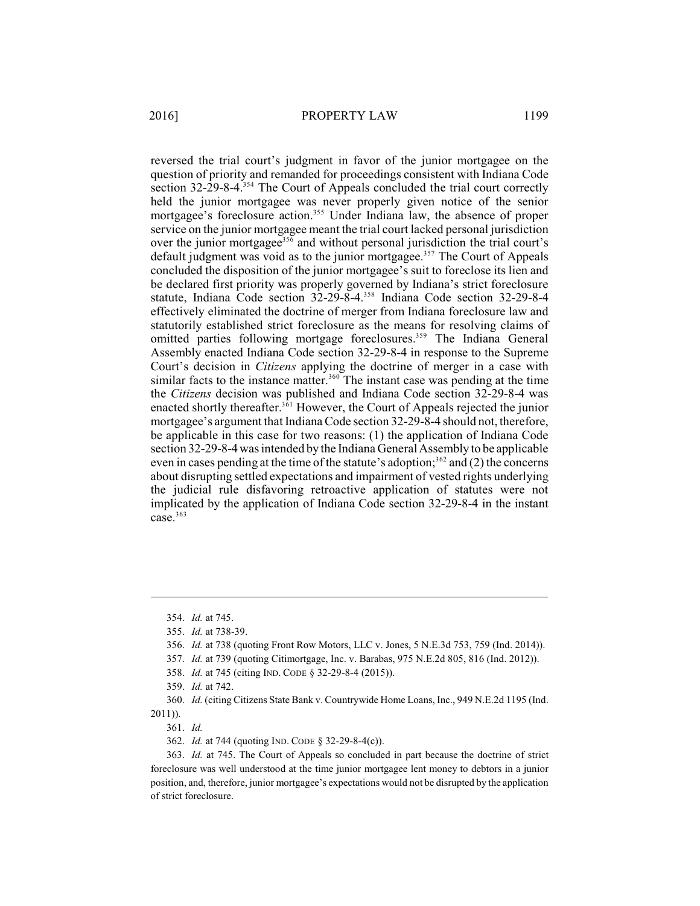reversed the trial court's judgment in favor of the junior mortgagee on the question of priority and remanded for proceedings consistent with Indiana Code section 32-29-8-4.[354] The Court of Appeals concluded the trial court correctly held the junior mortgagee was never properly given notice of the senior mortgagee's foreclosure action.[355] Under Indiana law, the absence of proper service on the junior mortgagee meant the trial court lacked personal jurisdiction over the junior mortgagee[356] and without personal jurisdiction the trial court's default judgment was void as to the junior mortgagee.[357] The Court of Appeals concluded the disposition of the junior mortgagee's suit to foreclose its lien and be declared first priority was properly governed by Indiana's strict foreclosure statute, Indiana Code section 32-29-8-4.[358] Indiana Code section 32-29-8-4 effectively eliminated the doctrine of merger from Indiana foreclosure law and statutorily established strict foreclosure as the means for resolving claims of omitted parties following mortgage foreclosures.[359] The Indiana General Assembly enacted Indiana Code section 32-29-8-4 in response to the Supreme Court's decision in *Citizens* applying the doctrine of merger in a case with similar facts to the instance matter.[360] The instant case was pending at the time the *Citizens* decision was published and Indiana Code section 32-29-8-4 was enacted shortly thereafter.[361] However, the Court of Appeals rejected the junior mortgagee's argument that Indiana Code section 32-29-8-4 should not, therefore, be applicable in this case for two reasons: (1) the application of Indiana Code section 32-29-8-4 was intended by the Indiana General Assembly to be applicable even in cases pending at the time of the statute's adoption;[362] and (2) the concerns about disrupting settled expectations and impairment of vested rights underlying the judicial rule disfavoring retroactive application of statutes were not implicated by the application of Indiana Code section 32-29-8-4 in the instant case.[363]

---

354. *Id.* at 745.

355. *Id.* at 738-39.

356. *Id.* at 738 (quoting Front Row Motors, LLC v. Jones, 5 N.E.3d 753, 759 (Ind. 2014)).

357. *Id.* at 739 (quoting Citimortgage, Inc. v. Barabas, 975 N.E.2d 805, 816 (Ind. 2012)).

358. *Id.* at 745 (citing IND. CODE § 32-29-8-4 (2015)).

359. *Id.* at 742.

360. *Id.* (citing Citizens State Bank v. Countrywide Home Loans, Inc., 949 N.E.2d 1195 (Ind. 2011)).

361. *Id.*

362. *Id.* at 744 (quoting IND. CODE § 32-29-8-4(c)).

363. *Id.* at 745. The Court of Appeals so concluded in part because the doctrine of strict foreclosure was well understood at the time junior mortgagee lent money to debtors in a junior position, and, therefore, junior mortgagee's expectations would not be disrupted by the application of strict foreclosure.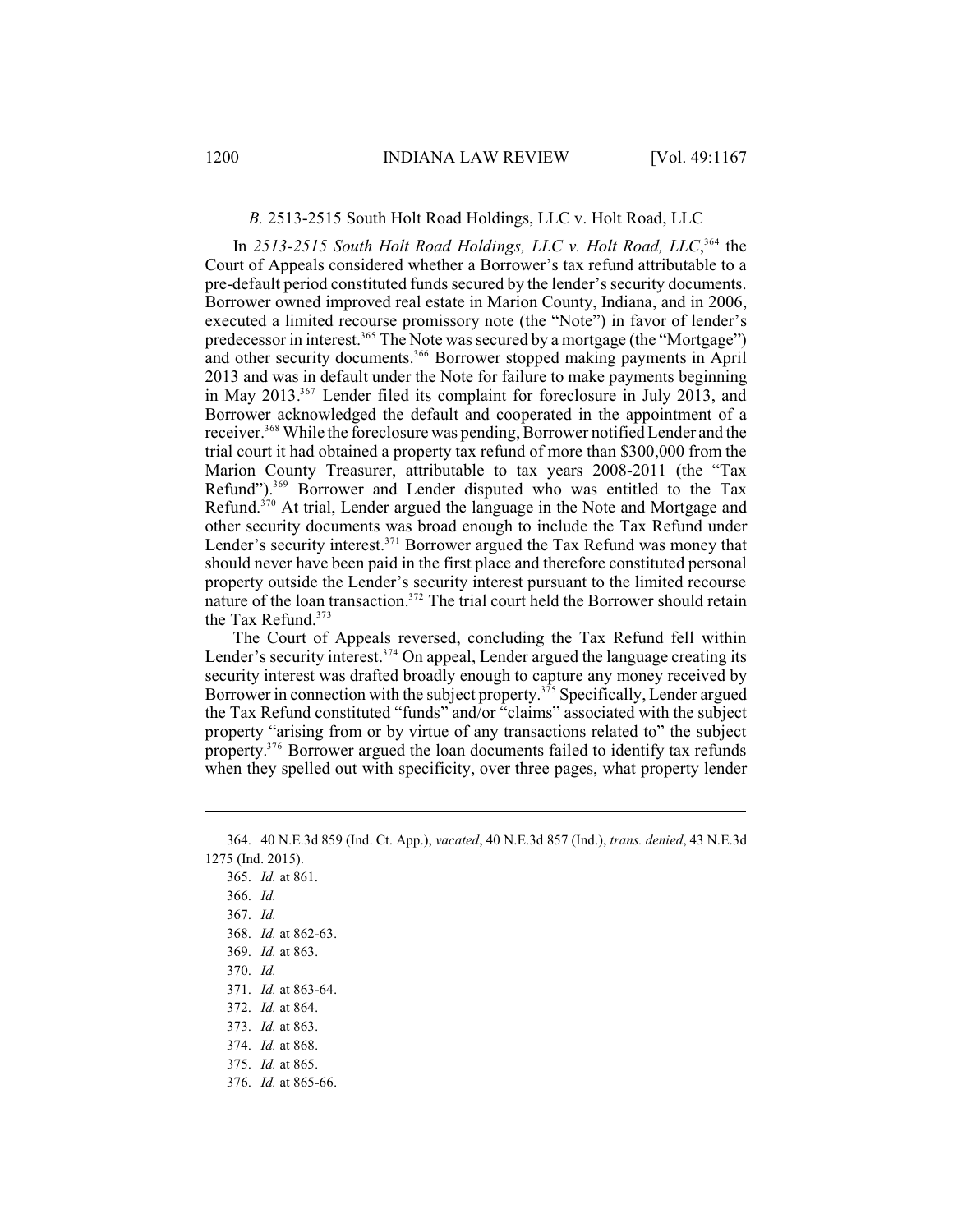### *B.* 2513-2515 South Holt Road Holdings, LLC v. Holt Road, LLC

In *2513-2515 South Holt Road Holdings, LLC v. Holt Road, LLC*,[364] the Court of Appeals considered whether a Borrower's tax refund attributable to a pre-default period constituted funds secured by the lender's security documents. Borrower owned improved real estate in Marion County, Indiana, and in 2006, executed a limited recourse promissory note (the "Note") in favor of lender's predecessor in interest.[365] The Note was secured by a mortgage (the "Mortgage") and other security documents.[366] Borrower stopped making payments in April 2013 and was in default under the Note for failure to make payments beginning in May 2013.[367] Lender filed its complaint for foreclosure in July 2013, and Borrower acknowledged the default and cooperated in the appointment of a receiver.[368] While the foreclosure was pending, Borrower notified Lender and the trial court it had obtained a property tax refund of more than $300,000 from the Marion County Treasurer, attributable to tax years 2008-2011 (the "Tax Refund").[369] Borrower and Lender disputed who was entitled to the Tax Refund.[370] At trial, Lender argued the language in the Note and Mortgage and other security documents was broad enough to include the Tax Refund under Lender's security interest.[371] Borrower argued the Tax Refund was money that should never have been paid in the first place and therefore constituted personal property outside the Lender's security interest pursuant to the limited recourse nature of the loan transaction.[372] The trial court held the Borrower should retain the Tax Refund.[373]

The Court of Appeals reversed, concluding the Tax Refund fell within Lender's security interest.[374] On appeal, Lender argued the language creating its security interest was drafted broadly enough to capture any money received by Borrower in connection with the subject property.[375] Specifically, Lender argued the Tax Refund constituted "funds" and/or "claims" associated with the subject property "arising from or by virtue of any transactions related to" the subject property.[376] Borrower argued the loan documents failed to identify tax refunds when they spelled out with specificity, over three pages, what property lender

---

364. 40 N.E.3d 859 (Ind. Ct. App.), *vacated*, 40 N.E.3d 857 (Ind.), *trans. denied*, 43 N.E.3d 1275 (Ind. 2015).

365. *Id.* at 861.

366. *Id.*

367. *Id.*

368. *Id.* at 862-63.

369. *Id.* at 863.

370. *Id.*

371. *Id.* at 863-64.

372. *Id.* at 864.

373. *Id.* at 863.

374. *Id.* at 868.

375. *Id.* at 865.

376. *Id.* at 865-66.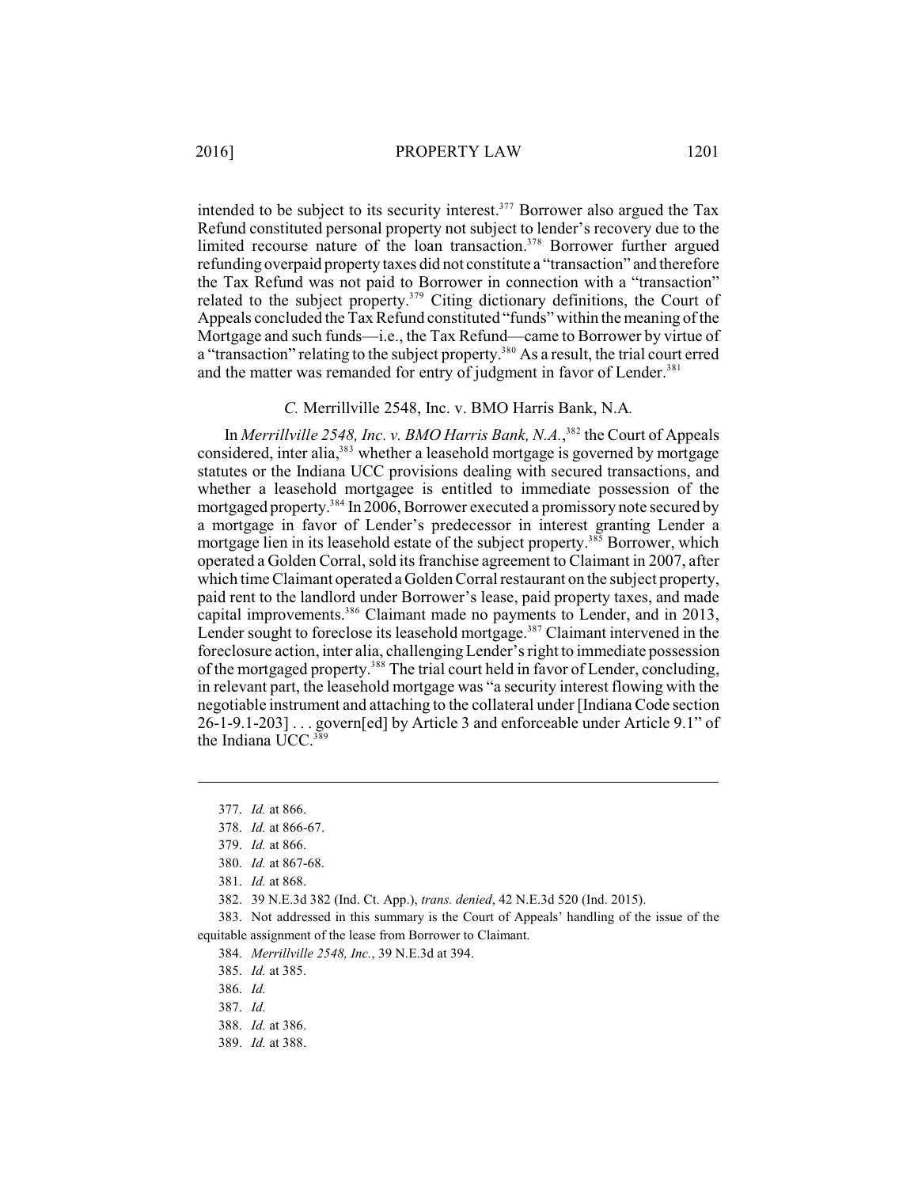intended to be subject to its security interest.[377] Borrower also argued the Tax Refund constituted personal property not subject to lender's recovery due to the limited recourse nature of the loan transaction.[378] Borrower further argued refunding overpaid property taxes did not constitute a "transaction" and therefore the Tax Refund was not paid to Borrower in connection with a "transaction" related to the subject property.[379] Citing dictionary definitions, the Court of Appeals concluded the Tax Refund constituted "funds" within the meaning of the Mortgage and such funds—i.e., the Tax Refund—came to Borrower by virtue of a "transaction" relating to the subject property.[380] As a result, the trial court erred and the matter was remanded for entry of judgment in favor of Lender.[381]

### *C.* Merrillville 2548, Inc. v. BMO Harris Bank, N.A.

In *Merrillville 2548, Inc. v. BMO Harris Bank, N.A.*,[382] the Court of Appeals considered, inter alia,[383] whether a leasehold mortgage is governed by mortgage statutes or the Indiana UCC provisions dealing with secured transactions, and whether a leasehold mortgagee is entitled to immediate possession of the mortgaged property.[384] In 2006, Borrower executed a promissory note secured by a mortgage in favor of Lender's predecessor in interest granting Lender a mortgage lien in its leasehold estate of the subject property.[385] Borrower, which operated a Golden Corral, sold its franchise agreement to Claimant in 2007, after which time Claimant operated a Golden Corral restaurant on the subject property, paid rent to the landlord under Borrower's lease, paid property taxes, and made capital improvements.[386] Claimant made no payments to Lender, and in 2013, Lender sought to foreclose its leasehold mortgage.[387] Claimant intervened in the foreclosure action, inter alia, challenging Lender's right to immediate possession of the mortgaged property.[388] The trial court held in favor of Lender, concluding, in relevant part, the leasehold mortgage was "a security interest flowing with the negotiable instrument and attaching to the collateral under [Indiana Code section 26-1-9.1-203] . . . govern[ed] by Article 3 and enforceable under Article 9.1" of the Indiana UCC.[389]

---

377. *Id.* at 866.

378. *Id.* at 866-67.

379. *Id.* at 866.

380. *Id.* at 867-68.

381. *Id.* at 868.

382. 39 N.E.3d 382 (Ind. Ct. App.), *trans. denied*, 42 N.E.3d 520 (Ind. 2015).

383. Not addressed in this summary is the Court of Appeals' handling of the issue of the equitable assignment of the lease from Borrower to Claimant.

384. *Merrillville 2548, Inc.*, 39 N.E.3d at 394.

385. *Id.* at 385.

386. *Id.*

387. *Id.*

388. *Id.* at 386.

389. *Id.* at 388.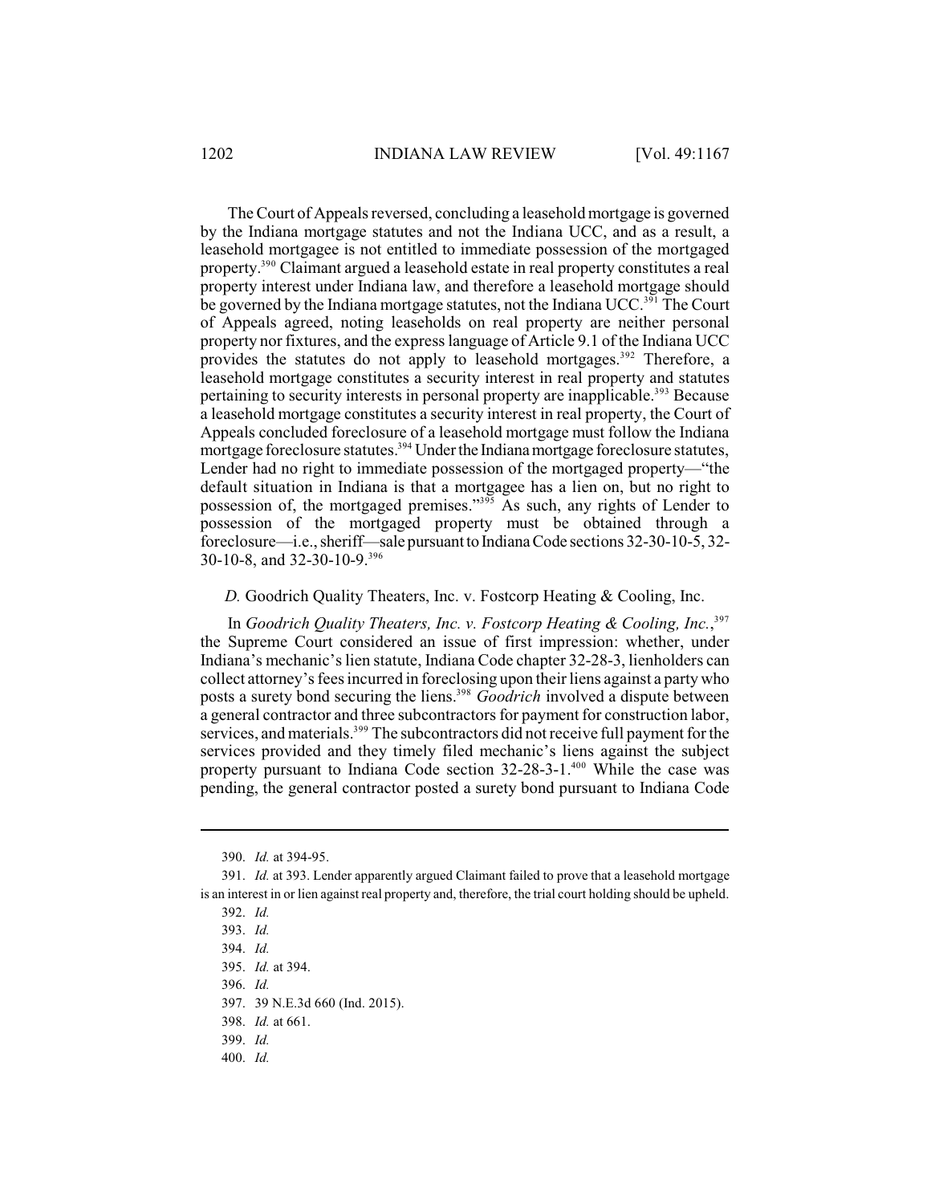The Court of Appeals reversed, concluding a leasehold mortgage is governed by the Indiana mortgage statutes and not the Indiana UCC, and as a result, a leasehold mortgagee is not entitled to immediate possession of the mortgaged property.[390] Claimant argued a leasehold estate in real property constitutes a real property interest under Indiana law, and therefore a leasehold mortgage should be governed by the Indiana mortgage statutes, not the Indiana UCC.[391] The Court of Appeals agreed, noting leaseholds on real property are neither personal property nor fixtures, and the express language of Article 9.1 of the Indiana UCC provides the statutes do not apply to leasehold mortgages.[392] Therefore, a leasehold mortgage constitutes a security interest in real property and statutes pertaining to security interests in personal property are inapplicable.[393] Because a leasehold mortgage constitutes a security interest in real property, the Court of Appeals concluded foreclosure of a leasehold mortgage must follow the Indiana mortgage foreclosure statutes.[394] Under the Indiana mortgage foreclosure statutes, Lender had no right to immediate possession of the mortgaged property—"the default situation in Indiana is that a mortgagee has a lien on, but no right to possession of, the mortgaged premises."[395] As such, any rights of Lender to possession of the mortgaged property must be obtained through a foreclosure—i.e., sheriff—sale pursuant to Indiana Code sections 32-30-10-5, 32-30-10-8, and 32-30-10-9.[396]

### *D.* Goodrich Quality Theaters, Inc. v. Fostcorp Heating & Cooling, Inc.

In *Goodrich Quality Theaters, Inc. v. Fostcorp Heating & Cooling, Inc.*,[397] the Supreme Court considered an issue of first impression: whether, under Indiana's mechanic's lien statute, Indiana Code chapter 32-28-3, lienholders can collect attorney's fees incurred in foreclosing upon their liens against a party who posts a surety bond securing the liens.[398] *Goodrich* involved a dispute between a general contractor and three subcontractors for payment for construction labor, services, and materials.[399] The subcontractors did not receive full payment for the services provided and they timely filed mechanic's liens against the subject property pursuant to Indiana Code section 32-28-3-1.[400] While the case was pending, the general contractor posted a surety bond pursuant to Indiana Code

---

390. *Id.* at 394-95.

391. *Id.* at 393. Lender apparently argued Claimant failed to prove that a leasehold mortgage is an interest in or lien against real property and, therefore, the trial court holding should be upheld.

392. *Id.*

393. *Id.*

394. *Id.*

395. *Id.* at 394.

396. *Id.*

397. 39 N.E.3d 660 (Ind. 2015).

398. *Id.* at 661.

399. *Id.*

400. *Id.*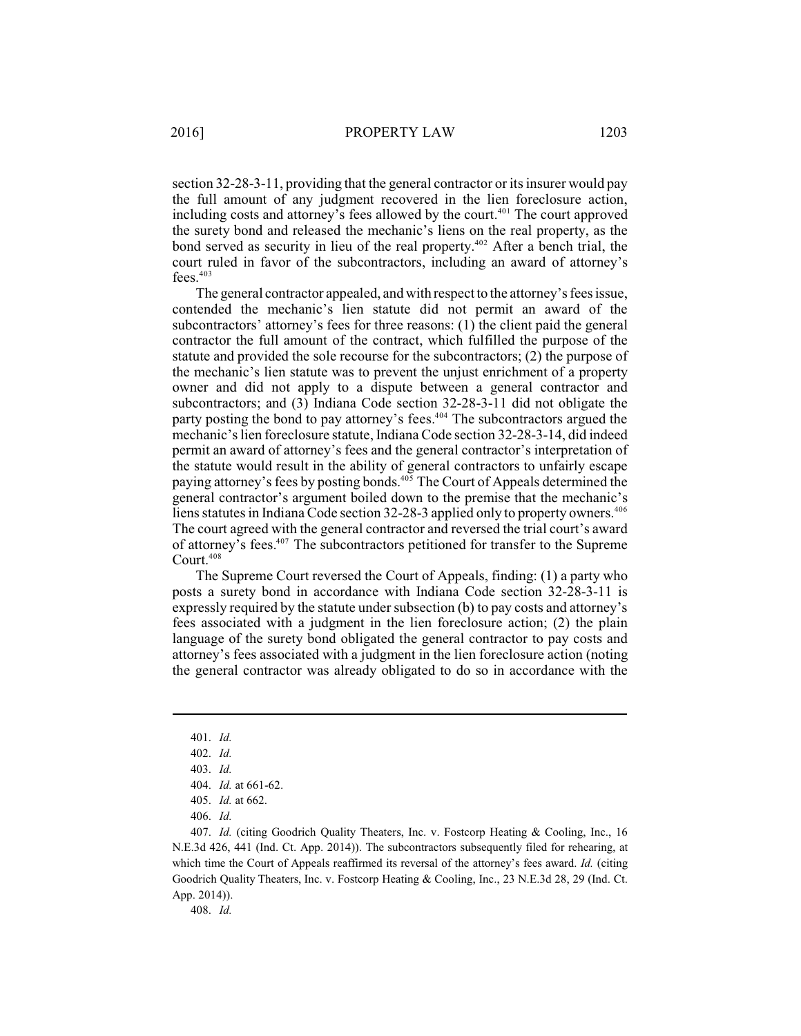section 32-28-3-11, providing that the general contractor or its insurer would pay the full amount of any judgment recovered in the lien foreclosure action, including costs and attorney's fees allowed by the court.[401] The court approved the surety bond and released the mechanic's liens on the real property, as the bond served as security in lieu of the real property.[402] After a bench trial, the court ruled in favor of the subcontractors, including an award of attorney's fees.[403]

The general contractor appealed, and with respect to the attorney's fees issue, contended the mechanic's lien statute did not permit an award of the subcontractors' attorney's fees for three reasons: (1) the client paid the general contractor the full amount of the contract, which fulfilled the purpose of the statute and provided the sole recourse for the subcontractors; (2) the purpose of the mechanic's lien statute was to prevent the unjust enrichment of a property owner and did not apply to a dispute between a general contractor and subcontractors; and (3) Indiana Code section 32-28-3-11 did not obligate the party posting the bond to pay attorney's fees.[404] The subcontractors argued the mechanic's lien foreclosure statute, Indiana Code section 32-28-3-14, did indeed permit an award of attorney's fees and the general contractor's interpretation of the statute would result in the ability of general contractors to unfairly escape paying attorney's fees by posting bonds.[405] The Court of Appeals determined the general contractor's argument boiled down to the premise that the mechanic's liens statutes in Indiana Code section 32-28-3 applied only to property owners.[406] The court agreed with the general contractor and reversed the trial court's award of attorney's fees.[407] The subcontractors petitioned for transfer to the Supreme Court.[408]

The Supreme Court reversed the Court of Appeals, finding: (1) a party who posts a surety bond in accordance with Indiana Code section 32-28-3-11 is expressly required by the statute under subsection (b) to pay costs and attorney's fees associated with a judgment in the lien foreclosure action; (2) the plain language of the surety bond obligated the general contractor to pay costs and attorney's fees associated with a judgment in the lien foreclosure action (noting the general contractor was already obligated to do so in accordance with the

---

401. *Id.*

402. *Id.*

403. *Id.*

404. *Id.* at 661-62.

405. *Id.* at 662.

406. *Id.*

407. *Id.* (citing Goodrich Quality Theaters, Inc. v. Fostcorp Heating & Cooling, Inc., 16 N.E.3d 426, 441 (Ind. Ct. App. 2014)). The subcontractors subsequently filed for rehearing, at which time the Court of Appeals reaffirmed its reversal of the attorney's fees award. *Id.* (citing Goodrich Quality Theaters, Inc. v. Fostcorp Heating & Cooling, Inc., 23 N.E.3d 28, 29 (Ind. Ct. App. 2014)).

408. *Id.*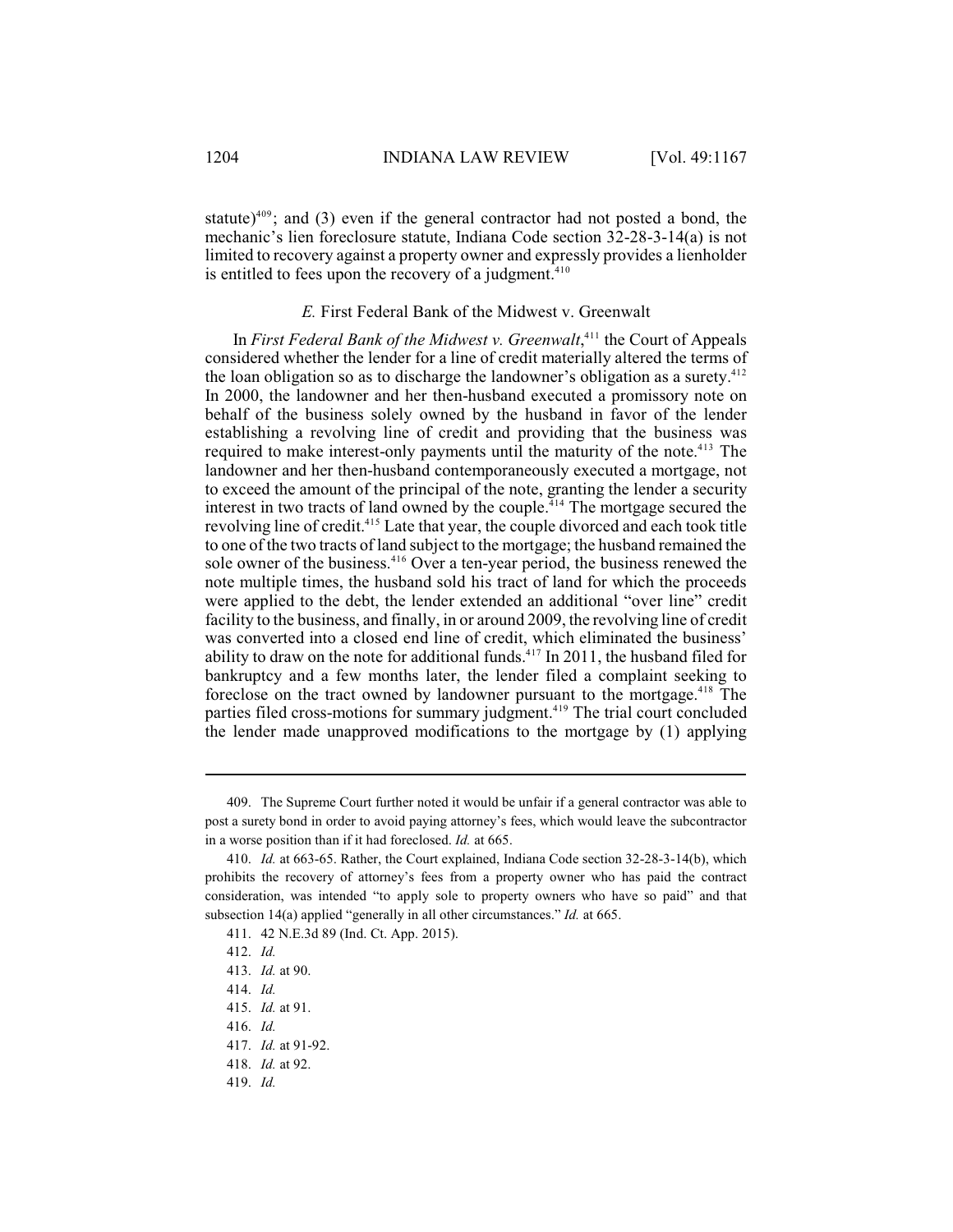statute)[409]; and (3) even if the general contractor had not posted a bond, the mechanic's lien foreclosure statute, Indiana Code section 32-28-3-14(a) is not limited to recovery against a property owner and expressly provides a lienholder is entitled to fees upon the recovery of a judgment.[410]

### *E.* First Federal Bank of the Midwest v. Greenwalt

In *First Federal Bank of the Midwest v. Greenwalt*,[411] the Court of Appeals considered whether the lender for a line of credit materially altered the terms of the loan obligation so as to discharge the landowner's obligation as a surety.[412] In 2000, the landowner and her then-husband executed a promissory note on behalf of the business solely owned by the husband in favor of the lender establishing a revolving line of credit and providing that the business was required to make interest-only payments until the maturity of the note.[413] The landowner and her then-husband contemporaneously executed a mortgage, not to exceed the amount of the principal of the note, granting the lender a security interest in two tracts of land owned by the couple.[414] The mortgage secured the revolving line of credit.[415] Late that year, the couple divorced and each took title to one of the two tracts of land subject to the mortgage; the husband remained the sole owner of the business.[416] Over a ten-year period, the business renewed the note multiple times, the husband sold his tract of land for which the proceeds were applied to the debt, the lender extended an additional "over line" credit facility to the business, and finally, in or around 2009, the revolving line of credit was converted into a closed end line of credit, which eliminated the business' ability to draw on the note for additional funds.[417] In 2011, the husband filed for bankruptcy and a few months later, the lender filed a complaint seeking to foreclose on the tract owned by landowner pursuant to the mortgage.[418] The parties filed cross-motions for summary judgment.[419] The trial court concluded the lender made unapproved modifications to the mortgage by (1) applying

---

409. The Supreme Court further noted it would be unfair if a general contractor was able to post a surety bond in order to avoid paying attorney's fees, which would leave the subcontractor in a worse position than if it had foreclosed. *Id.* at 665.

410. *Id.* at 663-65. Rather, the Court explained, Indiana Code section 32-28-3-14(b), which prohibits the recovery of attorney's fees from a property owner who has paid the contract consideration, was intended "to apply sole to property owners who have so paid" and that subsection 14(a) applied "generally in all other circumstances." *Id.* at 665.

411. 42 N.E.3d 89 (Ind. Ct. App. 2015).

412. *Id.*

413. *Id.* at 90.

414. *Id.*

415. *Id.* at 91.

416. *Id.*

417. *Id.* at 91-92.

418. *Id.* at 92.

419. *Id.*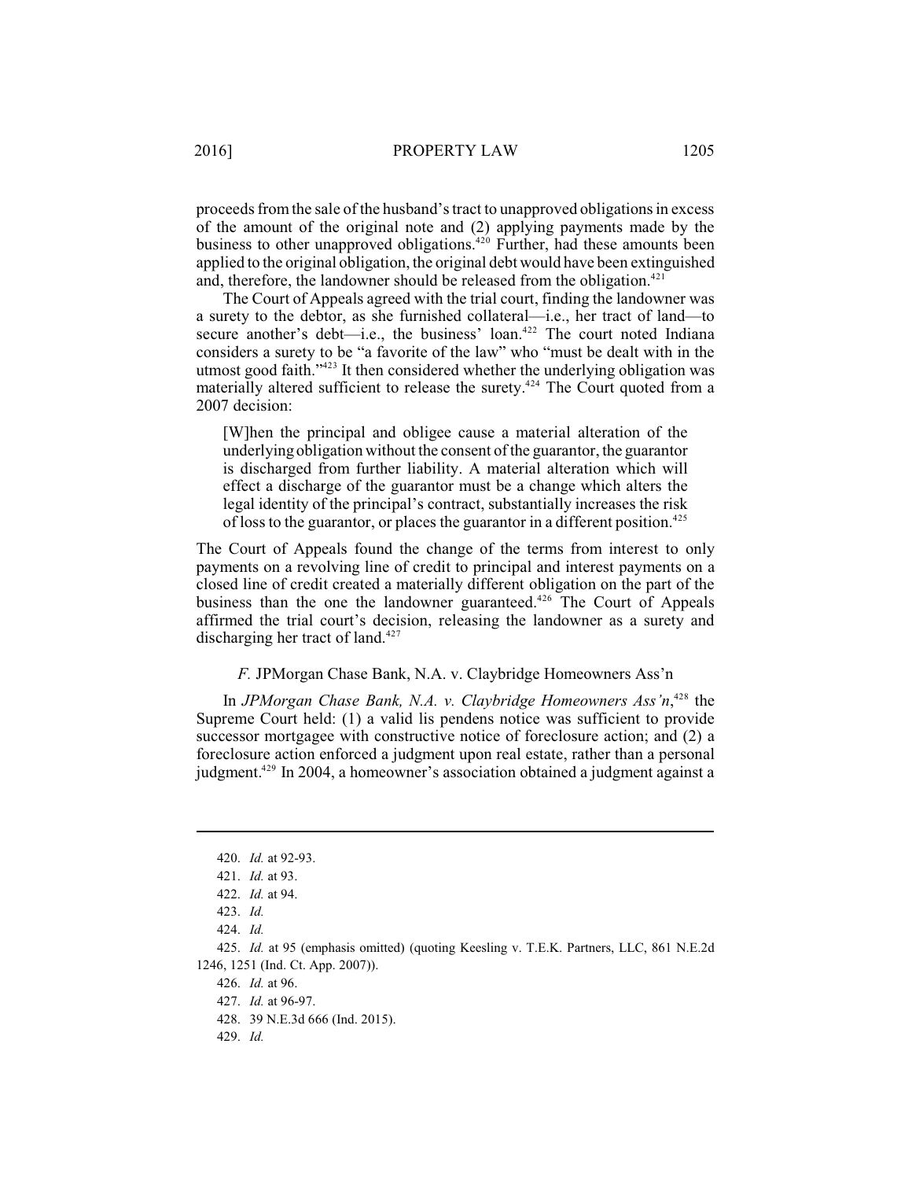proceeds from the sale of the husband's tract to unapproved obligations in excess of the amount of the original note and (2) applying payments made by the business to other unapproved obligations.[420] Further, had these amounts been applied to the original obligation, the original debt would have been extinguished and, therefore, the landowner should be released from the obligation.[421]

The Court of Appeals agreed with the trial court, finding the landowner was a surety to the debtor, as she furnished collateral—i.e., her tract of land—to secure another's debt—i.e., the business' loan.[422] The court noted Indiana considers a surety to be "a favorite of the law" who "must be dealt with in the utmost good faith."[423] It then considered whether the underlying obligation was materially altered sufficient to release the surety.[424] The Court quoted from a 2007 decision:

> [W]hen the principal and obligee cause a material alteration of the underlying obligation without the consent of the guarantor, the guarantor is discharged from further liability. A material alteration which will effect a discharge of the guarantor must be a change which alters the legal identity of the principal's contract, substantially increases the risk of loss to the guarantor, or places the guarantor in a different position.[425]

The Court of Appeals found the change of the terms from interest to only payments on a revolving line of credit to principal and interest payments on a closed line of credit created a materially different obligation on the part of the business than the one the landowner guaranteed.[426] The Court of Appeals affirmed the trial court's decision, releasing the landowner as a surety and discharging her tract of land.[427]

### *F.* JPMorgan Chase Bank, N.A. v. Claybridge Homeowners Ass'n

In *JPMorgan Chase Bank, N.A. v. Claybridge Homeowners Ass'n*,[428] the Supreme Court held: (1) a valid lis pendens notice was sufficient to provide successor mortgagee with constructive notice of foreclosure action; and (2) a foreclosure action enforced a judgment upon real estate, rather than a personal judgment.[429] In 2004, a homeowner's association obtained a judgment against a

---

420. *Id.* at 92-93.

421. *Id.* at 93.

422. *Id.* at 94.

423. *Id.*

424. *Id.*

425. *Id.* at 95 (emphasis omitted) (quoting Keesling v. T.E.K. Partners, LLC, 861 N.E.2d 1246, 1251 (Ind. Ct. App. 2007)).

426. *Id.* at 96.

427. *Id.* at 96-97.

428. 39 N.E.3d 666 (Ind. 2015).

429. *Id.*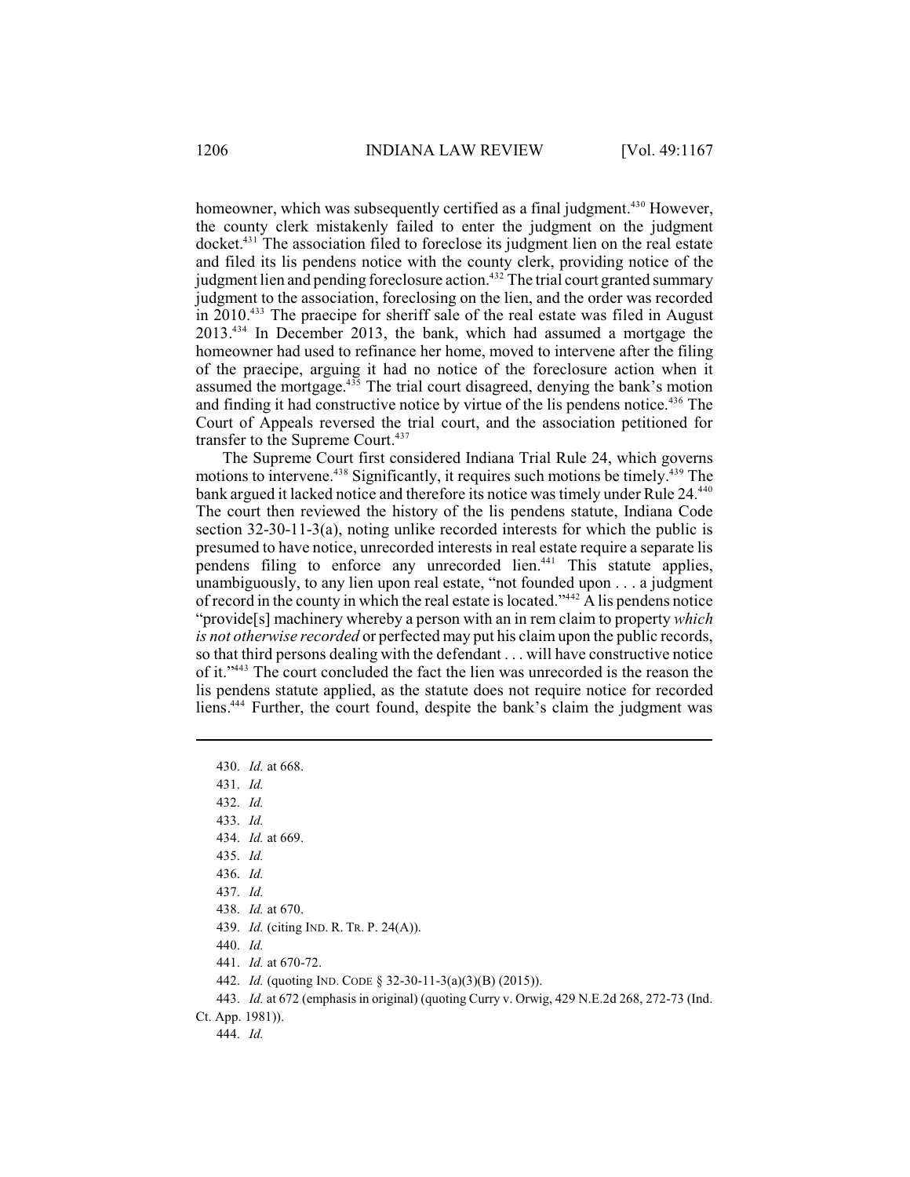homeowner, which was subsequently certified as a final judgment.[430] However, the county clerk mistakenly failed to enter the judgment on the judgment docket.[431] The association filed to foreclose its judgment lien on the real estate and filed its lis pendens notice with the county clerk, providing notice of the judgment lien and pending foreclosure action.[432] The trial court granted summary judgment to the association, foreclosing on the lien, and the order was recorded in 2010.[433] The praecipe for sheriff sale of the real estate was filed in August 2013.[434] In December 2013, the bank, which had assumed a mortgage the homeowner had used to refinance her home, moved to intervene after the filing of the praecipe, arguing it had no notice of the foreclosure action when it assumed the mortgage.[435] The trial court disagreed, denying the bank's motion and finding it had constructive notice by virtue of the lis pendens notice.[436] The Court of Appeals reversed the trial court, and the association petitioned for transfer to the Supreme Court.[437]

The Supreme Court first considered Indiana Trial Rule 24, which governs motions to intervene.[438] Significantly, it requires such motions be timely.[439] The bank argued it lacked notice and therefore its notice was timely under Rule 24.[440] The court then reviewed the history of the lis pendens statute, Indiana Code section 32-30-11-3(a), noting unlike recorded interests for which the public is presumed to have notice, unrecorded interests in real estate require a separate lis pendens filing to enforce any unrecorded lien.[441] This statute applies, unambiguously, to any lien upon real estate, "not founded upon . . . a judgment of record in the county in which the real estate is located."[442] A lis pendens notice "provide[s] machinery whereby a person with an in rem claim to property *which is not otherwise recorded* or perfected may put his claim upon the public records, so that third persons dealing with the defendant . . . will have constructive notice of it."[443] The court concluded the fact the lien was unrecorded is the reason the lis pendens statute applied, as the statute does not require notice for recorded liens.[444] Further, the court found, despite the bank's claim the judgment was

---

430. *Id.* at 668.
431. *Id.*
432. *Id.*
433. *Id.*
434. *Id.* at 669.
435. *Id.*
436. *Id.*
437. *Id.*
438. *Id.* at 670.
439. *Id.* (citing IND. R. TR. P. 24(A)).
440. *Id.*
441. *Id.* at 670-72.
442. *Id.* (quoting IND. CODE § 32-30-11-3(a)(3)(B) (2015)).
443. *Id.* at 672 (emphasis in original) (quoting Curry v. Orwig, 429 N.E.2d 268, 272-73 (Ind. Ct. App. 1981)).
444. *Id.*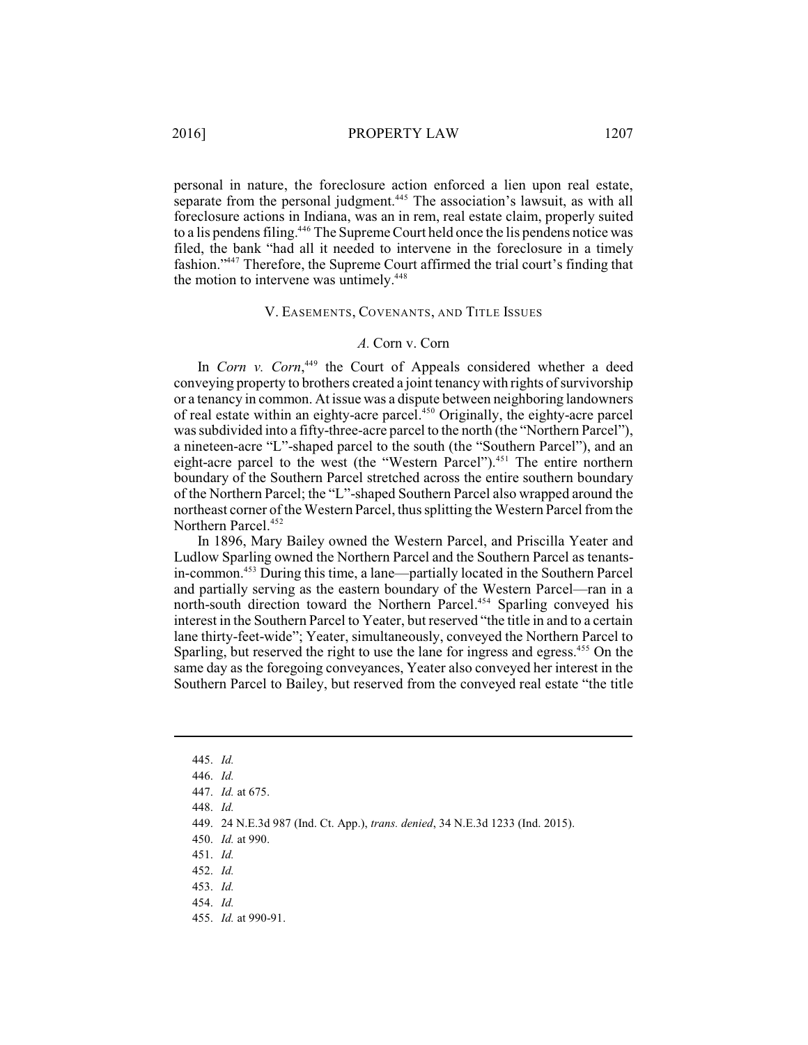personal in nature, the foreclosure action enforced a lien upon real estate, separate from the personal judgment.[445] The association's lawsuit, as with all foreclosure actions in Indiana, was an in rem, real estate claim, properly suited to a lis pendens filing.[446] The Supreme Court held once the lis pendens notice was filed, the bank "had all it needed to intervene in the foreclosure in a timely fashion."[447] Therefore, the Supreme Court affirmed the trial court's finding that the motion to intervene was untimely.[448]

## V. Easements, Covenants, and Title Issues

### *A.* Corn v. Corn

In *Corn v. Corn*,[449] the Court of Appeals considered whether a deed conveying property to brothers created a joint tenancy with rights of survivorship or a tenancy in common. At issue was a dispute between neighboring landowners of real estate within an eighty-acre parcel.[450] Originally, the eighty-acre parcel was subdivided into a fifty-three-acre parcel to the north (the "Northern Parcel"), a nineteen-acre "L"-shaped parcel to the south (the "Southern Parcel"), and an eight-acre parcel to the west (the "Western Parcel").[451] The entire northern boundary of the Southern Parcel stretched across the entire southern boundary of the Northern Parcel; the "L"-shaped Southern Parcel also wrapped around the northeast corner of the Western Parcel, thus splitting the Western Parcel from the Northern Parcel.[452]

In 1896, Mary Bailey owned the Western Parcel, and Priscilla Yeater and Ludlow Sparling owned the Northern Parcel and the Southern Parcel as tenants-in-common.[453] During this time, a lane—partially located in the Southern Parcel and partially serving as the eastern boundary of the Western Parcel—ran in a north-south direction toward the Northern Parcel.[454] Sparling conveyed his interest in the Southern Parcel to Yeater, but reserved "the title in and to a certain lane thirty-feet-wide"; Yeater, simultaneously, conveyed the Northern Parcel to Sparling, but reserved the right to use the lane for ingress and egress.[455] On the same day as the foregoing conveyances, Yeater also conveyed her interest in the Southern Parcel to Bailey, but reserved from the conveyed real estate "the title

---

445. *Id.*

446. *Id.*

447. *Id.* at 675.

448. *Id.*

449. 24 N.E.3d 987 (Ind. Ct. App.), *trans. denied*, 34 N.E.3d 1233 (Ind. 2015).

450. *Id.* at 990.

451. *Id.*

452. *Id.*

453. *Id.*

454. *Id.*

455. *Id.* at 990-91.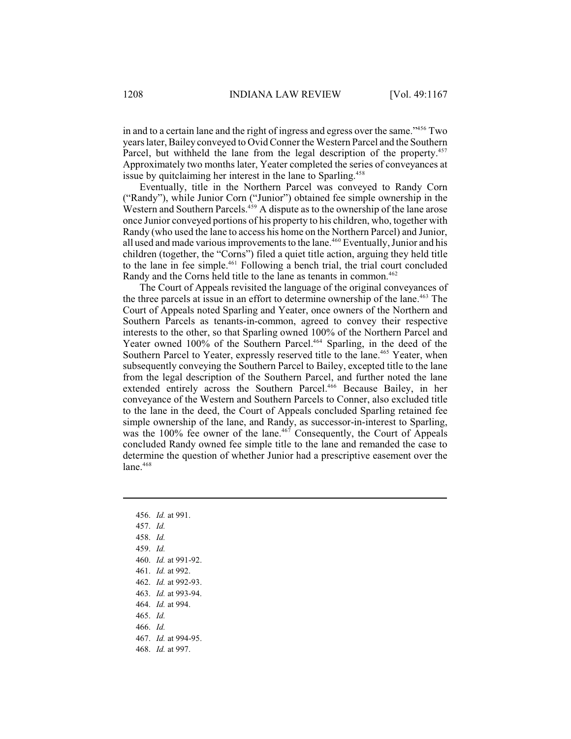in and to a certain lane and the right of ingress and egress over the same."[456] Two years later, Bailey conveyed to Ovid Conner the Western Parcel and the Southern Parcel, but withheld the lane from the legal description of the property.[457] Approximately two months later, Yeater completed the series of conveyances at issue by quitclaiming her interest in the lane to Sparling.[458]

Eventually, title in the Northern Parcel was conveyed to Randy Corn ("Randy"), while Junior Corn ("Junior") obtained fee simple ownership in the Western and Southern Parcels.[459] A dispute as to the ownership of the lane arose once Junior conveyed portions of his property to his children, who, together with Randy (who used the lane to access his home on the Northern Parcel) and Junior, all used and made various improvements to the lane.[460] Eventually, Junior and his children (together, the "Corns") filed a quiet title action, arguing they held title to the lane in fee simple.[461] Following a bench trial, the trial court concluded Randy and the Corns held title to the lane as tenants in common.[462]

The Court of Appeals revisited the language of the original conveyances of the three parcels at issue in an effort to determine ownership of the lane.[463] The Court of Appeals noted Sparling and Yeater, once owners of the Northern and Southern Parcels as tenants-in-common, agreed to convey their respective interests to the other, so that Sparling owned 100% of the Northern Parcel and Yeater owned 100% of the Southern Parcel.[464] Sparling, in the deed of the Southern Parcel to Yeater, expressly reserved title to the lane.[465] Yeater, when subsequently conveying the Southern Parcel to Bailey, excepted title to the lane from the legal description of the Southern Parcel, and further noted the lane extended entirely across the Southern Parcel.[466] Because Bailey, in her conveyance of the Western and Southern Parcels to Conner, also excluded title to the lane in the deed, the Court of Appeals concluded Sparling retained fee simple ownership of the lane, and Randy, as successor-in-interest to Sparling, was the 100% fee owner of the lane.[467] Consequently, the Court of Appeals concluded Randy owned fee simple title to the lane and remanded the case to determine the question of whether Junior had a prescriptive easement over the lane.[468]

---

456. *Id.* at 991.
457. *Id.*
458. *Id.*
459. *Id.*
460. *Id.* at 991-92.
461. *Id.* at 992.
462. *Id.* at 992-93.
463. *Id.* at 993-94.
464. *Id.* at 994.
465. *Id.*
466. *Id.*
467. *Id.* at 994-95.
468. *Id.* at 997.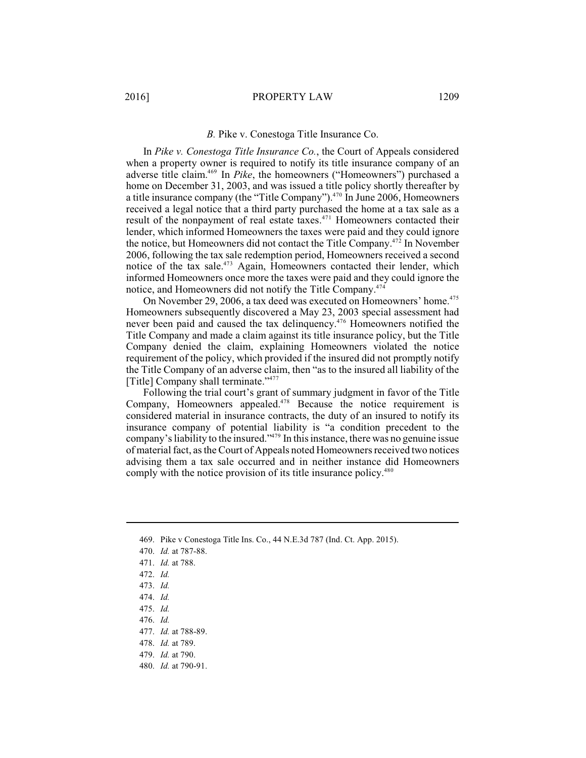### *B.* Pike v. Conestoga Title Insurance Co.

In *Pike v. Conestoga Title Insurance Co.*, the Court of Appeals considered when a property owner is required to notify its title insurance company of an adverse title claim.[469] In *Pike*, the homeowners ("Homeowners") purchased a home on December 31, 2003, and was issued a title policy shortly thereafter by a title insurance company (the "Title Company").[470] In June 2006, Homeowners received a legal notice that a third party purchased the home at a tax sale as a result of the nonpayment of real estate taxes.[471] Homeowners contacted their lender, which informed Homeowners the taxes were paid and they could ignore the notice, but Homeowners did not contact the Title Company.[472] In November 2006, following the tax sale redemption period, Homeowners received a second notice of the tax sale.[473] Again, Homeowners contacted their lender, which informed Homeowners once more the taxes were paid and they could ignore the notice, and Homeowners did not notify the Title Company.[474]

On November 29, 2006, a tax deed was executed on Homeowners' home.[475] Homeowners subsequently discovered a May 23, 2003 special assessment had never been paid and caused the tax delinquency.[476] Homeowners notified the Title Company and made a claim against its title insurance policy, but the Title Company denied the claim, explaining Homeowners violated the notice requirement of the policy, which provided if the insured did not promptly notify the Title Company of an adverse claim, then "as to the insured all liability of the [Title] Company shall terminate."[477]

Following the trial court's grant of summary judgment in favor of the Title Company, Homeowners appealed.[478] Because the notice requirement is considered material in insurance contracts, the duty of an insured to notify its insurance company of potential liability is "a condition precedent to the company's liability to the insured."[479] In this instance, there was no genuine issue of material fact, as the Court of Appeals noted Homeowners received two notices advising them a tax sale occurred and in neither instance did Homeowners comply with the notice provision of its title insurance policy.[480]

---

469. Pike v Conestoga Title Ins. Co., 44 N.E.3d 787 (Ind. Ct. App. 2015).
470. *Id.* at 787-88.
471. *Id.* at 788.
472. *Id.*
473. *Id.*
474. *Id.*
475. *Id.*
476. *Id.*
477. *Id.* at 788-89.
478. *Id.* at 789.
479. *Id.* at 790.
480. *Id.* at 790-91.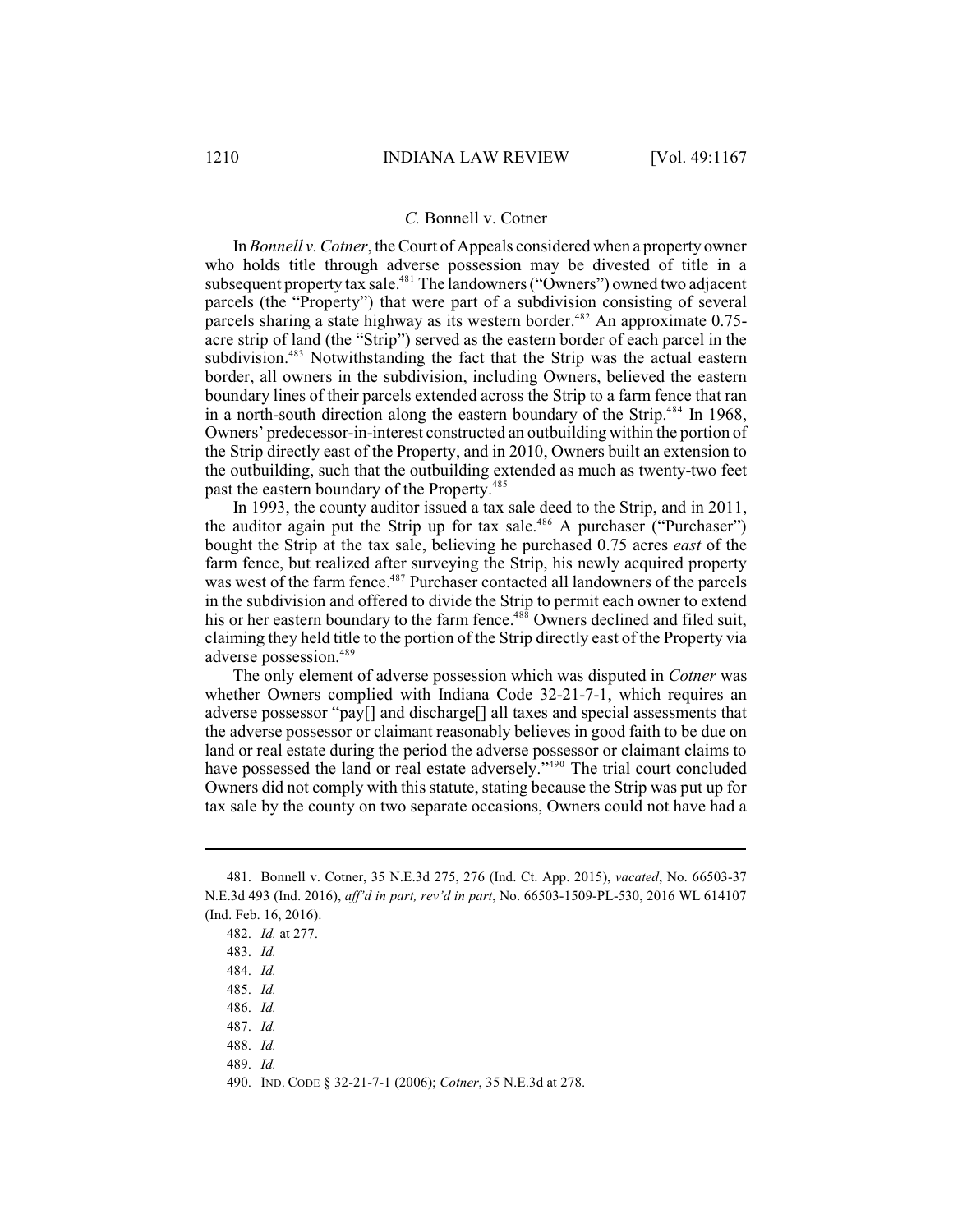### *C.* Bonnell v. Cotner

In *Bonnell v. Cotner*, the Court of Appeals considered when a property owner who holds title through adverse possession may be divested of title in a subsequent property tax sale.[481] The landowners ("Owners") owned two adjacent parcels (the "Property") that were part of a subdivision consisting of several parcels sharing a state highway as its western border.[482] An approximate 0.75-acre strip of land (the "Strip") served as the eastern border of each parcel in the subdivision.[483] Notwithstanding the fact that the Strip was the actual eastern border, all owners in the subdivision, including Owners, believed the eastern boundary lines of their parcels extended across the Strip to a farm fence that ran in a north-south direction along the eastern boundary of the Strip.[484] In 1968, Owners' predecessor-in-interest constructed an outbuilding within the portion of the Strip directly east of the Property, and in 2010, Owners built an extension to the outbuilding, such that the outbuilding extended as much as twenty-two feet past the eastern boundary of the Property.[485]

In 1993, the county auditor issued a tax sale deed to the Strip, and in 2011, the auditor again put the Strip up for tax sale.[486] A purchaser ("Purchaser") bought the Strip at the tax sale, believing he purchased 0.75 acres *east* of the farm fence, but realized after surveying the Strip, his newly acquired property was west of the farm fence.[487] Purchaser contacted all landowners of the parcels in the subdivision and offered to divide the Strip to permit each owner to extend his or her eastern boundary to the farm fence.[488] Owners declined and filed suit, claiming they held title to the portion of the Strip directly east of the Property via adverse possession.[489]

The only element of adverse possession which was disputed in *Cotner* was whether Owners complied with Indiana Code 32-21-7-1, which requires an adverse possessor "pay[] and discharge[] all taxes and special assessments that the adverse possessor or claimant reasonably believes in good faith to be due on land or real estate during the period the adverse possessor or claimant claims to have possessed the land or real estate adversely."[490] The trial court concluded Owners did not comply with this statute, stating because the Strip was put up for tax sale by the county on two separate occasions, Owners could not have had a

---

481. Bonnell v. Cotner, 35 N.E.3d 275, 276 (Ind. Ct. App. 2015), *vacated*, No. 66503-37 N.E.3d 493 (Ind. 2016), *aff'd in part, rev'd in part*, No. 66503-1509-PL-530, 2016 WL 614107 (Ind. Feb. 16, 2016).

482. *Id.* at 277.

483. *Id.*

484. *Id.*

485. *Id.*

486. *Id.*

487. *Id.*

488. *Id.*

489. *Id.*

490. IND. CODE § 32-21-7-1 (2006); *Cotner*, 35 N.E.3d at 278.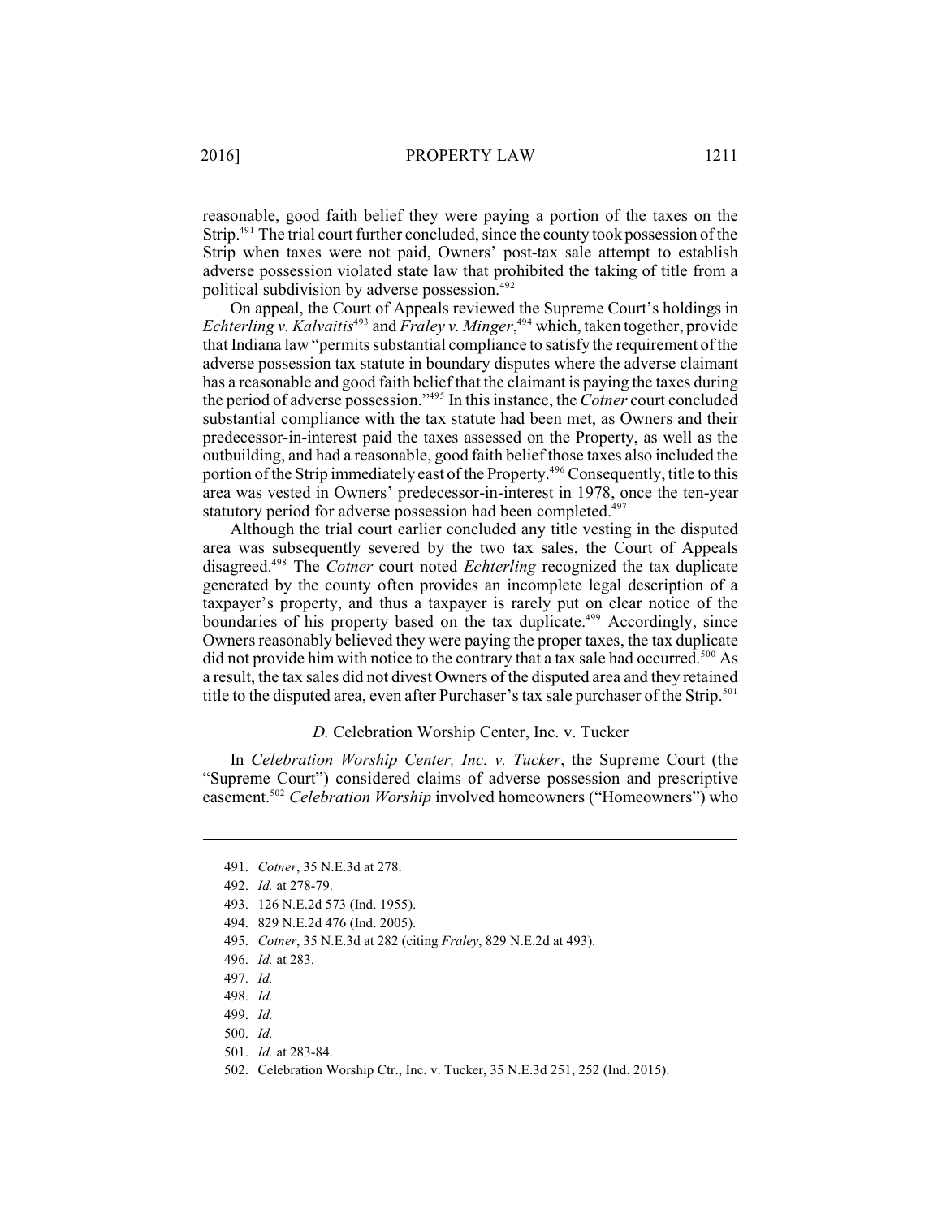reasonable, good faith belief they were paying a portion of the taxes on the Strip.[491] The trial court further concluded, since the county took possession of the Strip when taxes were not paid, Owners' post-tax sale attempt to establish adverse possession violated state law that prohibited the taking of title from a political subdivision by adverse possession.[492]

On appeal, the Court of Appeals reviewed the Supreme Court's holdings in *Echterling v. Kalvaitis*[493] and *Fraley v. Minger*,[494] which, taken together, provide that Indiana law "permits substantial compliance to satisfy the requirement of the adverse possession tax statute in boundary disputes where the adverse claimant has a reasonable and good faith belief that the claimant is paying the taxes during the period of adverse possession."[495] In this instance, the *Cotner* court concluded substantial compliance with the tax statute had been met, as Owners and their predecessor-in-interest paid the taxes assessed on the Property, as well as the outbuilding, and had a reasonable, good faith belief those taxes also included the portion of the Strip immediately east of the Property.[496] Consequently, title to this area was vested in Owners' predecessor-in-interest in 1978, once the ten-year statutory period for adverse possession had been completed.[497]

Although the trial court earlier concluded any title vesting in the disputed area was subsequently severed by the two tax sales, the Court of Appeals disagreed.[498] The *Cotner* court noted *Echterling* recognized the tax duplicate generated by the county often provides an incomplete legal description of a taxpayer's property, and thus a taxpayer is rarely put on clear notice of the boundaries of his property based on the tax duplicate.[499] Accordingly, since Owners reasonably believed they were paying the proper taxes, the tax duplicate did not provide him with notice to the contrary that a tax sale had occurred.[500] As a result, the tax sales did not divest Owners of the disputed area and they retained title to the disputed area, even after Purchaser's tax sale purchaser of the Strip.[501]

### *D.* Celebration Worship Center, Inc. v. Tucker

In *Celebration Worship Center, Inc. v. Tucker*, the Supreme Court (the "Supreme Court") considered claims of adverse possession and prescriptive easement.[502] *Celebration Worship* involved homeowners ("Homeowners") who

---

491. *Cotner*, 35 N.E.3d at 278.

492. *Id.* at 278-79.

493. 126 N.E.2d 573 (Ind. 1955).

494. 829 N.E.2d 476 (Ind. 2005).

495. *Cotner*, 35 N.E.3d at 282 (citing *Fraley*, 829 N.E.2d at 493).

496. *Id.* at 283.

497. *Id.*

498. *Id.*

499. *Id.*

500. *Id.*

501. *Id.* at 283-84.

502. Celebration Worship Ctr., Inc. v. Tucker, 35 N.E.3d 251, 252 (Ind. 2015).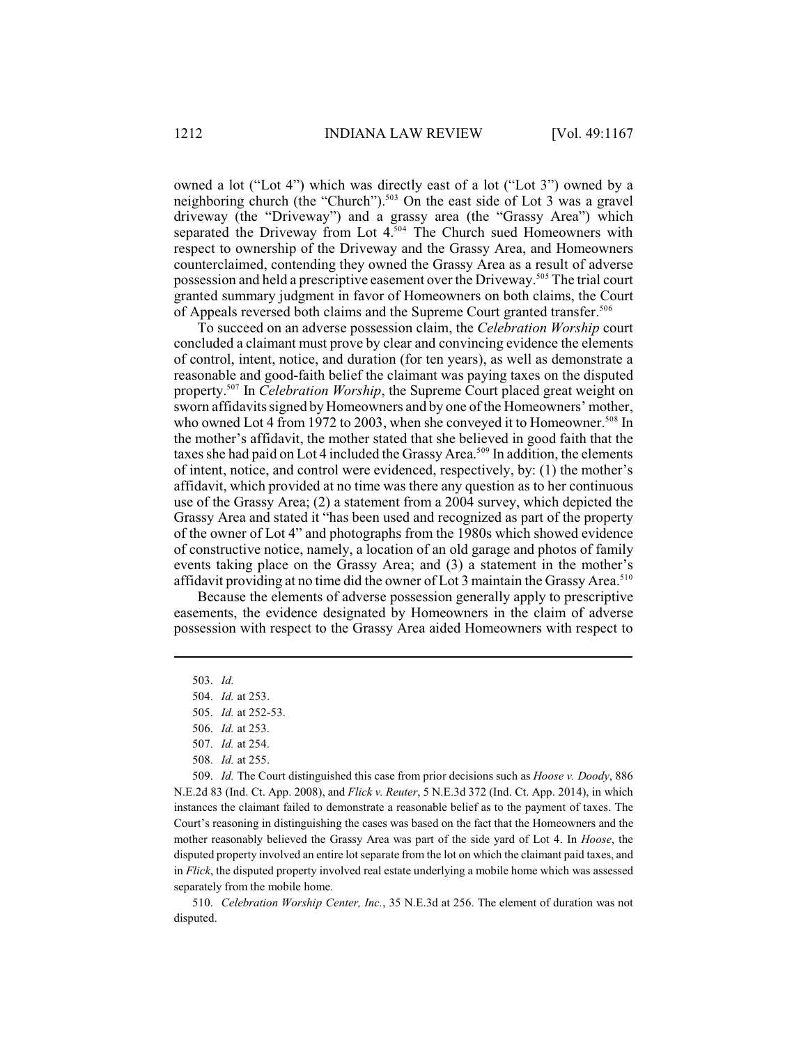owned a lot ("Lot 4") which was directly east of a lot ("Lot 3") owned by a neighboring church (the "Church").[503] On the east side of Lot 3 was a gravel driveway (the "Driveway") and a grassy area (the "Grassy Area") which separated the Driveway from Lot 4.[504] The Church sued Homeowners with respect to ownership of the Driveway and the Grassy Area, and Homeowners counterclaimed, contending they owned the Grassy Area as a result of adverse possession and held a prescriptive easement over the Driveway.[505] The trial court granted summary judgment in favor of Homeowners on both claims, the Court of Appeals reversed both claims and the Supreme Court granted transfer.[506]

To succeed on an adverse possession claim, the *Celebration Worship* court concluded a claimant must prove by clear and convincing evidence the elements of control, intent, notice, and duration (for ten years), as well as demonstrate a reasonable and good-faith belief the claimant was paying taxes on the disputed property.[507] In *Celebration Worship*, the Supreme Court placed great weight on sworn affidavits signed by Homeowners and by one of the Homeowners' mother, who owned Lot 4 from 1972 to 2003, when she conveyed it to Homeowner.[508] In the mother's affidavit, the mother stated that she believed in good faith that the taxes she had paid on Lot 4 included the Grassy Area.[509] In addition, the elements of intent, notice, and control were evidenced, respectively, by: (1) the mother's affidavit, which provided at no time was there any question as to her continuous use of the Grassy Area; (2) a statement from a 2004 survey, which depicted the Grassy Area and stated it "has been used and recognized as part of the property of the owner of Lot 4" and photographs from the 1980s which showed evidence of constructive notice, namely, a location of an old garage and photos of family events taking place on the Grassy Area; and (3) a statement in the mother's affidavit providing at no time did the owner of Lot 3 maintain the Grassy Area.[510]

Because the elements of adverse possession generally apply to prescriptive easements, the evidence designated by Homeowners in the claim of adverse possession with respect to the Grassy Area aided Homeowners with respect to

---

503. *Id.*

504. *Id.* at 253.

505. *Id.* at 252-53.

506. *Id.* at 253.

507. *Id.* at 254.

508. *Id.* at 255.

509. *Id.* The Court distinguished this case from prior decisions such as *Hoose v. Doody*, 886 N.E.2d 83 (Ind. Ct. App. 2008), and *Flick v. Reuter*, 5 N.E.3d 372 (Ind. Ct. App. 2014), in which instances the claimant failed to demonstrate a reasonable belief as to the payment of taxes. The Court's reasoning in distinguishing the cases was based on the fact that the Homeowners and the mother reasonably believed the Grassy Area was part of the side yard of Lot 4. In *Hoose*, the disputed property involved an entire lot separate from the lot on which the claimant paid taxes, and in *Flick*, the disputed property involved real estate underlying a mobile home which was assessed separately from the mobile home.

510. *Celebration Worship Center, Inc.*, 35 N.E.3d at 256. The element of duration was not disputed.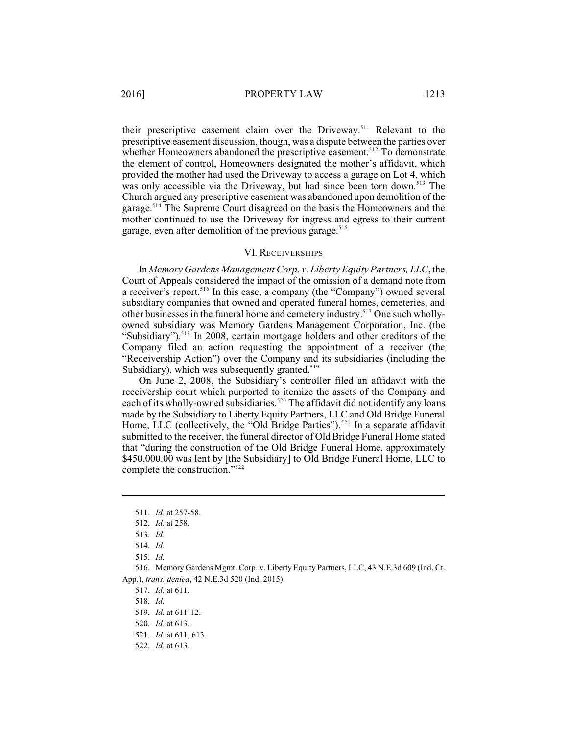their prescriptive easement claim over the Driveway.[511] Relevant to the prescriptive easement discussion, though, was a dispute between the parties over whether Homeowners abandoned the prescriptive easement.[512] To demonstrate the element of control, Homeowners designated the mother's affidavit, which provided the mother had used the Driveway to access a garage on Lot 4, which was only accessible via the Driveway, but had since been torn down.[513] The Church argued any prescriptive easement was abandoned upon demolition of the garage.[514] The Supreme Court disagreed on the basis the Homeowners and the mother continued to use the Driveway for ingress and egress to their current garage, even after demolition of the previous garage.[515]

## VI. RECEIVERSHIPS

In *Memory Gardens Management Corp. v. Liberty Equity Partners, LLC*, the Court of Appeals considered the impact of the omission of a demand note from a receiver's report.[516] In this case, a company (the "Company") owned several subsidiary companies that owned and operated funeral homes, cemeteries, and other businesses in the funeral home and cemetery industry.[517] One such wholly-owned subsidiary was Memory Gardens Management Corporation, Inc. (the "Subsidiary").[518] In 2008, certain mortgage holders and other creditors of the Company filed an action requesting the appointment of a receiver (the "Receivership Action") over the Company and its subsidiaries (including the Subsidiary), which was subsequently granted.[519]

On June 2, 2008, the Subsidiary's controller filed an affidavit with the receivership court which purported to itemize the assets of the Company and each of its wholly-owned subsidiaries.[520] The affidavit did not identify any loans made by the Subsidiary to Liberty Equity Partners, LLC and Old Bridge Funeral Home, LLC (collectively, the "Old Bridge Parties").[521] In a separate affidavit submitted to the receiver, the funeral director of Old Bridge Funeral Home stated that "during the construction of the Old Bridge Funeral Home, approximately $450,000.00 was lent by [the Subsidiary] to Old Bridge Funeral Home, LLC to complete the construction."[522]

---

511. *Id.* at 257-58.

512. *Id.* at 258.

513. *Id.*

514. *Id.*

515. *Id.*

516. Memory Gardens Mgmt. Corp. v. Liberty Equity Partners, LLC, 43 N.E.3d 609 (Ind. Ct. App.), *trans. denied*, 42 N.E.3d 520 (Ind. 2015).

517. *Id.* at 611.

518. *Id.*

519. *Id.* at 611-12.

520. *Id.* at 613.

521. *Id.* at 611, 613.

522. *Id.* at 613.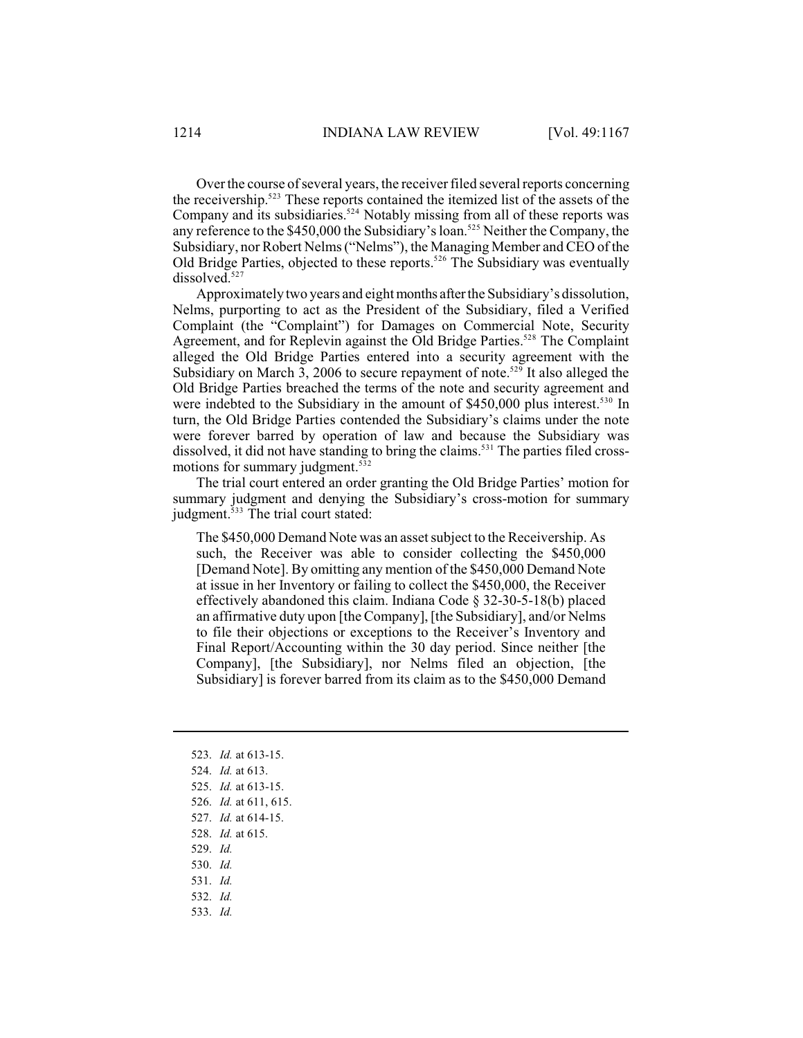Over the course of several years, the receiver filed several reports concerning the receivership.[523] These reports contained the itemized list of the assets of the Company and its subsidiaries.[524] Notably missing from all of these reports was any reference to the $450,000 the Subsidiary's loan.[525] Neither the Company, the Subsidiary, nor Robert Nelms ("Nelms"), the Managing Member and CEO of the Old Bridge Parties, objected to these reports.[526] The Subsidiary was eventually dissolved.[527]

Approximately two years and eight months after the Subsidiary's dissolution, Nelms, purporting to act as the President of the Subsidiary, filed a Verified Complaint (the "Complaint") for Damages on Commercial Note, Security Agreement, and for Replevin against the Old Bridge Parties.[528] The Complaint alleged the Old Bridge Parties entered into a security agreement with the Subsidiary on March 3, 2006 to secure repayment of note.[529] It also alleged the Old Bridge Parties breached the terms of the note and security agreement and were indebted to the Subsidiary in the amount of $450,000 plus interest.[530] In turn, the Old Bridge Parties contended the Subsidiary's claims under the note were forever barred by operation of law and because the Subsidiary was dissolved, it did not have standing to bring the claims.[531] The parties filed cross-motions for summary judgment.[532]

The trial court entered an order granting the Old Bridge Parties' motion for summary judgment and denying the Subsidiary's cross-motion for summary judgment.[533] The trial court stated:

> The $450,000 Demand Note was an asset subject to the Receivership. As such, the Receiver was able to consider collecting the $450,000 [Demand Note]. By omitting any mention of the $450,000 Demand Note at issue in her Inventory or failing to collect the $450,000, the Receiver effectively abandoned this claim. Indiana Code § 32-30-5-18(b) placed an affirmative duty upon [the Company], [the Subsidiary], and/or Nelms to file their objections or exceptions to the Receiver's Inventory and Final Report/Accounting within the 30 day period. Since neither [the Company], [the Subsidiary], nor Nelms filed an objection, [the Subsidiary] is forever barred from its claim as to the $450,000 Demand

---

523. *Id.* at 613-15.
524. *Id.* at 613.
525. *Id.* at 613-15.
526. *Id.* at 611, 615.
527. *Id.* at 614-15.
528. *Id.* at 615.
529. *Id.*
530. *Id.*
531. *Id.*
532. *Id.*
533. *Id.*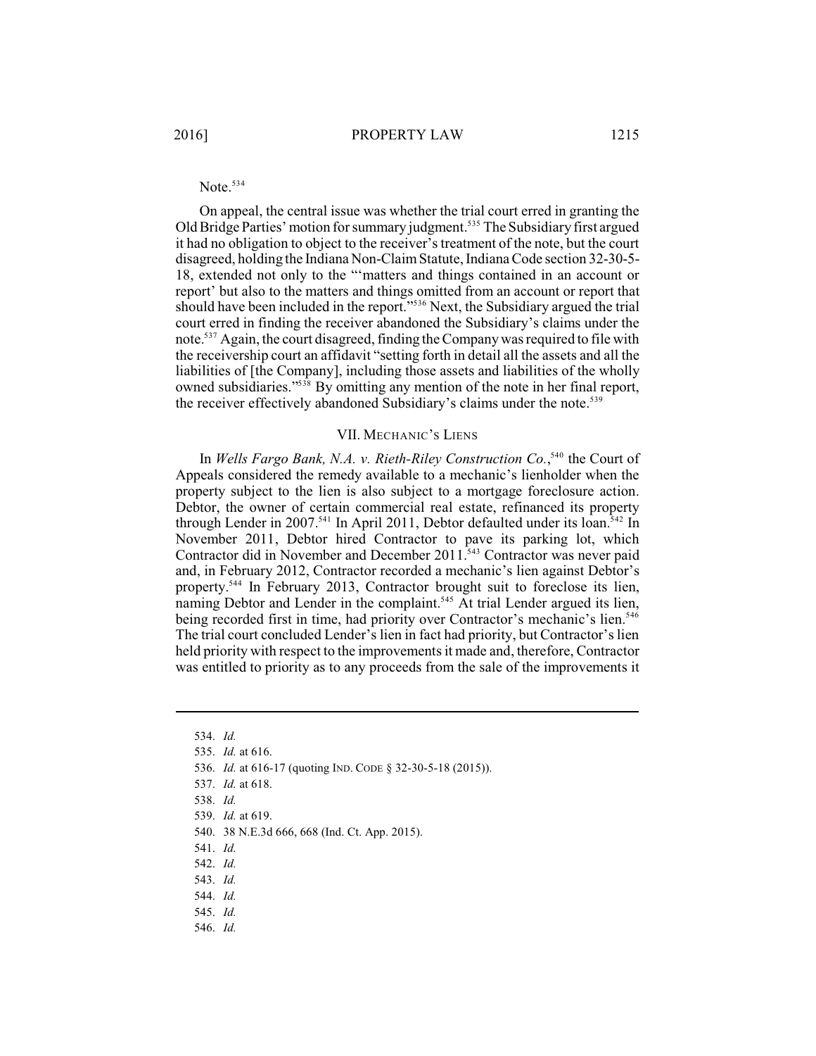Note.[534]

On appeal, the central issue was whether the trial court erred in granting the Old Bridge Parties' motion for summary judgment.[535] The Subsidiary first argued it had no obligation to object to the receiver's treatment of the note, but the court disagreed, holding the Indiana Non-Claim Statute, Indiana Code section 32-30-5-18, extended not only to the "'matters and things contained in an account or report' but also to the matters and things omitted from an account or report that should have been included in the report."[536] Next, the Subsidiary argued the trial court erred in finding the receiver abandoned the Subsidiary's claims under the note.[537] Again, the court disagreed, finding the Company was required to file with the receivership court an affidavit "setting forth in detail all the assets and all the liabilities of [the Company], including those assets and liabilities of the wholly owned subsidiaries."[538] By omitting any mention of the note in her final report, the receiver effectively abandoned Subsidiary's claims under the note.[539]

## VII. MECHANIC'S LIENS

In *Wells Fargo Bank, N.A. v. Rieth-Riley Construction Co.*,[540] the Court of Appeals considered the remedy available to a mechanic's lienholder when the property subject to the lien is also subject to a mortgage foreclosure action. Debtor, the owner of certain commercial real estate, refinanced its property through Lender in 2007.[541] In April 2011, Debtor defaulted under its loan.[542] In November 2011, Debtor hired Contractor to pave its parking lot, which Contractor did in November and December 2011.[543] Contractor was never paid and, in February 2012, Contractor recorded a mechanic's lien against Debtor's property.[544] In February 2013, Contractor brought suit to foreclose its lien, naming Debtor and Lender in the complaint.[545] At trial Lender argued its lien, being recorded first in time, had priority over Contractor's mechanic's lien.[546] The trial court concluded Lender's lien in fact had priority, but Contractor's lien held priority with respect to the improvements it made and, therefore, Contractor was entitled to priority as to any proceeds from the sale of the improvements it

---

534. *Id.*
535. *Id.* at 616.
536. *Id.* at 616-17 (quoting IND. CODE § 32-30-5-18 (2015)).
537. *Id.* at 618.
538. *Id.*
539. *Id.* at 619.
540. 38 N.E.3d 666, 668 (Ind. Ct. App. 2015).
541. *Id.*
542. *Id.*
543. *Id.*
544. *Id.*
545. *Id.*
546. *Id.*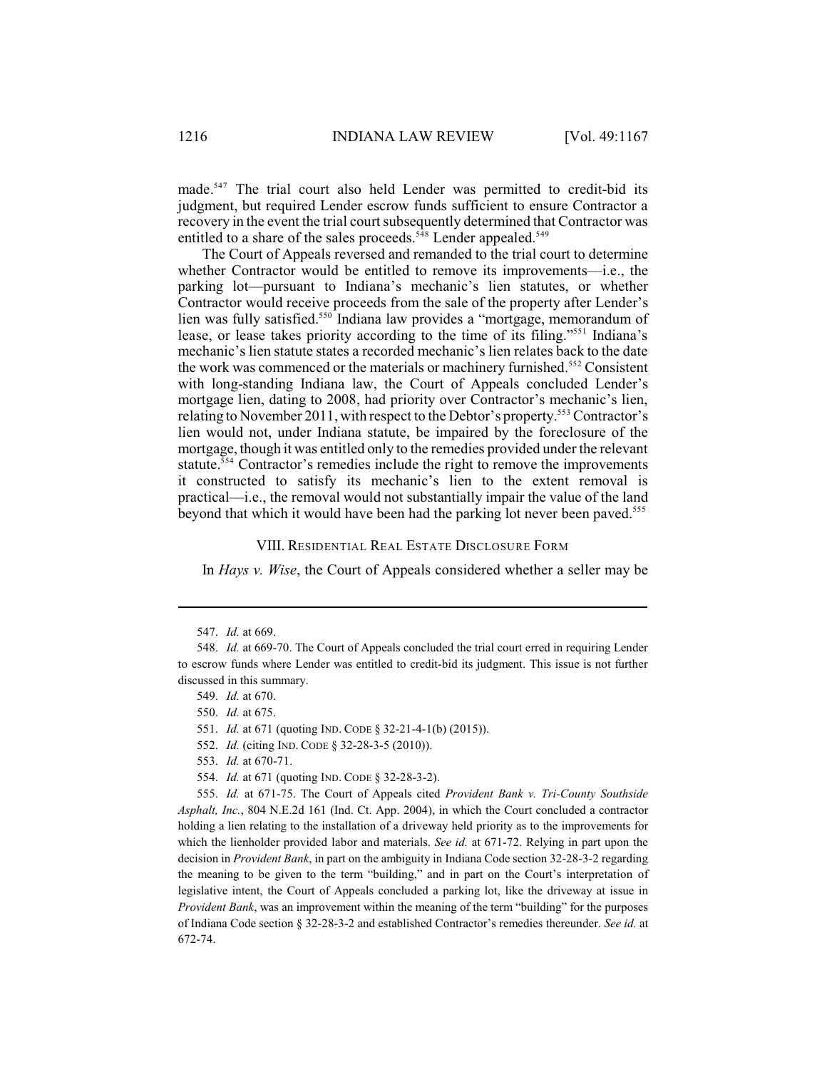made.[547] The trial court also held Lender was permitted to credit-bid its judgment, but required Lender escrow funds sufficient to ensure Contractor a recovery in the event the trial court subsequently determined that Contractor was entitled to a share of the sales proceeds.[548] Lender appealed.[549]

The Court of Appeals reversed and remanded to the trial court to determine whether Contractor would be entitled to remove its improvements—i.e., the parking lot—pursuant to Indiana's mechanic's lien statutes, or whether Contractor would receive proceeds from the sale of the property after Lender's lien was fully satisfied.[550] Indiana law provides a "mortgage, memorandum of lease, or lease takes priority according to the time of its filing."[551] Indiana's mechanic's lien statute states a recorded mechanic's lien relates back to the date the work was commenced or the materials or machinery furnished.[552] Consistent with long-standing Indiana law, the Court of Appeals concluded Lender's mortgage lien, dating to 2008, had priority over Contractor's mechanic's lien, relating to November 2011, with respect to the Debtor's property.[553] Contractor's lien would not, under Indiana statute, be impaired by the foreclosure of the mortgage, though it was entitled only to the remedies provided under the relevant statute.[554] Contractor's remedies include the right to remove the improvements it constructed to satisfy its mechanic's lien to the extent removal is practical—i.e., the removal would not substantially impair the value of the land beyond that which it would have been had the parking lot never been paved.[555]

## VIII. Residential Real Estate Disclosure Form

In *Hays v. Wise*, the Court of Appeals considered whether a seller may be

---

547. *Id.* at 669.

548. *Id.* at 669-70. The Court of Appeals concluded the trial court erred in requiring Lender to escrow funds where Lender was entitled to credit-bid its judgment. This issue is not further discussed in this summary.

549. *Id.* at 670.

550. *Id.* at 675.

551. *Id.* at 671 (quoting IND. CODE § 32-21-4-1(b) (2015)).

552. *Id.* (citing IND. CODE § 32-28-3-5 (2010)).

553. *Id.* at 670-71.

554. *Id.* at 671 (quoting IND. CODE § 32-28-3-2).

555. *Id.* at 671-75. The Court of Appeals cited *Provident Bank v. Tri-County Southside Asphalt, Inc.*, 804 N.E.2d 161 (Ind. Ct. App. 2004), in which the Court concluded a contractor holding a lien relating to the installation of a driveway held priority as to the improvements for which the lienholder provided labor and materials. *See id.* at 671-72. Relying in part upon the decision in *Provident Bank*, in part on the ambiguity in Indiana Code section 32-28-3-2 regarding the meaning to be given to the term "building," and in part on the Court's interpretation of legislative intent, the Court of Appeals concluded a parking lot, like the driveway at issue in *Provident Bank*, was an improvement within the meaning of the term "building" for the purposes of Indiana Code section § 32-28-3-2 and established Contractor's remedies thereunder. *See id.* at 672-74.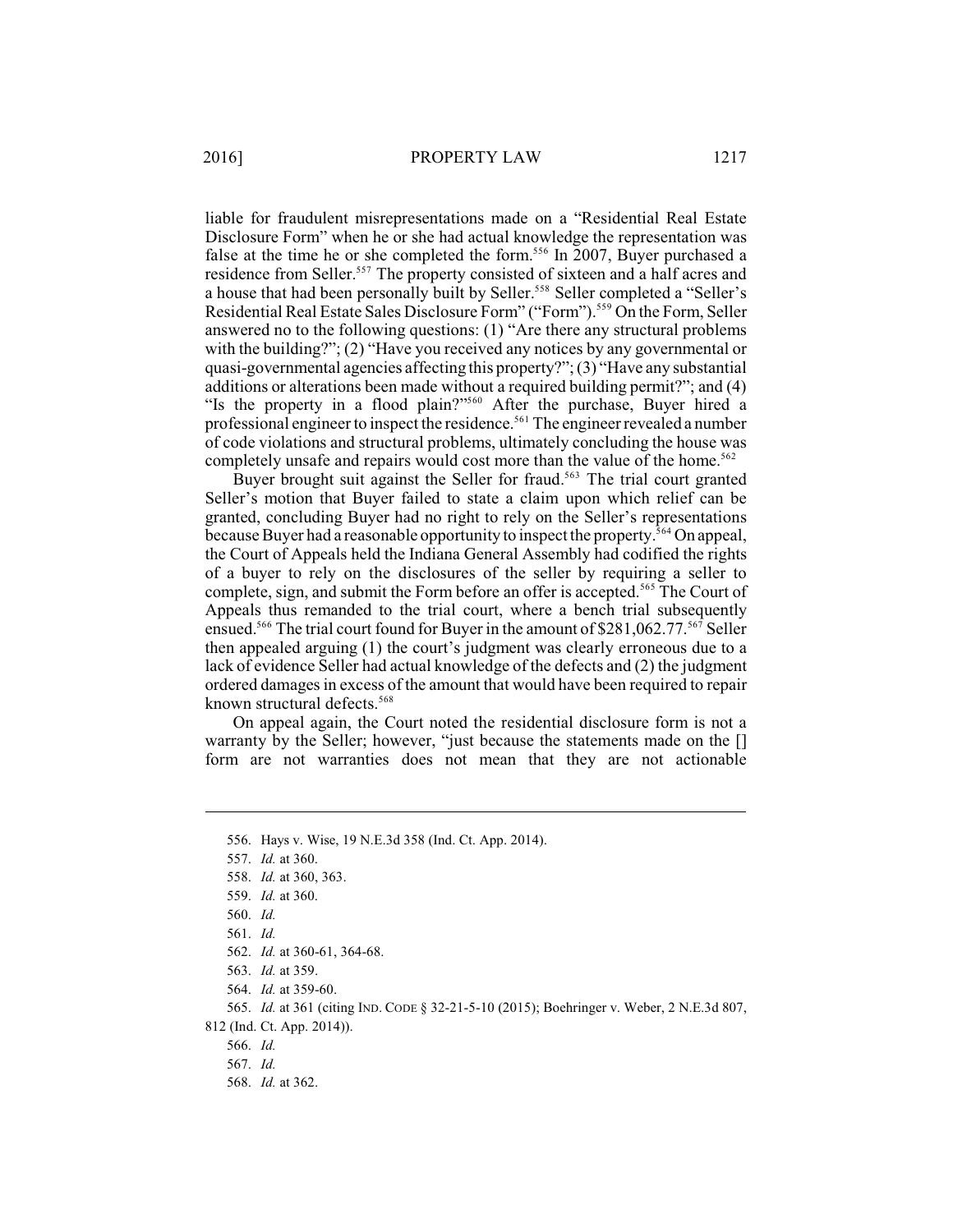liable for fraudulent misrepresentations made on a "Residential Real Estate Disclosure Form" when he or she had actual knowledge the representation was false at the time he or she completed the form.[556] In 2007, Buyer purchased a residence from Seller.[557] The property consisted of sixteen and a half acres and a house that had been personally built by Seller.[558] Seller completed a "Seller's Residential Real Estate Sales Disclosure Form" ("Form").[559] On the Form, Seller answered no to the following questions: (1) "Are there any structural problems with the building?"; (2) "Have you received any notices by any governmental or quasi-governmental agencies affecting this property?"; (3) "Have any substantial additions or alterations been made without a required building permit?"; and (4) "Is the property in a flood plain?"[560] After the purchase, Buyer hired a professional engineer to inspect the residence.[561] The engineer revealed a number of code violations and structural problems, ultimately concluding the house was completely unsafe and repairs would cost more than the value of the home.[562]

Buyer brought suit against the Seller for fraud.[563] The trial court granted Seller's motion that Buyer failed to state a claim upon which relief can be granted, concluding Buyer had no right to rely on the Seller's representations because Buyer had a reasonable opportunity to inspect the property.[564] On appeal, the Court of Appeals held the Indiana General Assembly had codified the rights of a buyer to rely on the disclosures of the seller by requiring a seller to complete, sign, and submit the Form before an offer is accepted.[565] The Court of Appeals thus remanded to the trial court, where a bench trial subsequently ensued.[566] The trial court found for Buyer in the amount of $281,062.77.[567] Seller then appealed arguing (1) the court's judgment was clearly erroneous due to a lack of evidence Seller had actual knowledge of the defects and (2) the judgment ordered damages in excess of the amount that would have been required to repair known structural defects.[568]

On appeal again, the Court noted the residential disclosure form is not a warranty by the Seller; however, "just because the statements made on the [] form are not warranties does not mean that they are not actionable

---

556. Hays v. Wise, 19 N.E.3d 358 (Ind. Ct. App. 2014).

557. *Id.* at 360.

558. *Id.* at 360, 363.

559. *Id.* at 360.

560. *Id.*

561. *Id.*

562. *Id.* at 360-61, 364-68.

563. *Id.* at 359.

564. *Id.* at 359-60.

565. *Id.* at 361 (citing IND. CODE § 32-21-5-10 (2015); Boehringer v. Weber, 2 N.E.3d 807, 812 (Ind. Ct. App. 2014)).

566. *Id.*

567. *Id.*

568. *Id.* at 362.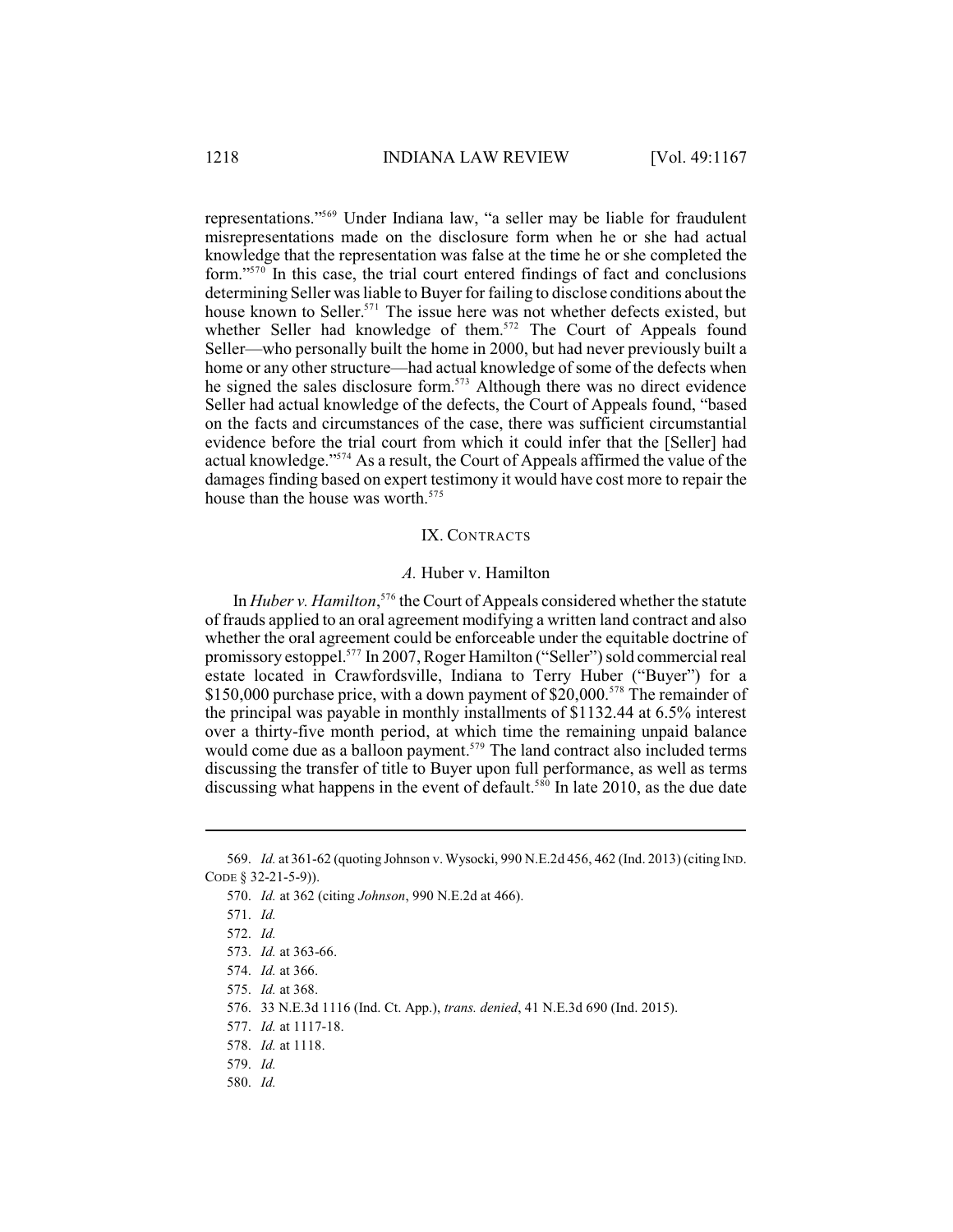representations."[569] Under Indiana law, "a seller may be liable for fraudulent misrepresentations made on the disclosure form when he or she had actual knowledge that the representation was false at the time he or she completed the form."[570] In this case, the trial court entered findings of fact and conclusions determining Seller was liable to Buyer for failing to disclose conditions about the house known to Seller.[571] The issue here was not whether defects existed, but whether Seller had knowledge of them.[572] The Court of Appeals found Seller—who personally built the home in 2000, but had never previously built a home or any other structure—had actual knowledge of some of the defects when he signed the sales disclosure form.[573] Although there was no direct evidence Seller had actual knowledge of the defects, the Court of Appeals found, "based on the facts and circumstances of the case, there was sufficient circumstantial evidence before the trial court from which it could infer that the [Seller] had actual knowledge."[574] As a result, the Court of Appeals affirmed the value of the damages finding based on expert testimony it would have cost more to repair the house than the house was worth.[575]

## IX. CONTRACTS

### *A.* Huber v. Hamilton

In *Huber v. Hamilton*,[576] the Court of Appeals considered whether the statute of frauds applied to an oral agreement modifying a written land contract and also whether the oral agreement could be enforceable under the equitable doctrine of promissory estoppel.[577] In 2007, Roger Hamilton ("Seller") sold commercial real estate located in Crawfordsville, Indiana to Terry Huber ("Buyer") for a $150,000 purchase price, with a down payment of $20,000.[578] The remainder of the principal was payable in monthly installments of $1132.44 at 6.5% interest over a thirty-five month period, at which time the remaining unpaid balance would come due as a balloon payment.[579] The land contract also included terms discussing the transfer of title to Buyer upon full performance, as well as terms discussing what happens in the event of default.[580] In late 2010, as the due date

569. *Id.* at 361-62 (quoting Johnson v. Wysocki, 990 N.E.2d 456, 462 (Ind. 2013) (citing IND. CODE § 32-21-5-9)).

570. *Id.* at 362 (citing *Johnson*, 990 N.E.2d at 466).

571. *Id.*

572. *Id.*

573. *Id.* at 363-66.

574. *Id.* at 366.

575. *Id.* at 368.

576. 33 N.E.3d 1116 (Ind. Ct. App.), *trans. denied*, 41 N.E.3d 690 (Ind. 2015).

577. *Id.* at 1117-18.

578. *Id.* at 1118.

579. *Id.*

580. *Id.*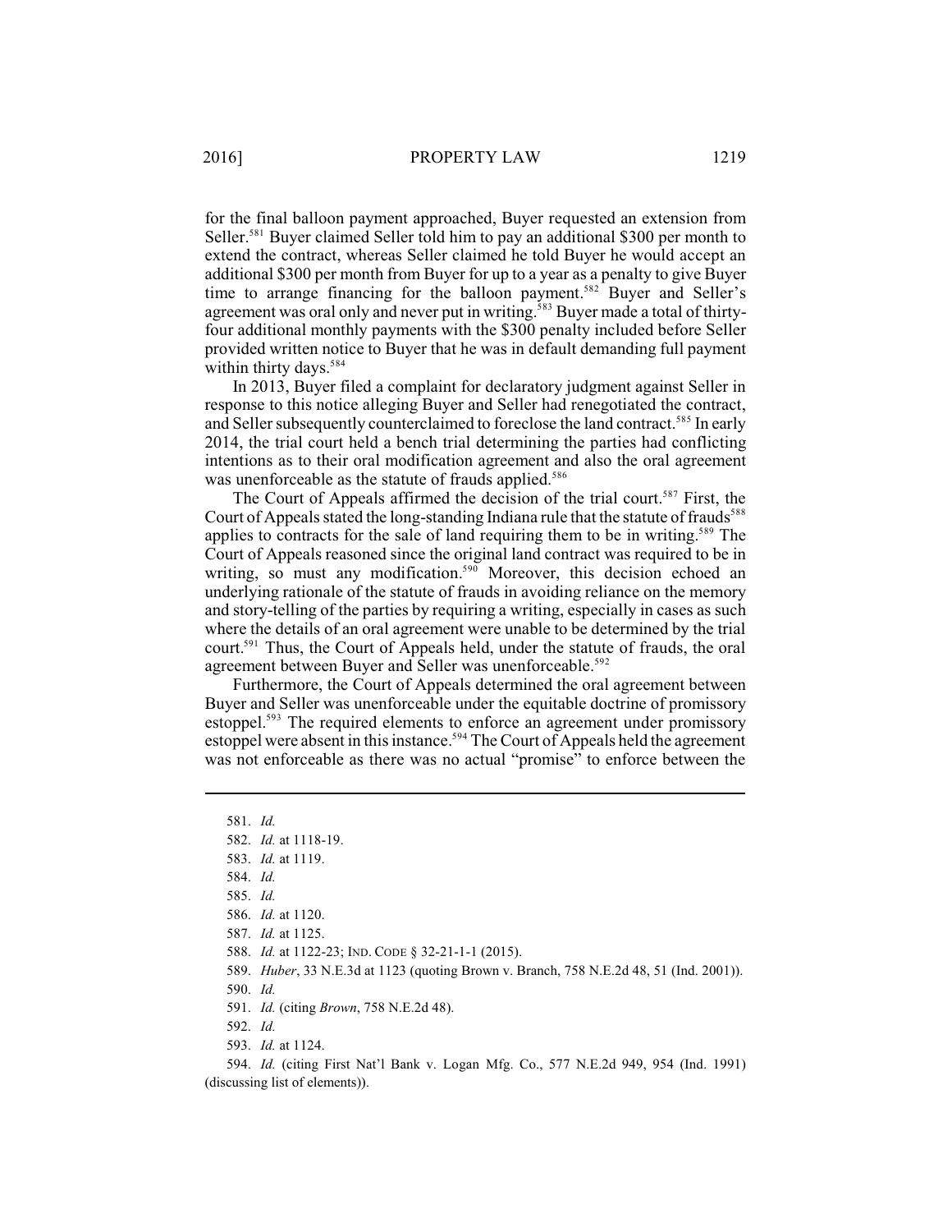for the final balloon payment approached, Buyer requested an extension from Seller.[581] Buyer claimed Seller told him to pay an additional $300 per month to extend the contract, whereas Seller claimed he told Buyer he would accept an additional $300 per month from Buyer for up to a year as a penalty to give Buyer time to arrange financing for the balloon payment.[582] Buyer and Seller's agreement was oral only and never put in writing.[583] Buyer made a total of thirty-four additional monthly payments with the $300 penalty included before Seller provided written notice to Buyer that he was in default demanding full payment within thirty days.[584]

In 2013, Buyer filed a complaint for declaratory judgment against Seller in response to this notice alleging Buyer and Seller had renegotiated the contract, and Seller subsequently counterclaimed to foreclose the land contract.[585] In early 2014, the trial court held a bench trial determining the parties had conflicting intentions as to their oral modification agreement and also the oral agreement was unenforceable as the statute of frauds applied.[586]

The Court of Appeals affirmed the decision of the trial court.[587] First, the Court of Appeals stated the long-standing Indiana rule that the statute of frauds[588] applies to contracts for the sale of land requiring them to be in writing.[589] The Court of Appeals reasoned since the original land contract was required to be in writing, so must any modification.[590] Moreover, this decision echoed an underlying rationale of the statute of frauds in avoiding reliance on the memory and story-telling of the parties by requiring a writing, especially in cases as such where the details of an oral agreement were unable to be determined by the trial court.[591] Thus, the Court of Appeals held, under the statute of frauds, the oral agreement between Buyer and Seller was unenforceable.[592]

Furthermore, the Court of Appeals determined the oral agreement between Buyer and Seller was unenforceable under the equitable doctrine of promissory estoppel.[593] The required elements to enforce an agreement under promissory estoppel were absent in this instance.[594] The Court of Appeals held the agreement was not enforceable as there was no actual "promise" to enforce between the

---

581. *Id.*

582. *Id.* at 1118-19.

583. *Id.* at 1119.

584. *Id.*

585. *Id.*

586. *Id.* at 1120.

587. *Id.* at 1125.

588. *Id.* at 1122-23; IND. CODE § 32-21-1-1 (2015).

589. *Huber*, 33 N.E.3d at 1123 (quoting Brown v. Branch, 758 N.E.2d 48, 51 (Ind. 2001)).

590. *Id.*

591. *Id.* (citing *Brown*, 758 N.E.2d 48).

592. *Id.*

593. *Id.* at 1124.

594. *Id.* (citing First Nat'l Bank v. Logan Mfg. Co., 577 N.E.2d 949, 954 (Ind. 1991) (discussing list of elements)).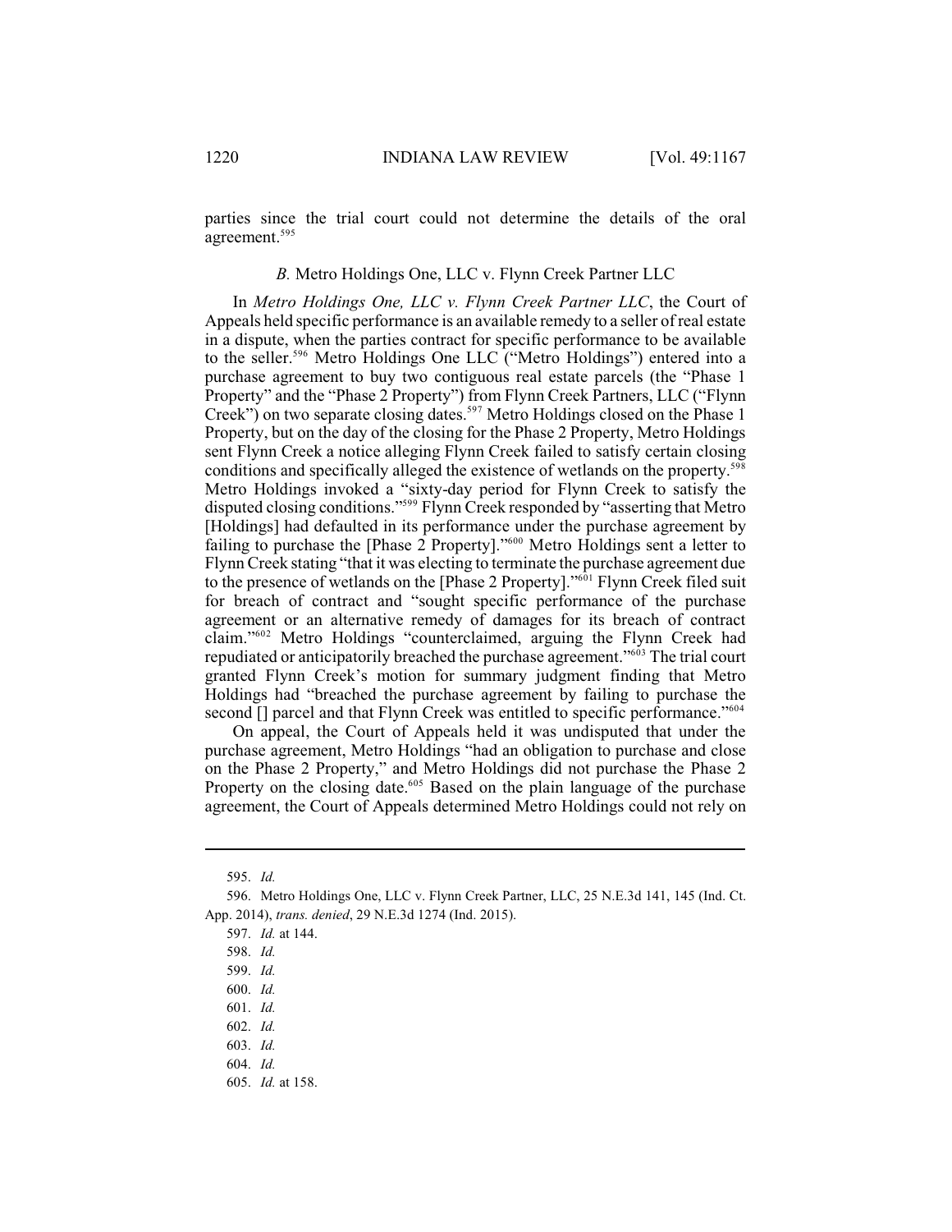parties since the trial court could not determine the details of the oral agreement.[595]

### *B.* Metro Holdings One, LLC v. Flynn Creek Partner LLC

In *Metro Holdings One, LLC v. Flynn Creek Partner LLC*, the Court of Appeals held specific performance is an available remedy to a seller of real estate in a dispute, when the parties contract for specific performance to be available to the seller.[596] Metro Holdings One LLC ("Metro Holdings") entered into a purchase agreement to buy two contiguous real estate parcels (the "Phase 1 Property" and the "Phase 2 Property") from Flynn Creek Partners, LLC ("Flynn Creek") on two separate closing dates.[597] Metro Holdings closed on the Phase 1 Property, but on the day of the closing for the Phase 2 Property, Metro Holdings sent Flynn Creek a notice alleging Flynn Creek failed to satisfy certain closing conditions and specifically alleged the existence of wetlands on the property.[598] Metro Holdings invoked a "sixty-day period for Flynn Creek to satisfy the disputed closing conditions."[599] Flynn Creek responded by "asserting that Metro [Holdings] had defaulted in its performance under the purchase agreement by failing to purchase the [Phase 2 Property]."[600] Metro Holdings sent a letter to Flynn Creek stating "that it was electing to terminate the purchase agreement due to the presence of wetlands on the [Phase 2 Property]."[601] Flynn Creek filed suit for breach of contract and "sought specific performance of the purchase agreement or an alternative remedy of damages for its breach of contract claim."[602] Metro Holdings "counterclaimed, arguing the Flynn Creek had repudiated or anticipatorily breached the purchase agreement."[603] The trial court granted Flynn Creek's motion for summary judgment finding that Metro Holdings had "breached the purchase agreement by failing to purchase the second [] parcel and that Flynn Creek was entitled to specific performance."[604]

On appeal, the Court of Appeals held it was undisputed that under the purchase agreement, Metro Holdings "had an obligation to purchase and close on the Phase 2 Property," and Metro Holdings did not purchase the Phase 2 Property on the closing date.[605] Based on the plain language of the purchase agreement, the Court of Appeals determined Metro Holdings could not rely on

---

595. *Id.*

596. Metro Holdings One, LLC v. Flynn Creek Partner, LLC, 25 N.E.3d 141, 145 (Ind. Ct. App. 2014), *trans. denied*, 29 N.E.3d 1274 (Ind. 2015).

597. *Id.* at 144.

598. *Id.*

599. *Id.*

600. *Id.*

601. *Id.*

602. *Id.*

603. *Id.*

604. *Id.*

605. *Id.* at 158.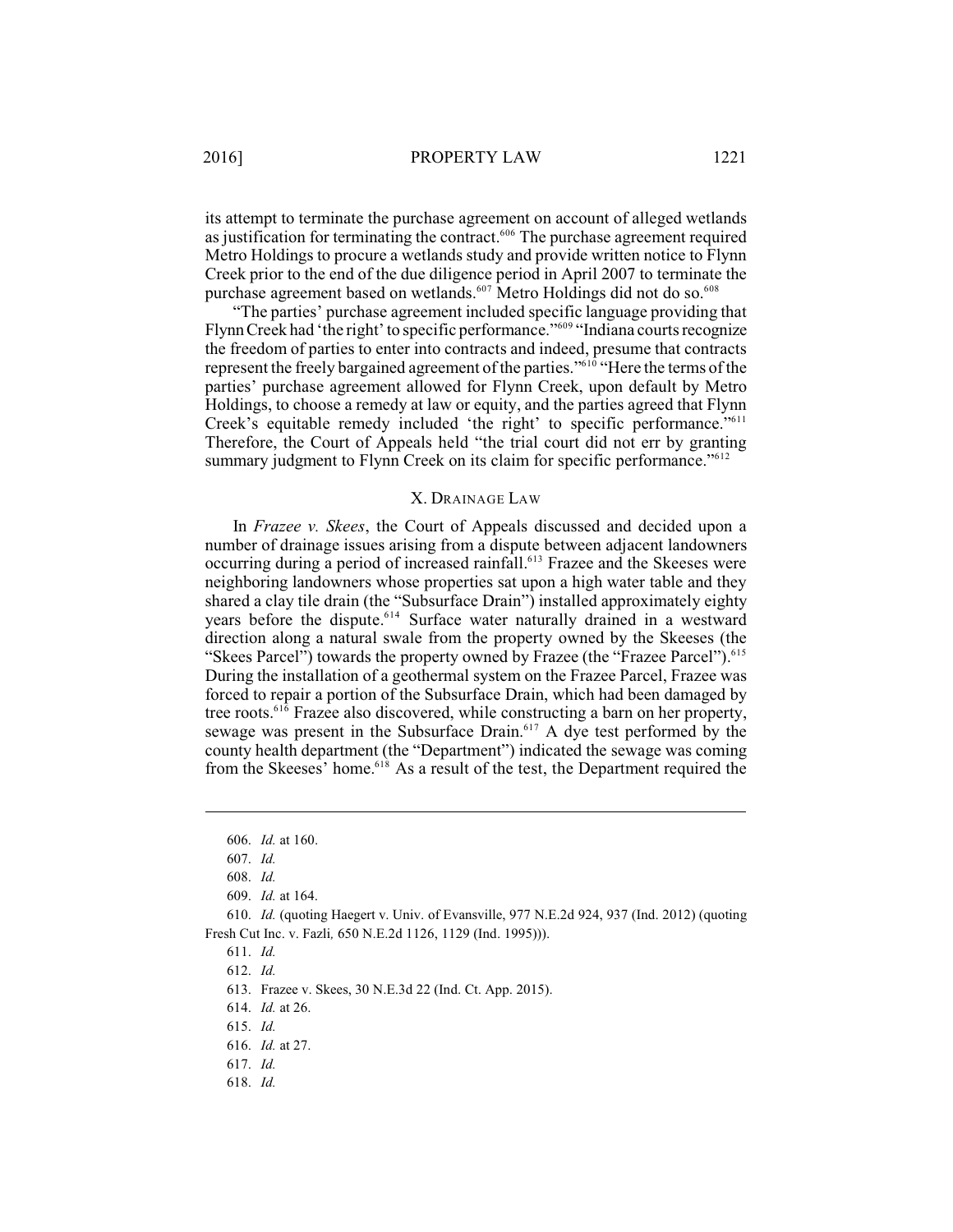its attempt to terminate the purchase agreement on account of alleged wetlands as justification for terminating the contract.[606] The purchase agreement required Metro Holdings to procure a wetlands study and provide written notice to Flynn Creek prior to the end of the due diligence period in April 2007 to terminate the purchase agreement based on wetlands.[607] Metro Holdings did not do so.[608]

"The parties' purchase agreement included specific language providing that Flynn Creek had 'the right' to specific performance."[609] "Indiana courts recognize the freedom of parties to enter into contracts and indeed, presume that contracts represent the freely bargained agreement of the parties."[610] "Here the terms of the parties' purchase agreement allowed for Flynn Creek, upon default by Metro Holdings, to choose a remedy at law or equity, and the parties agreed that Flynn Creek's equitable remedy included 'the right' to specific performance."[611] Therefore, the Court of Appeals held "the trial court did not err by granting summary judgment to Flynn Creek on its claim for specific performance."[612]

## X. DRAINAGE LAW

In *Frazee v. Skees*, the Court of Appeals discussed and decided upon a number of drainage issues arising from a dispute between adjacent landowners occurring during a period of increased rainfall.[613] Frazee and the Skeeses were neighboring landowners whose properties sat upon a high water table and they shared a clay tile drain (the "Subsurface Drain") installed approximately eighty years before the dispute.[614] Surface water naturally drained in a westward direction along a natural swale from the property owned by the Skeeses (the "Skees Parcel") towards the property owned by Frazee (the "Frazee Parcel").[615] During the installation of a geothermal system on the Frazee Parcel, Frazee was forced to repair a portion of the Subsurface Drain, which had been damaged by tree roots.[616] Frazee also discovered, while constructing a barn on her property, sewage was present in the Subsurface Drain.[617] A dye test performed by the county health department (the "Department") indicated the sewage was coming from the Skeeses' home.[618] As a result of the test, the Department required the

---

606. *Id.* at 160.

607. *Id.*

608. *Id.*

609. *Id.* at 164.

610. *Id.* (quoting Haegert v. Univ. of Evansville, 977 N.E.2d 924, 937 (Ind. 2012) (quoting Fresh Cut Inc. v. Fazli*,* 650 N.E.2d 1126, 1129 (Ind. 1995))).

611. *Id.*

612. *Id.*

613. Frazee v. Skees, 30 N.E.3d 22 (Ind. Ct. App. 2015).

614. *Id.* at 26.

615. *Id.*

616. *Id.* at 27.

617. *Id.*

618. *Id.*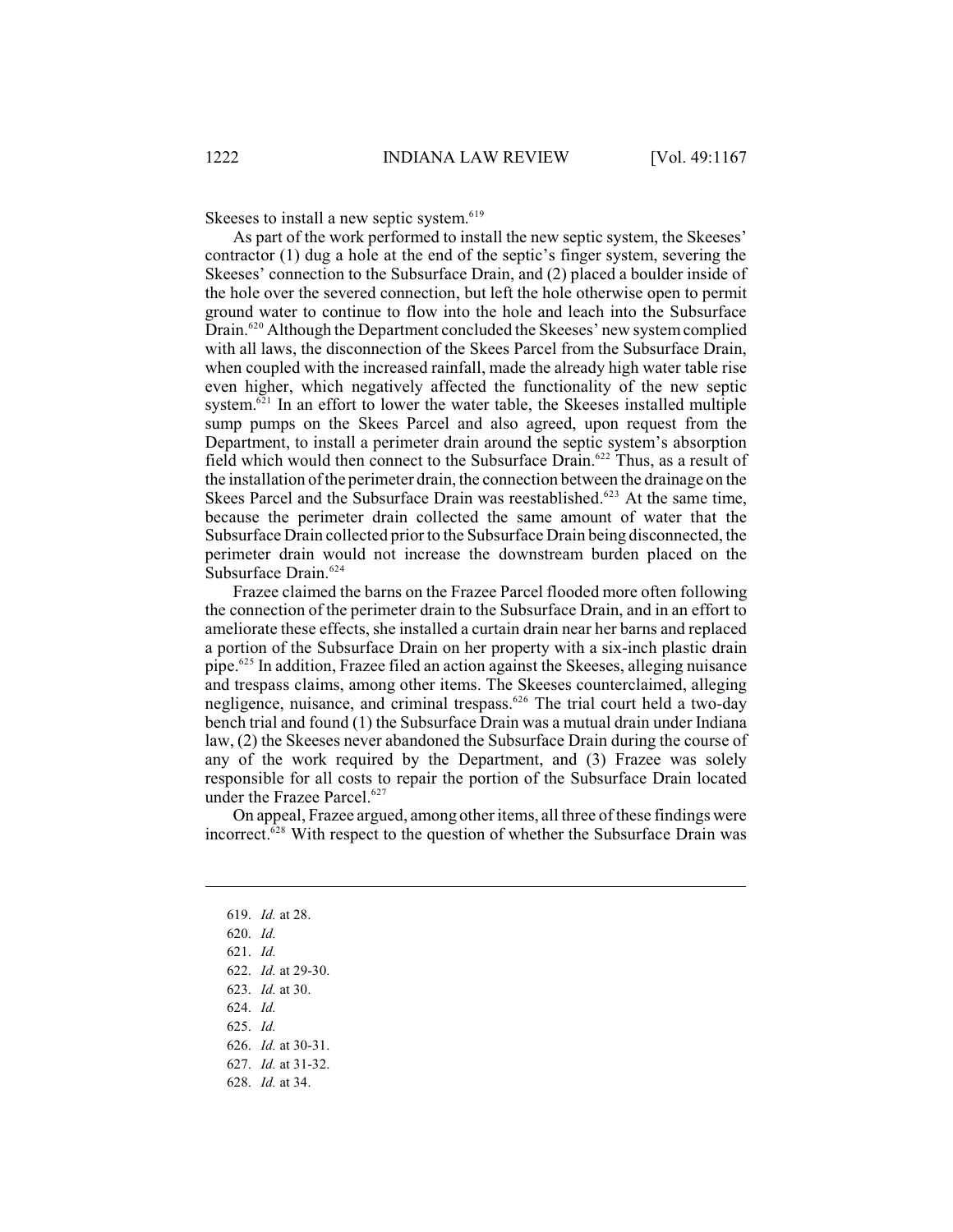Skeeses to install a new septic system.[619]

As part of the work performed to install the new septic system, the Skeeses' contractor (1) dug a hole at the end of the septic's finger system, severing the Skeeses' connection to the Subsurface Drain, and (2) placed a boulder inside of the hole over the severed connection, but left the hole otherwise open to permit ground water to continue to flow into the hole and leach into the Subsurface Drain.[620] Although the Department concluded the Skeeses' new system complied with all laws, the disconnection of the Skees Parcel from the Subsurface Drain, when coupled with the increased rainfall, made the already high water table rise even higher, which negatively affected the functionality of the new septic system.[621] In an effort to lower the water table, the Skeeses installed multiple sump pumps on the Skees Parcel and also agreed, upon request from the Department, to install a perimeter drain around the septic system's absorption field which would then connect to the Subsurface Drain.[622] Thus, as a result of the installation of the perimeter drain, the connection between the drainage on the Skees Parcel and the Subsurface Drain was reestablished.[623] At the same time, because the perimeter drain collected the same amount of water that the Subsurface Drain collected prior to the Subsurface Drain being disconnected, the perimeter drain would not increase the downstream burden placed on the Subsurface Drain.[624]

Frazee claimed the barns on the Frazee Parcel flooded more often following the connection of the perimeter drain to the Subsurface Drain, and in an effort to ameliorate these effects, she installed a curtain drain near her barns and replaced a portion of the Subsurface Drain on her property with a six-inch plastic drain pipe.[625] In addition, Frazee filed an action against the Skeeses, alleging nuisance and trespass claims, among other items. The Skeeses counterclaimed, alleging negligence, nuisance, and criminal trespass.[626] The trial court held a two-day bench trial and found (1) the Subsurface Drain was a mutual drain under Indiana law, (2) the Skeeses never abandoned the Subsurface Drain during the course of any of the work required by the Department, and (3) Frazee was solely responsible for all costs to repair the portion of the Subsurface Drain located under the Frazee Parcel.[627]

On appeal, Frazee argued, among other items, all three of these findings were incorrect.[628] With respect to the question of whether the Subsurface Drain was

---

619. *Id.* at 28.
620. *Id.*
621. *Id.*
622. *Id.* at 29-30.
623. *Id.* at 30.
624. *Id.*
625. *Id.*
626. *Id.* at 30-31.
627. *Id.* at 31-32.
628. *Id.* at 34.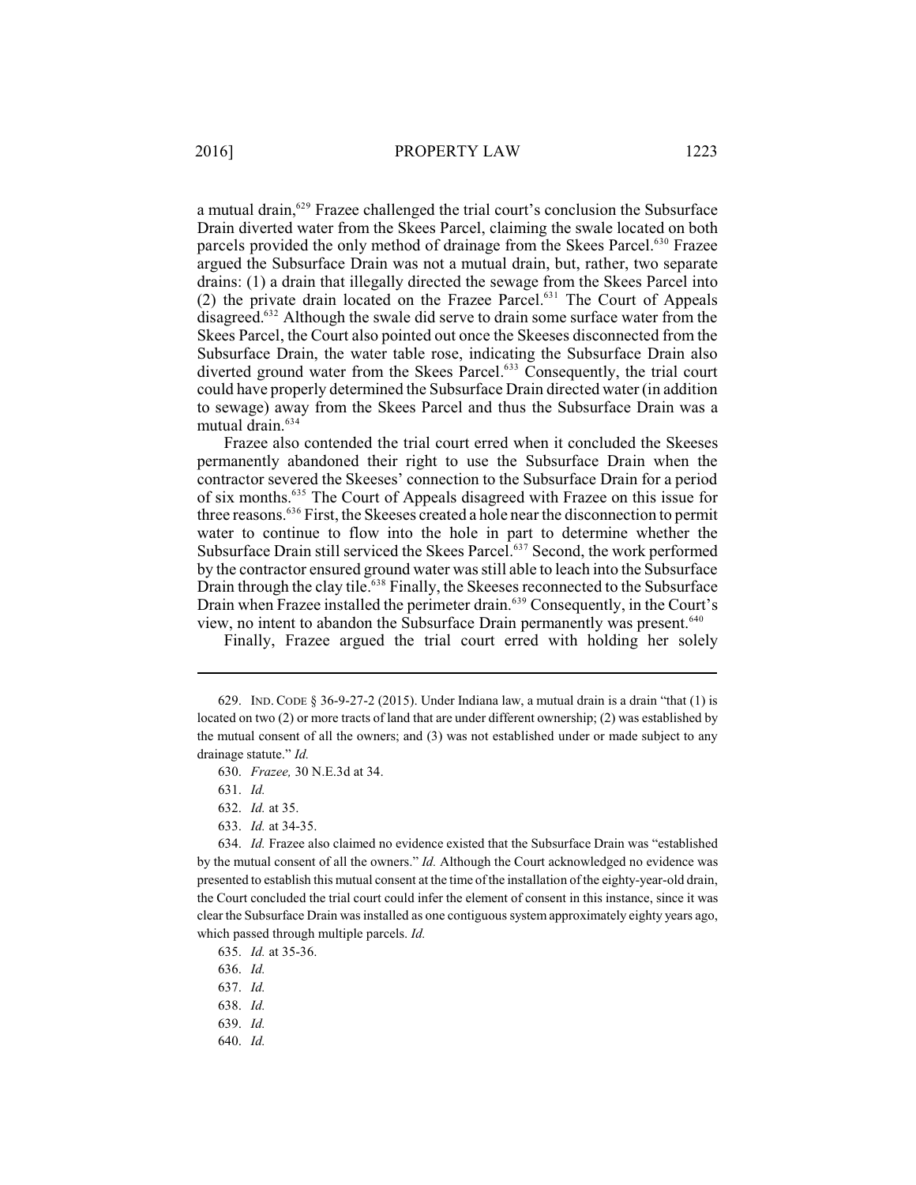a mutual drain,[629] Frazee challenged the trial court's conclusion the Subsurface Drain diverted water from the Skees Parcel, claiming the swale located on both parcels provided the only method of drainage from the Skees Parcel.[630] Frazee argued the Subsurface Drain was not a mutual drain, but, rather, two separate drains: (1) a drain that illegally directed the sewage from the Skees Parcel into (2) the private drain located on the Frazee Parcel.[631] The Court of Appeals disagreed.[632] Although the swale did serve to drain some surface water from the Skees Parcel, the Court also pointed out once the Skeeses disconnected from the Subsurface Drain, the water table rose, indicating the Subsurface Drain also diverted ground water from the Skees Parcel.[633] Consequently, the trial court could have properly determined the Subsurface Drain directed water (in addition to sewage) away from the Skees Parcel and thus the Subsurface Drain was a mutual drain.[634]

Frazee also contended the trial court erred when it concluded the Skeeses permanently abandoned their right to use the Subsurface Drain when the contractor severed the Skeeses' connection to the Subsurface Drain for a period of six months.[635] The Court of Appeals disagreed with Frazee on this issue for three reasons.[636] First, the Skeeses created a hole near the disconnection to permit water to continue to flow into the hole in part to determine whether the Subsurface Drain still serviced the Skees Parcel.[637] Second, the work performed by the contractor ensured ground water was still able to leach into the Subsurface Drain through the clay tile.[638] Finally, the Skeeses reconnected to the Subsurface Drain when Frazee installed the perimeter drain.[639] Consequently, in the Court's view, no intent to abandon the Subsurface Drain permanently was present.[640]

Finally, Frazee argued the trial court erred with holding her solely

---

629. IND. CODE § 36-9-27-2 (2015). Under Indiana law, a mutual drain is a drain "that (1) is located on two (2) or more tracts of land that are under different ownership; (2) was established by the mutual consent of all the owners; and (3) was not established under or made subject to any drainage statute." *Id.*

630. *Frazee,* 30 N.E.3d at 34.

631. *Id.*

632. *Id.* at 35.

633. *Id.* at 34-35.

634. *Id.* Frazee also claimed no evidence existed that the Subsurface Drain was "established by the mutual consent of all the owners." *Id.* Although the Court acknowledged no evidence was presented to establish this mutual consent at the time of the installation of the eighty-year-old drain, the Court concluded the trial court could infer the element of consent in this instance, since it was clear the Subsurface Drain was installed as one contiguous system approximately eighty years ago, which passed through multiple parcels. *Id.*

635. *Id.* at 35-36.

636. *Id.*

637. *Id.*

638. *Id.*

639. *Id.*

640. *Id.*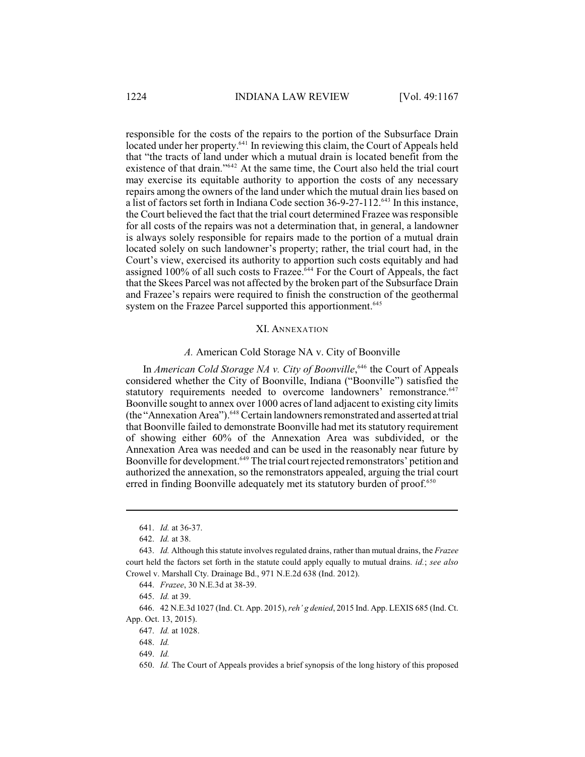responsible for the costs of the repairs to the portion of the Subsurface Drain located under her property.[641] In reviewing this claim, the Court of Appeals held that "the tracts of land under which a mutual drain is located benefit from the existence of that drain."[642] At the same time, the Court also held the trial court may exercise its equitable authority to apportion the costs of any necessary repairs among the owners of the land under which the mutual drain lies based on a list of factors set forth in Indiana Code section 36-9-27-112.[643] In this instance, the Court believed the fact that the trial court determined Frazee was responsible for all costs of the repairs was not a determination that, in general, a landowner is always solely responsible for repairs made to the portion of a mutual drain located solely on such landowner's property; rather, the trial court had, in the Court's view, exercised its authority to apportion such costs equitably and had assigned 100% of all such costs to Frazee.[644] For the Court of Appeals, the fact that the Skees Parcel was not affected by the broken part of the Subsurface Drain and Frazee's repairs were required to finish the construction of the geothermal system on the Frazee Parcel supported this apportionment.[645]

## XI. Annexation

### *A.* American Cold Storage NA v. City of Boonville

In *American Cold Storage NA v. City of Boonville*,[646] the Court of Appeals considered whether the City of Boonville, Indiana ("Boonville") satisfied the statutory requirements needed to overcome landowners' remonstrance.[647] Boonville sought to annex over 1000 acres of land adjacent to existing city limits (the "Annexation Area").[648] Certain landowners remonstrated and asserted at trial that Boonville failed to demonstrate Boonville had met its statutory requirement of showing either 60% of the Annexation Area was subdivided, or the Annexation Area was needed and can be used in the reasonably near future by Boonville for development.[649] The trial court rejected remonstrators' petition and authorized the annexation, so the remonstrators appealed, arguing the trial court erred in finding Boonville adequately met its statutory burden of proof.[650]

---

641. *Id.* at 36-37.

642. *Id.* at 38.

643. *Id.* Although this statute involves regulated drains, rather than mutual drains, the *Frazee* court held the factors set forth in the statute could apply equally to mutual drains. *id.*; *see also* Crowel v. Marshall Cty. Drainage Bd., 971 N.E.2d 638 (Ind. 2012).

644. *Frazee*, 30 N.E.3d at 38-39.

645. *Id.* at 39.

646. 42 N.E.3d 1027 (Ind. Ct. App. 2015), *reh'g denied*, 2015 Ind. App. LEXIS 685 (Ind. Ct. App. Oct. 13, 2015).

647. *Id.* at 1028.

648. *Id.*

649. *Id.*

650. *Id.* The Court of Appeals provides a brief synopsis of the long history of this proposed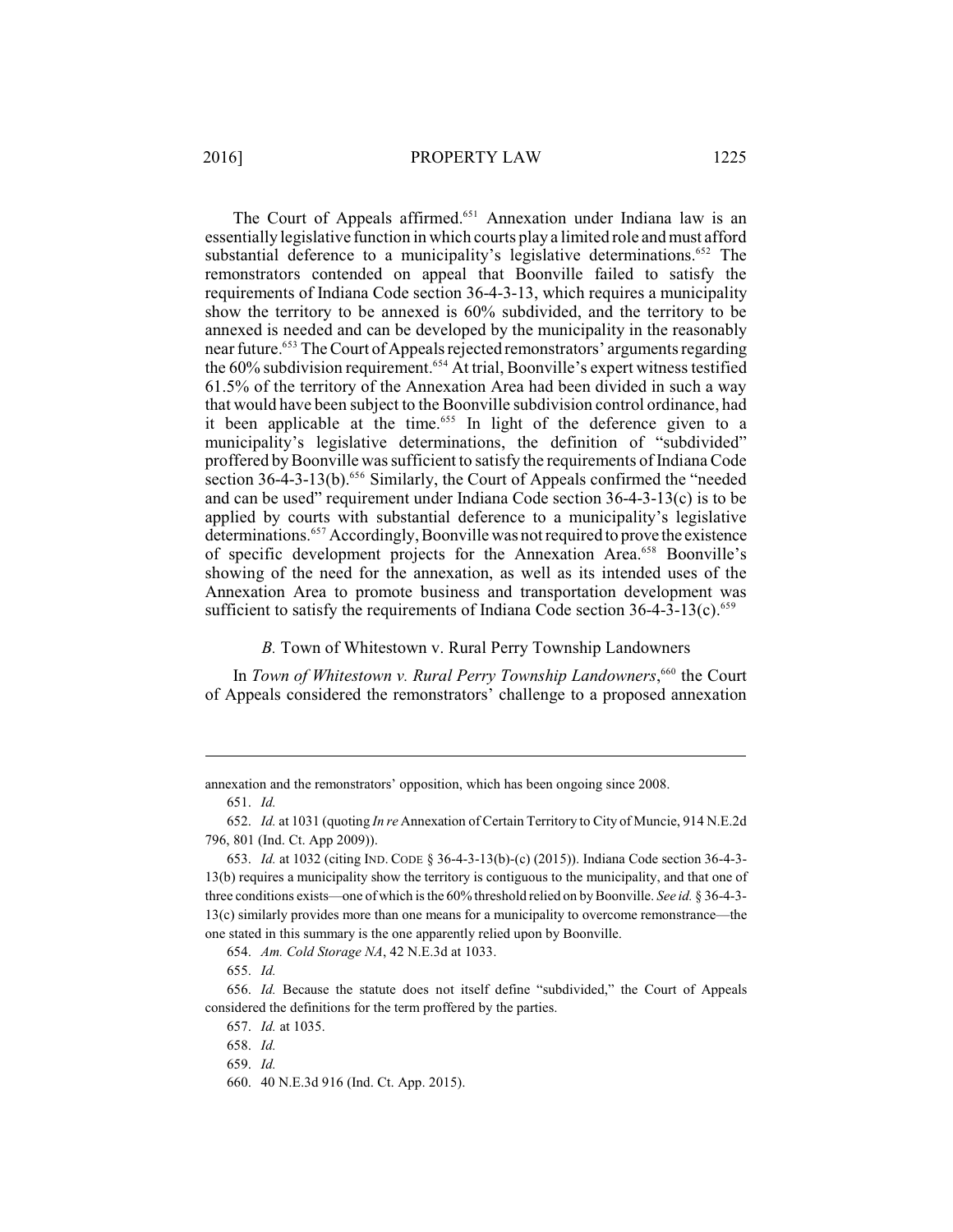The Court of Appeals affirmed.[651] Annexation under Indiana law is an essentially legislative function in which courts play a limited role and must afford substantial deference to a municipality's legislative determinations.[652] The remonstrators contended on appeal that Boonville failed to satisfy the requirements of Indiana Code section 36-4-3-13, which requires a municipality show the territory to be annexed is 60% subdivided, and the territory to be annexed is needed and can be developed by the municipality in the reasonably near future.[653] The Court of Appeals rejected remonstrators' arguments regarding the 60% subdivision requirement.[654] At trial, Boonville's expert witness testified 61.5% of the territory of the Annexation Area had been divided in such a way that would have been subject to the Boonville subdivision control ordinance, had it been applicable at the time.[655] In light of the deference given to a municipality's legislative determinations, the definition of "subdivided" proffered by Boonville was sufficient to satisfy the requirements of Indiana Code section 36-4-3-13(b).[656] Similarly, the Court of Appeals confirmed the "needed and can be used" requirement under Indiana Code section 36-4-3-13(c) is to be applied by courts with substantial deference to a municipality's legislative determinations.[657] Accordingly, Boonville was not required to prove the existence of specific development projects for the Annexation Area.[658] Boonville's showing of the need for the annexation, as well as its intended uses of the Annexation Area to promote business and transportation development was sufficient to satisfy the requirements of Indiana Code section 36-4-3-13(c).[659]

### *B.* Town of Whitestown v. Rural Perry Township Landowners

In *Town of Whitestown v. Rural Perry Township Landowners*,[660] the Court of Appeals considered the remonstrators' challenge to a proposed annexation

---

annexation and the remonstrators' opposition, which has been ongoing since 2008.

651. *Id.*

652. *Id.* at 1031 (quoting *In re* Annexation of Certain Territory to City of Muncie, 914 N.E.2d 796, 801 (Ind. Ct. App 2009)).

653. *Id.* at 1032 (citing IND. CODE § 36-4-3-13(b)-(c) (2015)). Indiana Code section 36-4-3-13(b) requires a municipality show the territory is contiguous to the municipality, and that one of three conditions exists—one of which is the 60% threshold relied on by Boonville. *See id.* § 36-4-3-13(c) similarly provides more than one means for a municipality to overcome remonstrance—the one stated in this summary is the one apparently relied upon by Boonville.

654. *Am. Cold Storage NA*, 42 N.E.3d at 1033.

655. *Id.*

656. *Id.* Because the statute does not itself define "subdivided," the Court of Appeals considered the definitions for the term proffered by the parties.

657. *Id.* at 1035.

658. *Id.*

659. *Id.*

660. 40 N.E.3d 916 (Ind. Ct. App. 2015).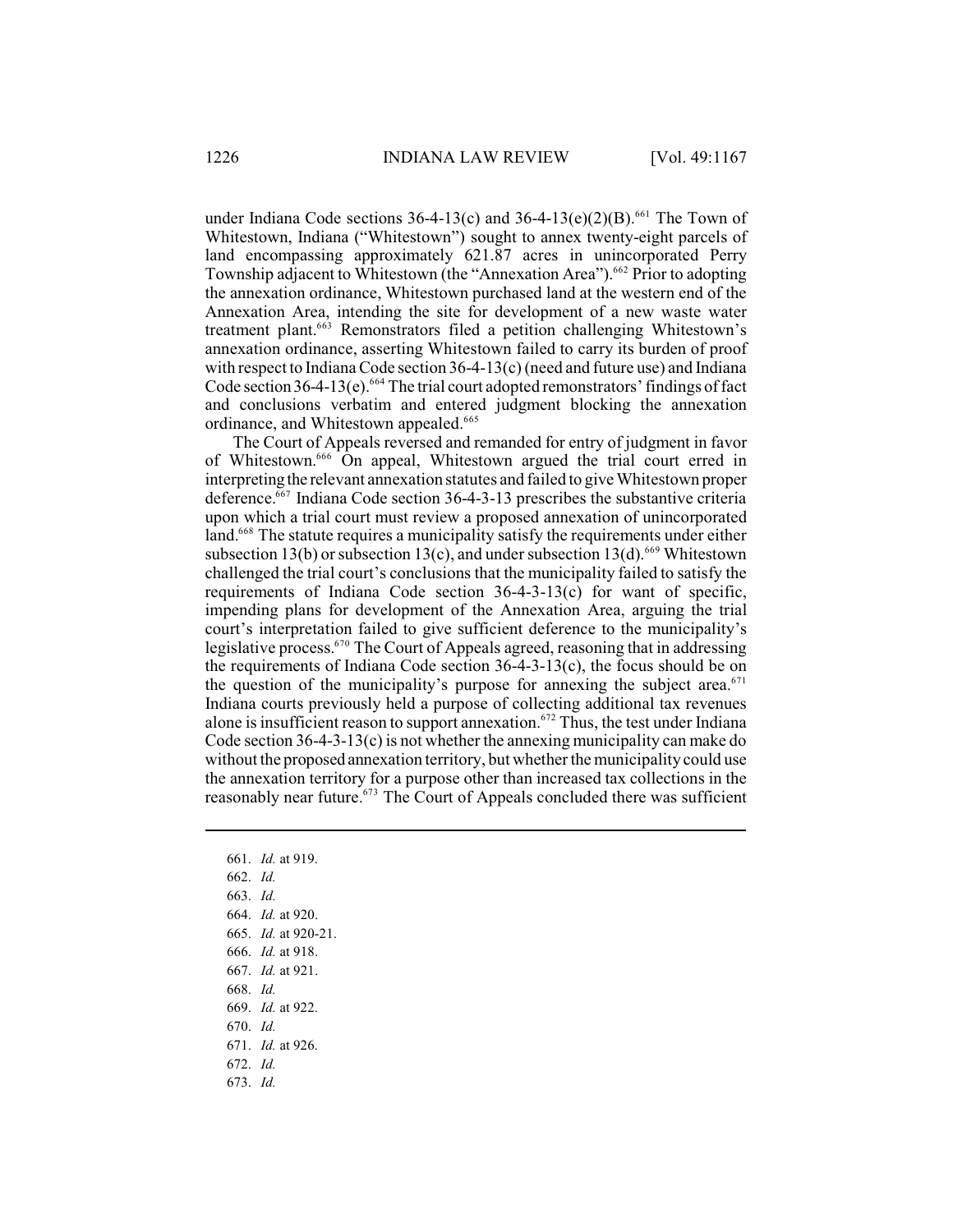under Indiana Code sections 36-4-13(c) and 36-4-13(e)(2)(B).[661] The Town of Whitestown, Indiana ("Whitestown") sought to annex twenty-eight parcels of land encompassing approximately 621.87 acres in unincorporated Perry Township adjacent to Whitestown (the "Annexation Area").[662] Prior to adopting the annexation ordinance, Whitestown purchased land at the western end of the Annexation Area, intending the site for development of a new waste water treatment plant.[663] Remonstrators filed a petition challenging Whitestown's annexation ordinance, asserting Whitestown failed to carry its burden of proof with respect to Indiana Code section 36-4-13(c) (need and future use) and Indiana Code section 36-4-13(e).[664] The trial court adopted remonstrators' findings of fact and conclusions verbatim and entered judgment blocking the annexation ordinance, and Whitestown appealed.[665]

The Court of Appeals reversed and remanded for entry of judgment in favor of Whitestown.[666] On appeal, Whitestown argued the trial court erred in interpreting the relevant annexation statutes and failed to give Whitestown proper deference.[667] Indiana Code section 36-4-3-13 prescribes the substantive criteria upon which a trial court must review a proposed annexation of unincorporated land.[668] The statute requires a municipality satisfy the requirements under either subsection 13(b) or subsection 13(c), and under subsection 13(d).[669] Whitestown challenged the trial court's conclusions that the municipality failed to satisfy the requirements of Indiana Code section 36-4-3-13(c) for want of specific, impending plans for development of the Annexation Area, arguing the trial court's interpretation failed to give sufficient deference to the municipality's legislative process.[670] The Court of Appeals agreed, reasoning that in addressing the requirements of Indiana Code section 36-4-3-13(c), the focus should be on the question of the municipality's purpose for annexing the subject area.[671] Indiana courts previously held a purpose of collecting additional tax revenues alone is insufficient reason to support annexation.[672] Thus, the test under Indiana Code section 36-4-3-13(c) is not whether the annexing municipality can make do without the proposed annexation territory, but whether the municipality could use the annexation territory for a purpose other than increased tax collections in the reasonably near future.[673] The Court of Appeals concluded there was sufficient

---

661. *Id.* at 919.
662. *Id.*
663. *Id.*
664. *Id.* at 920.
665. *Id.* at 920-21.
666. *Id.* at 918.
667. *Id.* at 921.
668. *Id.*
669. *Id.* at 922.
670. *Id.*
671. *Id.* at 926.
672. *Id.*
673. *Id.*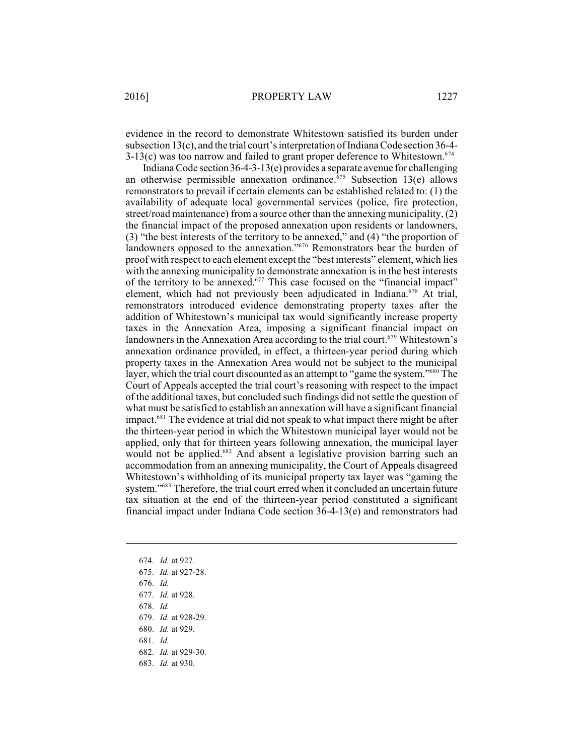evidence in the record to demonstrate Whitestown satisfied its burden under subsection 13(c), and the trial court's interpretation of Indiana Code section 36-4-3-13(c) was too narrow and failed to grant proper deference to Whitestown.[674]

Indiana Code section 36-4-3-13(e) provides a separate avenue for challenging an otherwise permissible annexation ordinance.[675] Subsection 13(e) allows remonstrators to prevail if certain elements can be established related to: (1) the availability of adequate local governmental services (police, fire protection, street/road maintenance) from a source other than the annexing municipality, (2) the financial impact of the proposed annexation upon residents or landowners, (3) "the best interests of the territory to be annexed," and (4) "the proportion of landowners opposed to the annexation."[676] Remonstrators bear the burden of proof with respect to each element except the "best interests" element, which lies with the annexing municipality to demonstrate annexation is in the best interests of the territory to be annexed.[677] This case focused on the "financial impact" element, which had not previously been adjudicated in Indiana.[678] At trial, remonstrators introduced evidence demonstrating property taxes after the addition of Whitestown's municipal tax would significantly increase property taxes in the Annexation Area, imposing a significant financial impact on landowners in the Annexation Area according to the trial court.[679] Whitestown's annexation ordinance provided, in effect, a thirteen-year period during which property taxes in the Annexation Area would not be subject to the municipal layer, which the trial court discounted as an attempt to "game the system."[680] The Court of Appeals accepted the trial court's reasoning with respect to the impact of the additional taxes, but concluded such findings did not settle the question of what must be satisfied to establish an annexation will have a significant financial impact.[681] The evidence at trial did not speak to what impact there might be after the thirteen-year period in which the Whitestown municipal layer would not be applied, only that for thirteen years following annexation, the municipal layer would not be applied.[682] And absent a legislative provision barring such an accommodation from an annexing municipality, the Court of Appeals disagreed Whitestown's withholding of its municipal property tax layer was "gaming the system."[683] Therefore, the trial court erred when it concluded an uncertain future tax situation at the end of the thirteen-year period constituted a significant financial impact under Indiana Code section 36-4-13(e) and remonstrators had

---

674. *Id.* at 927.
675. *Id.* at 927-28.
676. *Id.*
677. *Id.* at 928.
678. *Id.*
679. *Id.* at 928-29.
680. *Id.* at 929.
681. *Id.*
682. *Id.* at 929-30.
683. *Id.* at 930.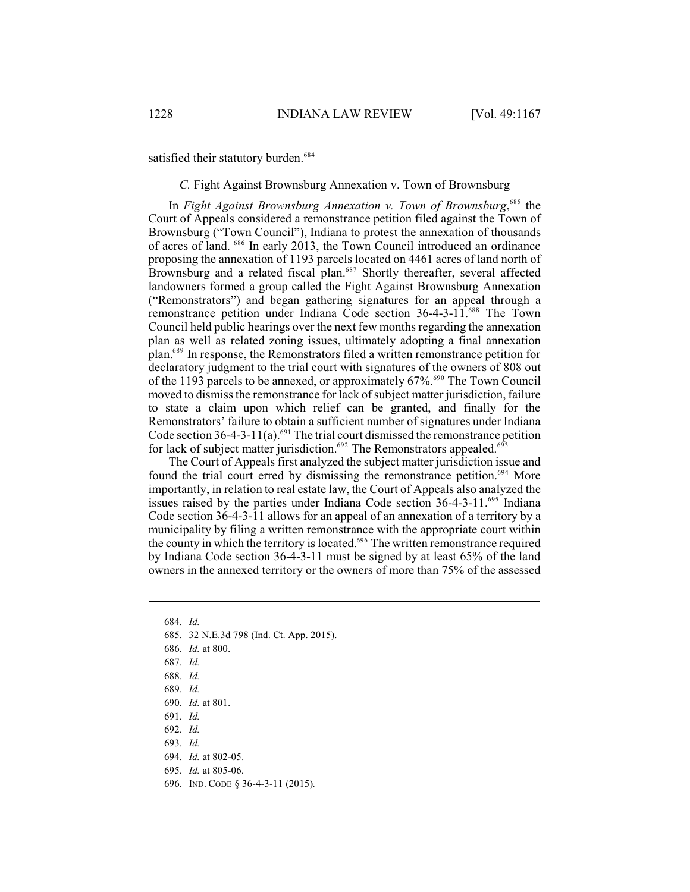satisfied their statutory burden.[684]

### *C.* Fight Against Brownsburg Annexation v. Town of Brownsburg

In *Fight Against Brownsburg Annexation v. Town of Brownsburg*,[685] the Court of Appeals considered a remonstrance petition filed against the Town of Brownsburg ("Town Council"), Indiana to protest the annexation of thousands of acres of land. [686] In early 2013, the Town Council introduced an ordinance proposing the annexation of 1193 parcels located on 4461 acres of land north of Brownsburg and a related fiscal plan.[687] Shortly thereafter, several affected landowners formed a group called the Fight Against Brownsburg Annexation ("Remonstrators") and began gathering signatures for an appeal through a remonstrance petition under Indiana Code section 36-4-3-11.[688] The Town Council held public hearings over the next few months regarding the annexation plan as well as related zoning issues, ultimately adopting a final annexation plan.[689] In response, the Remonstrators filed a written remonstrance petition for declaratory judgment to the trial court with signatures of the owners of 808 out of the 1193 parcels to be annexed, or approximately 67%.[690] The Town Council moved to dismiss the remonstrance for lack of subject matter jurisdiction, failure to state a claim upon which relief can be granted, and finally for the Remonstrators' failure to obtain a sufficient number of signatures under Indiana Code section 36-4-3-11(a).[691] The trial court dismissed the remonstrance petition for lack of subject matter jurisdiction.[692] The Remonstrators appealed.[693]

The Court of Appeals first analyzed the subject matter jurisdiction issue and found the trial court erred by dismissing the remonstrance petition.[694] More importantly, in relation to real estate law, the Court of Appeals also analyzed the issues raised by the parties under Indiana Code section 36-4-3-11.[695] Indiana Code section 36-4-3-11 allows for an appeal of an annexation of a territory by a municipality by filing a written remonstrance with the appropriate court within the county in which the territory is located.[696] The written remonstrance required by Indiana Code section 36-4-3-11 must be signed by at least 65% of the land owners in the annexed territory or the owners of more than 75% of the assessed

---

684. *Id.*
685. 32 N.E.3d 798 (Ind. Ct. App. 2015).
686. *Id.* at 800.
687. *Id.*
688. *Id.*
689. *Id.*
690. *Id.* at 801.
691. *Id.*
692. *Id.*
693. *Id.*
694. *Id.* at 802-05.
695. *Id.* at 805-06.
696. IND. CODE § 36-4-3-11 (2015).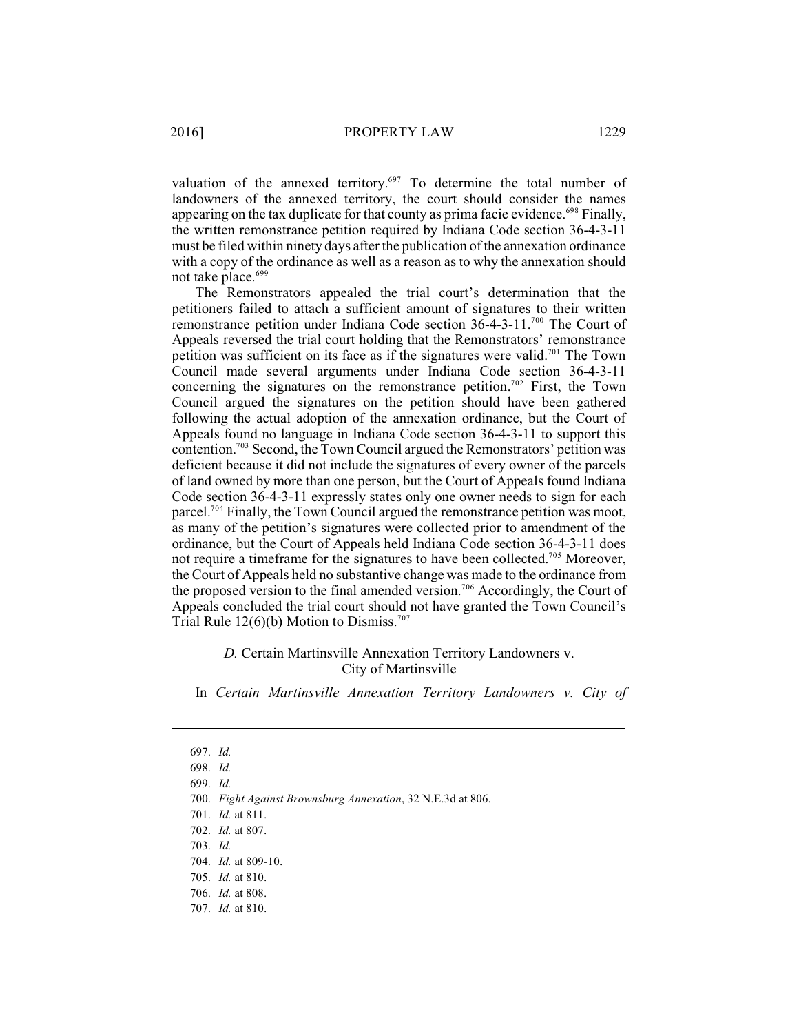valuation of the annexed territory.[697] To determine the total number of landowners of the annexed territory, the court should consider the names appearing on the tax duplicate for that county as prima facie evidence.[698] Finally, the written remonstrance petition required by Indiana Code section 36-4-3-11 must be filed within ninety days after the publication of the annexation ordinance with a copy of the ordinance as well as a reason as to why the annexation should not take place.[699]

The Remonstrators appealed the trial court's determination that the petitioners failed to attach a sufficient amount of signatures to their written remonstrance petition under Indiana Code section 36-4-3-11.[700] The Court of Appeals reversed the trial court holding that the Remonstrators' remonstrance petition was sufficient on its face as if the signatures were valid.[701] The Town Council made several arguments under Indiana Code section 36-4-3-11 concerning the signatures on the remonstrance petition.[702] First, the Town Council argued the signatures on the petition should have been gathered following the actual adoption of the annexation ordinance, but the Court of Appeals found no language in Indiana Code section 36-4-3-11 to support this contention.[703] Second, the Town Council argued the Remonstrators' petition was deficient because it did not include the signatures of every owner of the parcels of land owned by more than one person, but the Court of Appeals found Indiana Code section 36-4-3-11 expressly states only one owner needs to sign for each parcel.[704] Finally, the Town Council argued the remonstrance petition was moot, as many of the petition's signatures were collected prior to amendment of the ordinance, but the Court of Appeals held Indiana Code section 36-4-3-11 does not require a timeframe for the signatures to have been collected.[705] Moreover, the Court of Appeals held no substantive change was made to the ordinance from the proposed version to the final amended version.[706] Accordingly, the Court of Appeals concluded the trial court should not have granted the Town Council's Trial Rule 12(6)(b) Motion to Dismiss.[707]

### *D.* Certain Martinsville Annexation Territory Landowners v. City of Martinsville

In *Certain Martinsville Annexation Territory Landowners v. City of*

---

697. *Id.*

698. *Id.*

699. *Id.*

700. *Fight Against Brownsburg Annexation*, 32 N.E.3d at 806.

701. *Id.* at 811.

702. *Id.* at 807.

703. *Id.*

704. *Id.* at 809-10.

705. *Id.* at 810.

706. *Id.* at 808.

707. *Id.* at 810.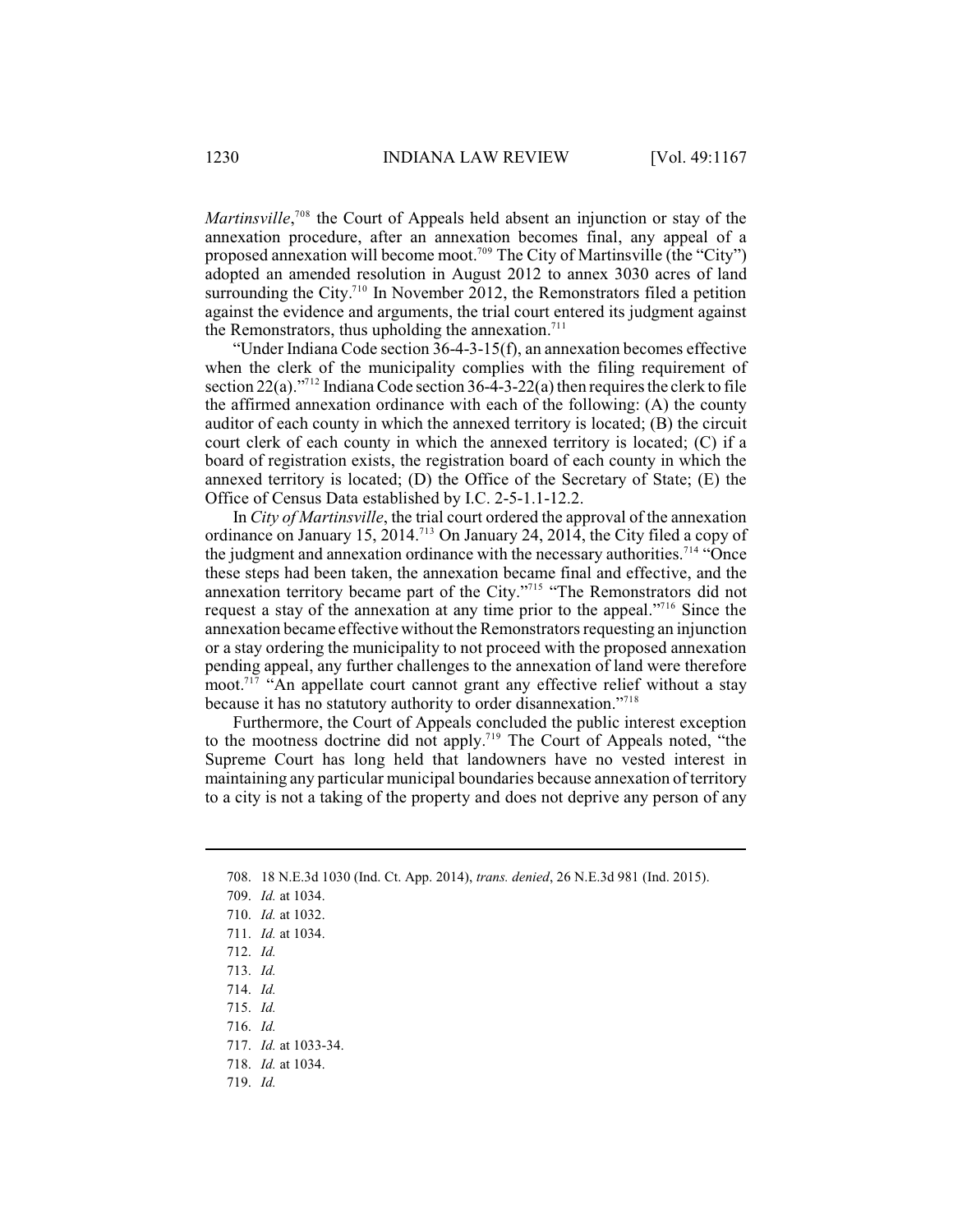*Martinsville*,[708] the Court of Appeals held absent an injunction or stay of the annexation procedure, after an annexation becomes final, any appeal of a proposed annexation will become moot.[709] The City of Martinsville (the "City") adopted an amended resolution in August 2012 to annex 3030 acres of land surrounding the City.[710] In November 2012, the Remonstrators filed a petition against the evidence and arguments, the trial court entered its judgment against the Remonstrators, thus upholding the annexation.[711]

"Under Indiana Code section 36-4-3-15(f), an annexation becomes effective when the clerk of the municipality complies with the filing requirement of section 22(a)."[712] Indiana Code section 36-4-3-22(a) then requires the clerk to file the affirmed annexation ordinance with each of the following: (A) the county auditor of each county in which the annexed territory is located; (B) the circuit court clerk of each county in which the annexed territory is located; (C) if a board of registration exists, the registration board of each county in which the annexed territory is located; (D) the Office of the Secretary of State; (E) the Office of Census Data established by I.C. 2-5-1.1-12.2.

In *City of Martinsville*, the trial court ordered the approval of the annexation ordinance on January 15, 2014.[713] On January 24, 2014, the City filed a copy of the judgment and annexation ordinance with the necessary authorities.[714] "Once these steps had been taken, the annexation became final and effective, and the annexation territory became part of the City."[715] "The Remonstrators did not request a stay of the annexation at any time prior to the appeal."[716] Since the annexation became effective without the Remonstrators requesting an injunction or a stay ordering the municipality to not proceed with the proposed annexation pending appeal, any further challenges to the annexation of land were therefore moot.[717] "An appellate court cannot grant any effective relief without a stay because it has no statutory authority to order disannexation."[718]

Furthermore, the Court of Appeals concluded the public interest exception to the mootness doctrine did not apply.[719] The Court of Appeals noted, "the Supreme Court has long held that landowners have no vested interest in maintaining any particular municipal boundaries because annexation of territory to a city is not a taking of the property and does not deprive any person of any

---

708. 18 N.E.3d 1030 (Ind. Ct. App. 2014), *trans. denied*, 26 N.E.3d 981 (Ind. 2015).

709. *Id.* at 1034.

710. *Id.* at 1032.

711. *Id.* at 1034.

712. *Id.*

713. *Id.*

714. *Id.*

715. *Id.*

716. *Id.*

717. *Id.* at 1033-34.

718. *Id.* at 1034.

719. *Id.*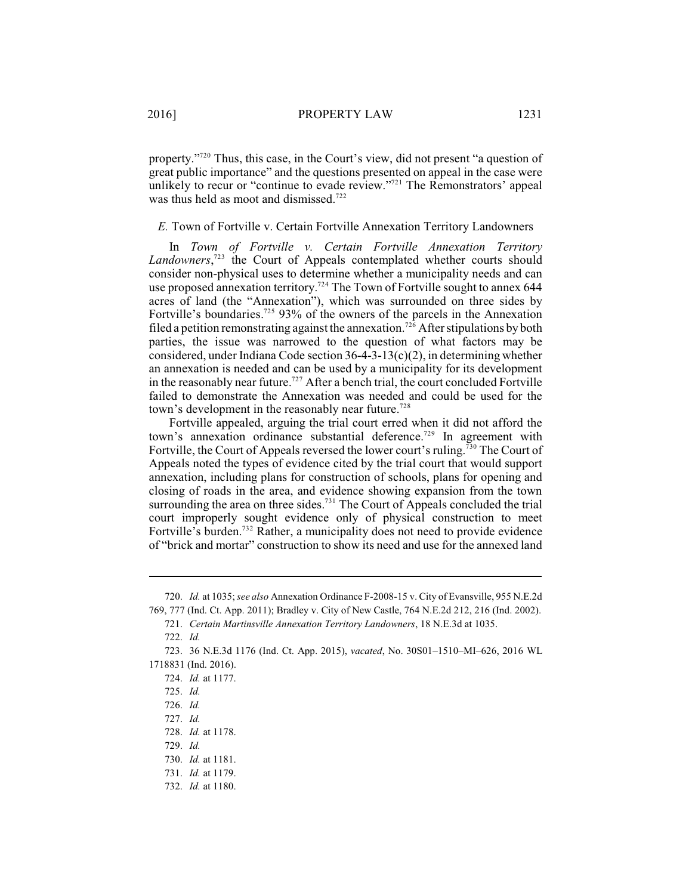property."[720] Thus, this case, in the Court's view, did not present "a question of great public importance" and the questions presented on appeal in the case were unlikely to recur or "continue to evade review."[721] The Remonstrators' appeal was thus held as moot and dismissed.[722]

### *E.* Town of Fortville v. Certain Fortville Annexation Territory Landowners

In *Town of Fortville v. Certain Fortville Annexation Territory Landowners*,[723] the Court of Appeals contemplated whether courts should consider non-physical uses to determine whether a municipality needs and can use proposed annexation territory.[724] The Town of Fortville sought to annex 644 acres of land (the "Annexation"), which was surrounded on three sides by Fortville's boundaries.[725] 93% of the owners of the parcels in the Annexation filed a petition remonstrating against the annexation.[726] After stipulations by both parties, the issue was narrowed to the question of what factors may be considered, under Indiana Code section 36-4-3-13(c)(2), in determining whether an annexation is needed and can be used by a municipality for its development in the reasonably near future.[727] After a bench trial, the court concluded Fortville failed to demonstrate the Annexation was needed and could be used for the town's development in the reasonably near future.[728]

Fortville appealed, arguing the trial court erred when it did not afford the town's annexation ordinance substantial deference.[729] In agreement with Fortville, the Court of Appeals reversed the lower court's ruling.[730] The Court of Appeals noted the types of evidence cited by the trial court that would support annexation, including plans for construction of schools, plans for opening and closing of roads in the area, and evidence showing expansion from the town surrounding the area on three sides.[731] The Court of Appeals concluded the trial court improperly sought evidence only of physical construction to meet Fortville's burden.[732] Rather, a municipality does not need to provide evidence of "brick and mortar" construction to show its need and use for the annexed land

---

720. *Id.* at 1035; *see also* Annexation Ordinance F-2008-15 v. City of Evansville, 955 N.E.2d 769, 777 (Ind. Ct. App. 2011); Bradley v. City of New Castle, 764 N.E.2d 212, 216 (Ind. 2002).

721. *Certain Martinsville Annexation Territory Landowners*, 18 N.E.3d at 1035.

722. *Id.*

723. 36 N.E.3d 1176 (Ind. Ct. App. 2015), *vacated*, No. 30S01–1510–MI–626, 2016 WL 1718831 (Ind. 2016).

724. *Id.* at 1177.

725. *Id.*

726. *Id.*

727. *Id.*

728. *Id.* at 1178.

729. *Id.*

730. *Id.* at 1181.

731. *Id.* at 1179.

732. *Id.* at 1180.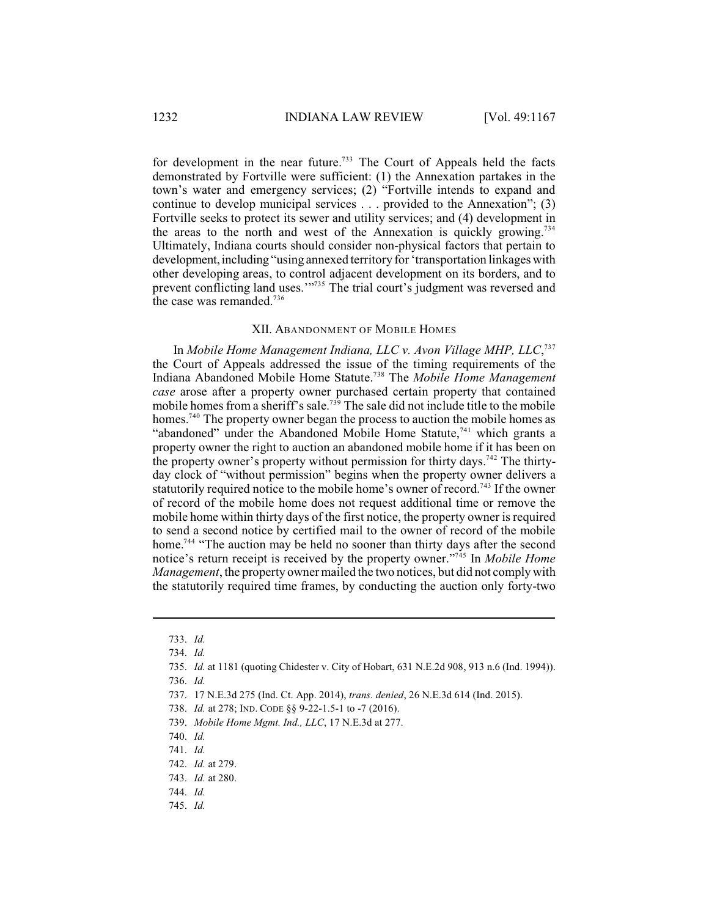for development in the near future.[733] The Court of Appeals held the facts demonstrated by Fortville were sufficient: (1) the Annexation partakes in the town's water and emergency services; (2) "Fortville intends to expand and continue to develop municipal services . . . provided to the Annexation"; (3) Fortville seeks to protect its sewer and utility services; and (4) development in the areas to the north and west of the Annexation is quickly growing.[734] Ultimately, Indiana courts should consider non-physical factors that pertain to development, including "using annexed territory for 'transportation linkages with other developing areas, to control adjacent development on its borders, and to prevent conflicting land uses.'"[735] The trial court's judgment was reversed and the case was remanded.[736]

## XII. Abandonment of Mobile Homes

In *Mobile Home Management Indiana, LLC v. Avon Village MHP, LLC*,[737] the Court of Appeals addressed the issue of the timing requirements of the Indiana Abandoned Mobile Home Statute.[738] The *Mobile Home Management case* arose after a property owner purchased certain property that contained mobile homes from a sheriff's sale.[739] The sale did not include title to the mobile homes.[740] The property owner began the process to auction the mobile homes as "abandoned" under the Abandoned Mobile Home Statute,[741] which grants a property owner the right to auction an abandoned mobile home if it has been on the property owner's property without permission for thirty days.[742] The thirty-day clock of "without permission" begins when the property owner delivers a statutorily required notice to the mobile home's owner of record.[743] If the owner of record of the mobile home does not request additional time or remove the mobile home within thirty days of the first notice, the property owner is required to send a second notice by certified mail to the owner of record of the mobile home.[744] "The auction may be held no sooner than thirty days after the second notice's return receipt is received by the property owner."[745] In *Mobile Home Management*, the property owner mailed the two notices, but did not comply with the statutorily required time frames, by conducting the auction only forty-two

---

733. *Id.*

734. *Id.*

735. *Id.* at 1181 (quoting Chidester v. City of Hobart, 631 N.E.2d 908, 913 n.6 (Ind. 1994)).

736. *Id.*

737. 17 N.E.3d 275 (Ind. Ct. App. 2014), *trans. denied*, 26 N.E.3d 614 (Ind. 2015).

738. *Id.* at 278; Ind. Code §§ 9-22-1.5-1 to -7 (2016).

739. *Mobile Home Mgmt. Ind., LLC*, 17 N.E.3d at 277.

740. *Id.*

741. *Id.*

742. *Id.* at 279.

743. *Id.* at 280.

744. *Id.*

745. *Id.*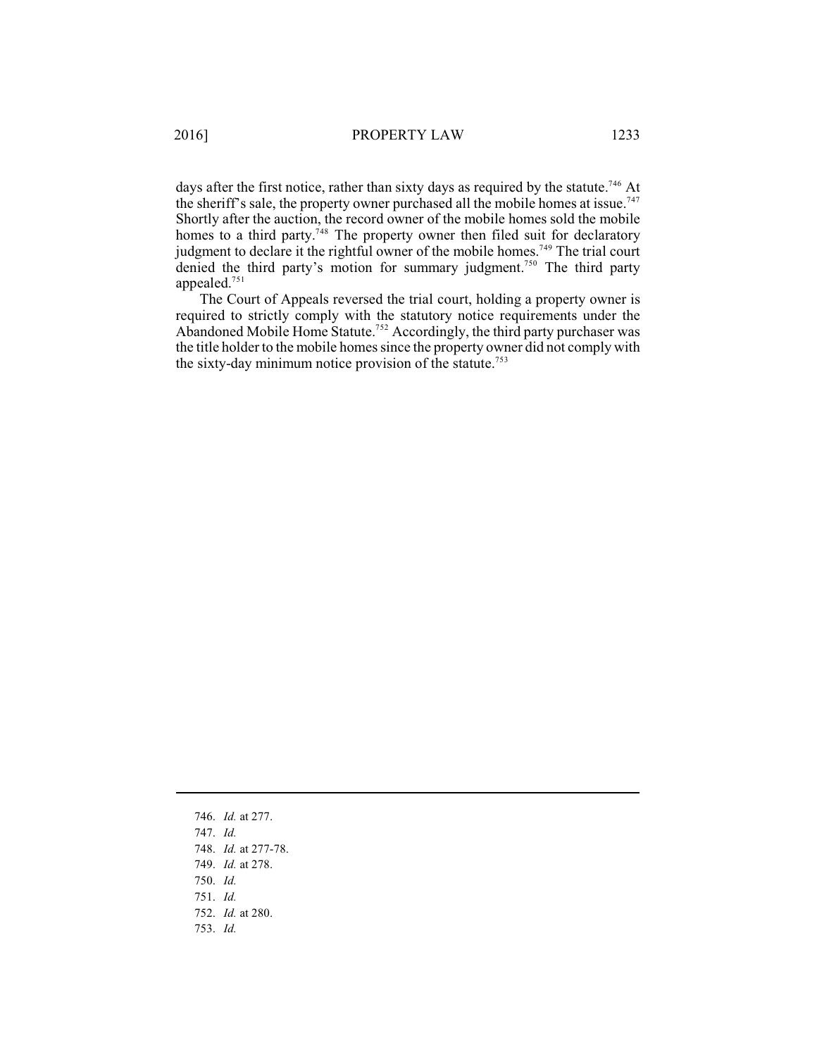days after the first notice, rather than sixty days as required by the statute.[746] At the sheriff's sale, the property owner purchased all the mobile homes at issue.[747] Shortly after the auction, the record owner of the mobile homes sold the mobile homes to a third party.[748] The property owner then filed suit for declaratory judgment to declare it the rightful owner of the mobile homes.[749] The trial court denied the third party's motion for summary judgment.[750] The third party appealed.[751]

The Court of Appeals reversed the trial court, holding a property owner is required to strictly comply with the statutory notice requirements under the Abandoned Mobile Home Statute.[752] Accordingly, the third party purchaser was the title holder to the mobile homes since the property owner did not comply with the sixty-day minimum notice provision of the statute.[753]

---

746. *Id.* at 277.
747. *Id.*
748. *Id.* at 277-78.
749. *Id.* at 278.
750. *Id.*
751. *Id.*
752. *Id.* at 280.
753. *Id.*